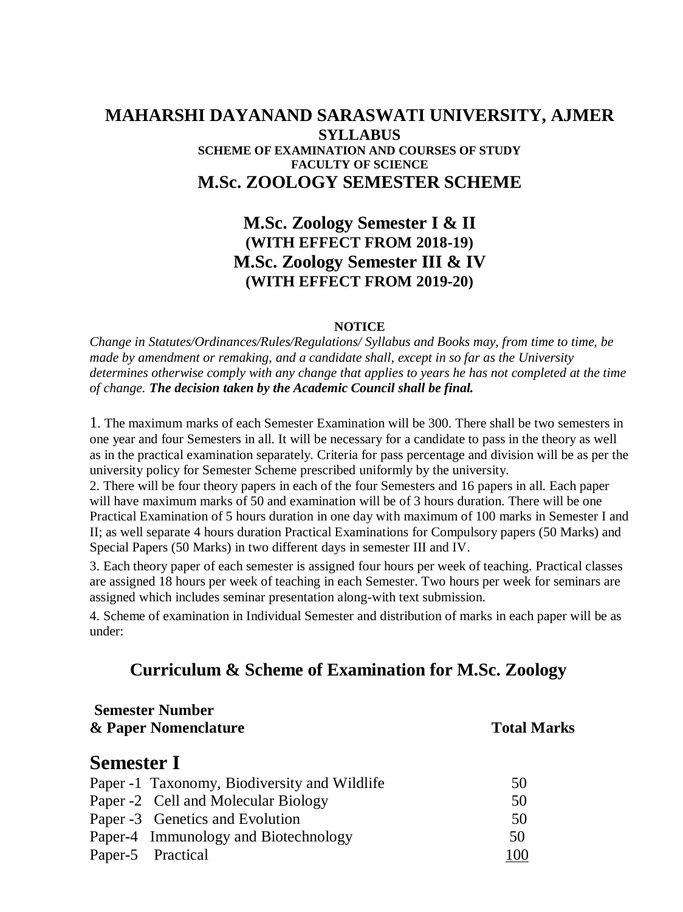# MAHARSHI DAYANAND SARASWATI UNIVERSITY, AJMER

**SYLLABUS**

**SCHEME OF EXAMINATION AND COURSES OF STUDY**

**FACULTY OF SCIENCE**

## M.Sc. ZOOLOGY SEMESTER SCHEME

### M.Sc. Zoology Semester I & II
**(WITH EFFECT FROM 2018-19)**

### M.Sc. Zoology Semester III & IV
**(WITH EFFECT FROM 2019-20)**

**NOTICE**

*Change in Statutes/Ordinances/Rules/Regulations/ Syllabus and Books may, from time to time, be made by amendment or remaking, and a candidate shall, except in so far as the University determines otherwise comply with any change that applies to years he has not completed at the time of change.* ***The decision taken by the Academic Council shall be final.***

1. The maximum marks of each Semester Examination will be 300. There shall be two semesters in one year and four Semesters in all. It will be necessary for a candidate to pass in the theory as well as in the practical examination separately. Criteria for pass percentage and division will be as per the university policy for Semester Scheme prescribed uniformly by the university.
2. There will be four theory papers in each of the four Semesters and 16 papers in all. Each paper will have maximum marks of 50 and examination will be of 3 hours duration. There will be one Practical Examination of 5 hours duration in one day with maximum of 100 marks in Semester I and II; as well separate 4 hours duration Practical Examinations for Compulsory papers (50 Marks) and Special Papers (50 Marks) in two different days in semester III and IV.
3. Each theory paper of each semester is assigned four hours per week of teaching. Practical classes are assigned 18 hours per week of teaching in each Semester. Two hours per week for seminars are assigned which includes seminar presentation along-with text submission.
4. Scheme of examination in Individual Semester and distribution of marks in each paper will be as under:

## Curriculum & Scheme of Examination for M.Sc. Zoology

| Semester Number & Paper Nomenclature | Total Marks |
|---|---|
| **Semester I** | |
| Paper -1 Taxonomy, Biodiversity and Wildlife | 50 |
| Paper -2 Cell and Molecular Biology | 50 |
| Paper -3 Genetics and Evolution | 50 |
| Paper-4 Immunology and Biotechnology | 50 |
| Paper-5 Practical | 100 |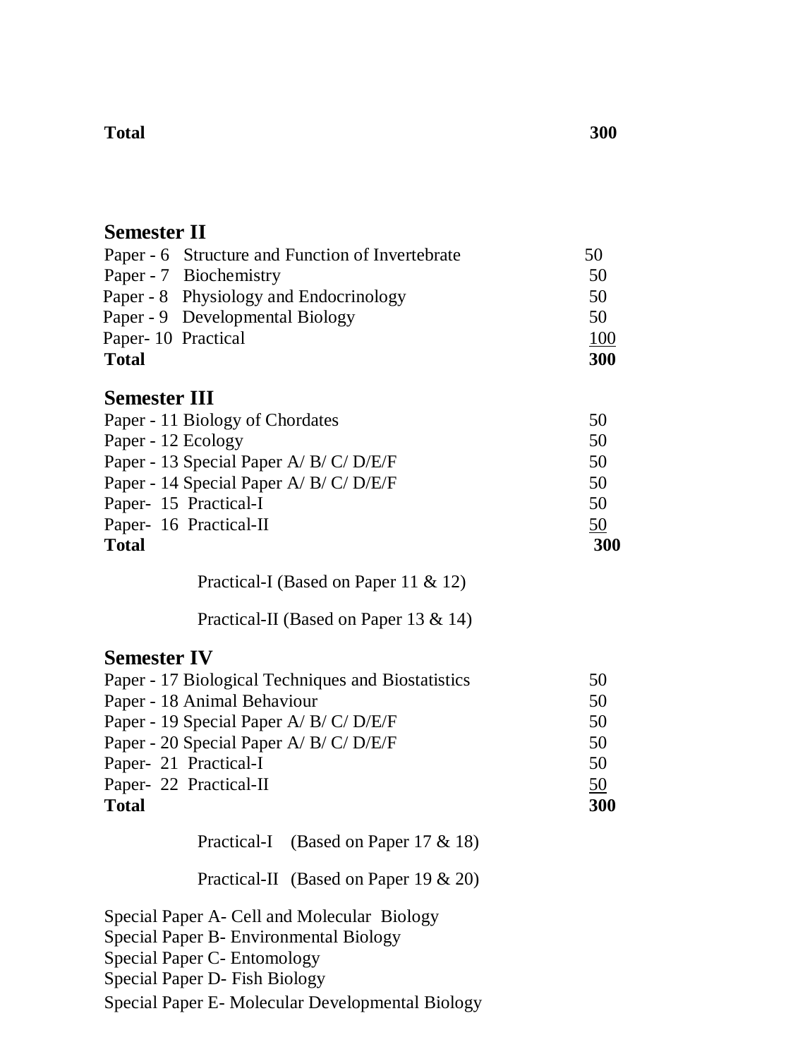| **Total** | **300** |
|---|---|

## Semester II

| Paper | Marks |
|---|---|
| Paper - 6 Structure and Function of Invertebrate | 50 |
| Paper - 7 Biochemistry | 50 |
| Paper - 8 Physiology and Endocrinology | 50 |
| Paper - 9 Developmental Biology | 50 |
| Paper- 10 Practical | 100 |
| **Total** | **300** |

## Semester III

| Paper | Marks |
|---|---|
| Paper - 11 Biology of Chordates | 50 |
| Paper - 12 Ecology | 50 |
| Paper - 13 Special Paper A/ B/ C/ D/E/F | 50 |
| Paper - 14 Special Paper A/ B/ C/ D/E/F | 50 |
| Paper- 15 Practical-I | 50 |
| Paper- 16 Practical-II | 50 |
| **Total** | **300** |

Practical-I (Based on Paper 11 & 12)

Practical-II (Based on Paper 13 & 14)

## Semester IV

| Paper | Marks |
|---|---|
| Paper - 17 Biological Techniques and Biostatistics | 50 |
| Paper - 18 Animal Behaviour | 50 |
| Paper - 19 Special Paper A/ B/ C/ D/E/F | 50 |
| Paper - 20 Special Paper A/ B/ C/ D/E/F | 50 |
| Paper- 21 Practical-I | 50 |
| Paper- 22 Practical-II | 50 |
| **Total** | **300** |

Practical-I (Based on Paper 17 & 18)

Practical-II (Based on Paper 19 & 20)

Special Paper A- Cell and Molecular Biology
Special Paper B- Environmental Biology
Special Paper C- Entomology
Special Paper D- Fish Biology
Special Paper E- Molecular Developmental Biology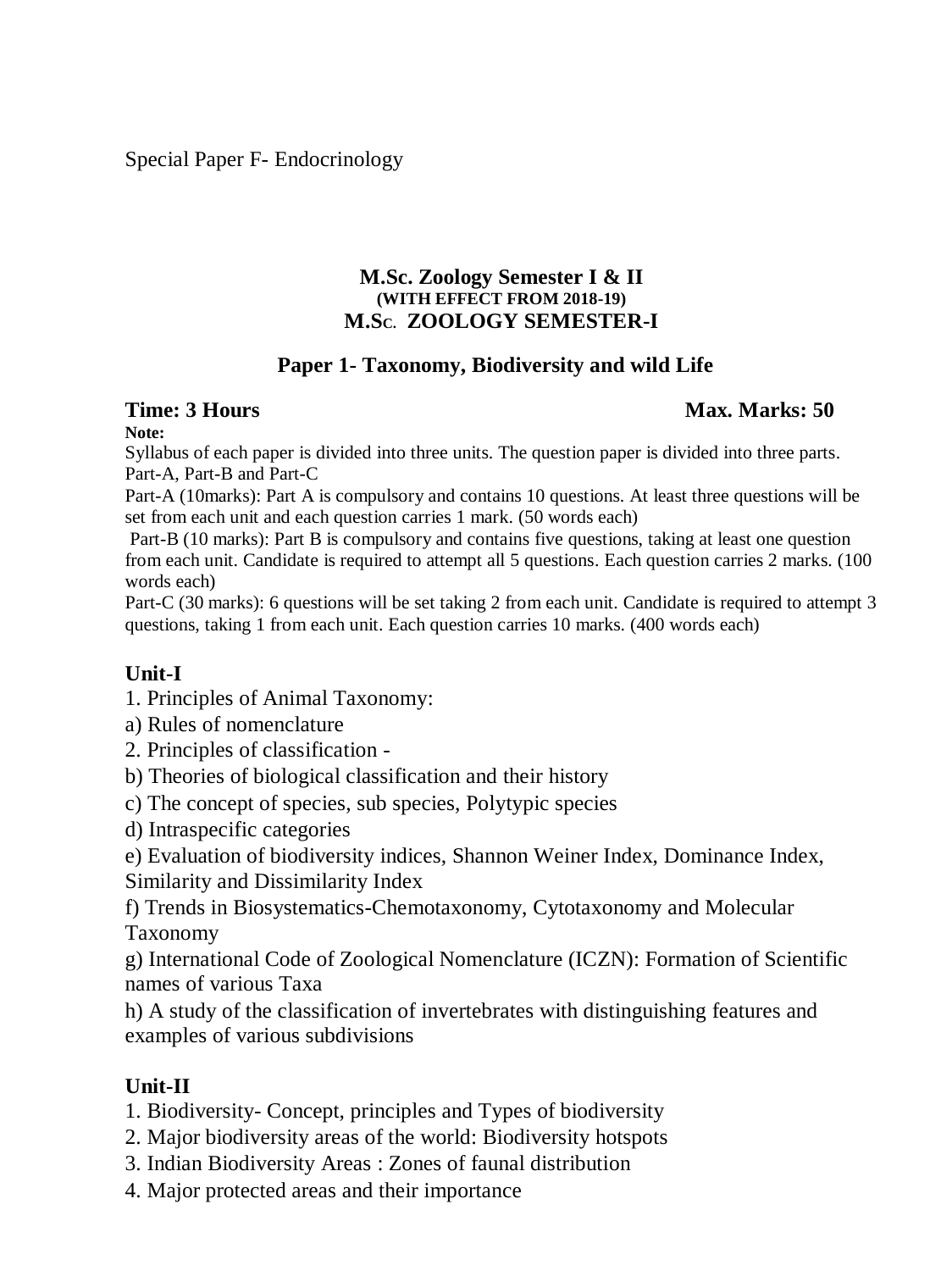Special Paper F- Endocrinology

**M.Sc. Zoology Semester I & II**
**(WITH EFFECT FROM 2018-19)**
**M.Sc. ZOOLOGY SEMESTER-I**

## Paper 1- Taxonomy, Biodiversity and wild Life

**Time: 3 Hours** **Max. Marks: 50**

**Note:**
Syllabus of each paper is divided into three units. The question paper is divided into three parts. Part-A, Part-B and Part-C

Part-A (10marks): Part A is compulsory and contains 10 questions. At least three questions will be set from each unit and each question carries 1 mark. (50 words each)

Part-B (10 marks): Part B is compulsory and contains five questions, taking at least one question from each unit. Candidate is required to attempt all 5 questions. Each question carries 2 marks. (100 words each)

Part-C (30 marks): 6 questions will be set taking 2 from each unit. Candidate is required to attempt 3 questions, taking 1 from each unit. Each question carries 10 marks. (400 words each)

### Unit-I

1. Principles of Animal Taxonomy:

a) Rules of nomenclature

2. Principles of classification -

b) Theories of biological classification and their history

c) The concept of species, sub species, Polytypic species

d) Intraspecific categories

e) Evaluation of biodiversity indices, Shannon Weiner Index, Dominance Index, Similarity and Dissimilarity Index

f) Trends in Biosystematics-Chemotaxonomy, Cytotaxonomy and Molecular Taxonomy

g) International Code of Zoological Nomenclature (ICZN): Formation of Scientific names of various Taxa

h) A study of the classification of invertebrates with distinguishing features and examples of various subdivisions

### Unit-II

1. Biodiversity- Concept, principles and Types of biodiversity
2. Major biodiversity areas of the world: Biodiversity hotspots
3. Indian Biodiversity Areas : Zones of faunal distribution
4. Major protected areas and their importance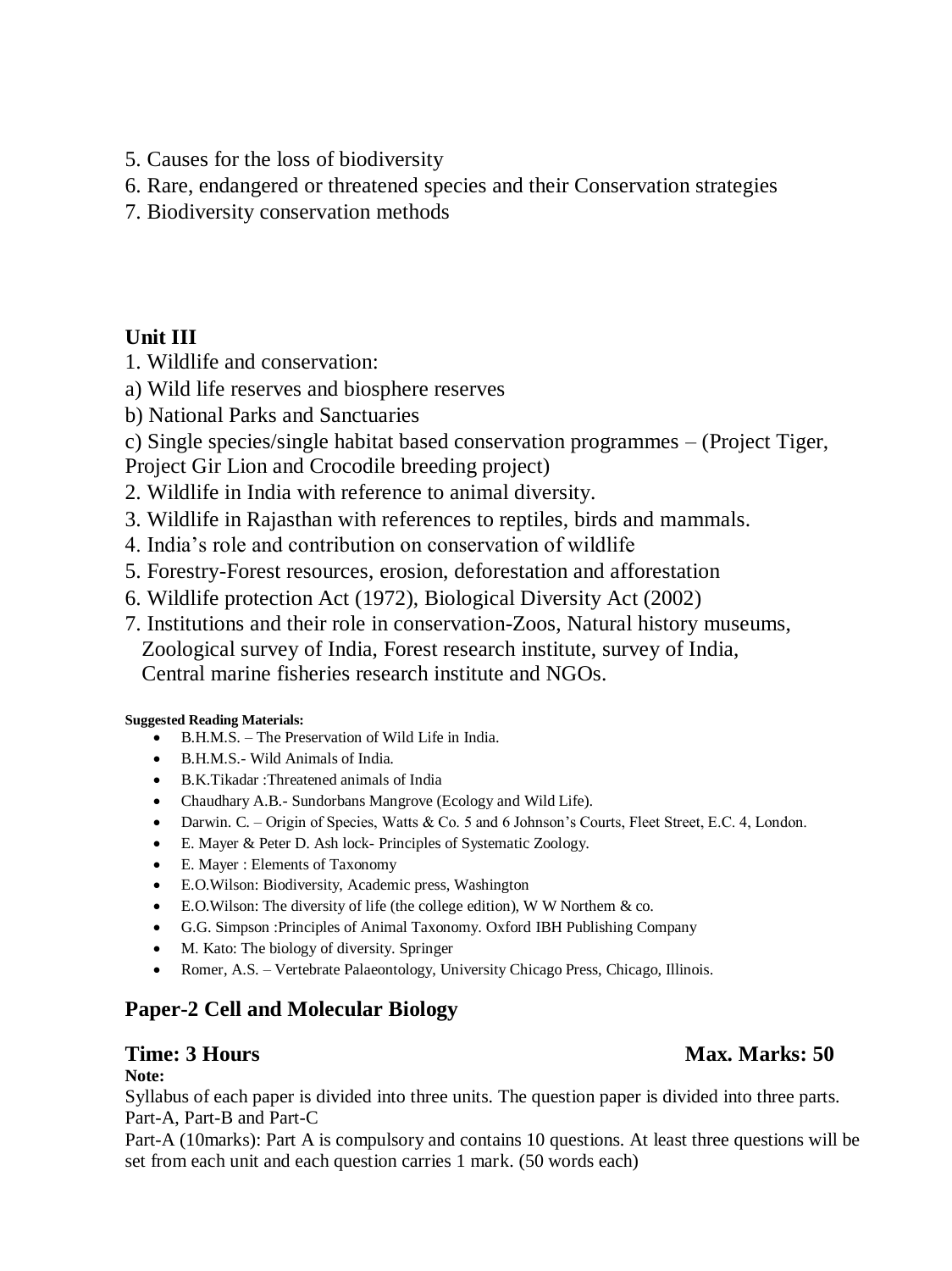5. Causes for the loss of biodiversity
6. Rare, endangered or threatened species and their Conservation strategies
7. Biodiversity conservation methods

### Unit III

1. Wildlife and conservation:

a) Wild life reserves and biosphere reserves

b) National Parks and Sanctuaries

c) Single species/single habitat based conservation programmes – (Project Tiger, Project Gir Lion and Crocodile breeding project)

2. Wildlife in India with reference to animal diversity.
3. Wildlife in Rajasthan with references to reptiles, birds and mammals.
4. India's role and contribution on conservation of wildlife
5. Forestry-Forest resources, erosion, deforestation and afforestation
6. Wildlife protection Act (1972), Biological Diversity Act (2002)
7. Institutions and their role in conservation-Zoos, Natural history museums, Zoological survey of India, Forest research institute, survey of India, Central marine fisheries research institute and NGOs.

**Suggested Reading Materials:**

- B.H.M.S. – The Preservation of Wild Life in India.
- B.H.M.S.- Wild Animals of India.
- B.K.Tikadar :Threatened animals of India
- Chaudhary A.B.- Sundorbans Mangrove (Ecology and Wild Life).
- Darwin. C. – Origin of Species, Watts & Co. 5 and 6 Johnson's Courts, Fleet Street, E.C. 4, London.
- E. Mayer & Peter D. Ash lock- Principles of Systematic Zoology.
- E. Mayer : Elements of Taxonomy
- E.O.Wilson: Biodiversity, Academic press, Washington
- E.O.Wilson: The diversity of life (the college edition), W W Northem & co.
- G.G. Simpson :Principles of Animal Taxonomy. Oxford IBH Publishing Company
- M. Kato: The biology of diversity. Springer
- Romer, A.S. – Vertebrate Palaeontology, University Chicago Press, Chicago, Illinois.

## Paper-2 Cell and Molecular Biology

**Time: 3 Hours** **Max. Marks: 50**

**Note:**

Syllabus of each paper is divided into three units. The question paper is divided into three parts. Part-A, Part-B and Part-C

Part-A (10marks): Part A is compulsory and contains 10 questions. At least three questions will be set from each unit and each question carries 1 mark. (50 words each)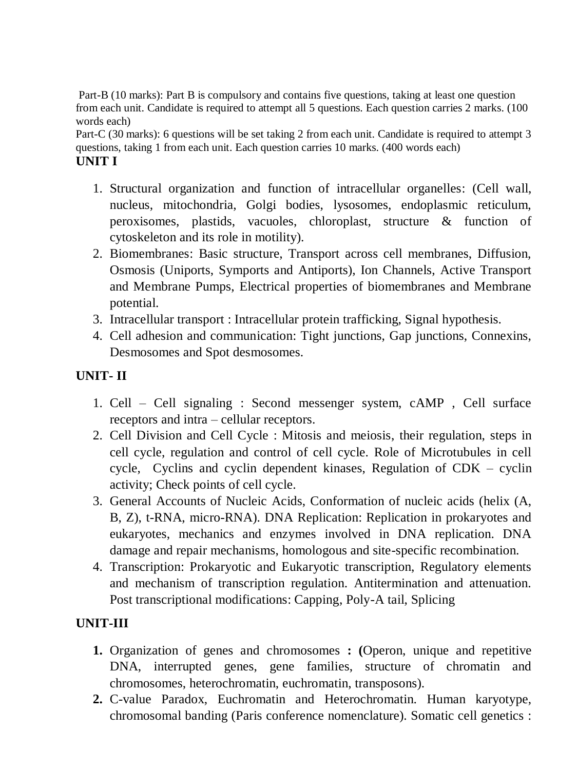Part-B (10 marks): Part B is compulsory and contains five questions, taking at least one question from each unit. Candidate is required to attempt all 5 questions. Each question carries 2 marks. (100 words each)

Part-C (30 marks): 6 questions will be set taking 2 from each unit. Candidate is required to attempt 3 questions, taking 1 from each unit. Each question carries 10 marks. (400 words each)

**UNIT I**

1. Structural organization and function of intracellular organelles: (Cell wall, nucleus, mitochondria, Golgi bodies, lysosomes, endoplasmic reticulum, peroxisomes, plastids, vacuoles, chloroplast, structure & function of cytoskeleton and its role in motility).
2. Biomembranes: Basic structure, Transport across cell membranes, Diffusion, Osmosis (Uniports, Symports and Antiports), Ion Channels, Active Transport and Membrane Pumps, Electrical properties of biomembranes and Membrane potential.
3. Intracellular transport : Intracellular protein trafficking, Signal hypothesis.
4. Cell adhesion and communication: Tight junctions, Gap junctions, Connexins, Desmosomes and Spot desmosomes.

**UNIT- II**

1. Cell – Cell signaling : Second messenger system, cAMP , Cell surface receptors and intra – cellular receptors.
2. Cell Division and Cell Cycle : Mitosis and meiosis, their regulation, steps in cell cycle, regulation and control of cell cycle. Role of Microtubules in cell cycle, Cyclins and cyclin dependent kinases, Regulation of CDK – cyclin activity; Check points of cell cycle.
3. General Accounts of Nucleic Acids, Conformation of nucleic acids (helix (A, B, Z), t-RNA, micro-RNA). DNA Replication: Replication in prokaryotes and eukaryotes, mechanics and enzymes involved in DNA replication. DNA damage and repair mechanisms, homologous and site-specific recombination.
4. Transcription: Prokaryotic and Eukaryotic transcription, Regulatory elements and mechanism of transcription regulation. Antitermination and attenuation. Post transcriptional modifications: Capping, Poly-A tail, Splicing

**UNIT-III**

1. Organization of genes and chromosomes **: (**Operon, unique and repetitive DNA, interrupted genes, gene families, structure of chromatin and chromosomes, heterochromatin, euchromatin, transposons).
2. C-value Paradox, Euchromatin and Heterochromatin. Human karyotype, chromosomal banding (Paris conference nomenclature). Somatic cell genetics :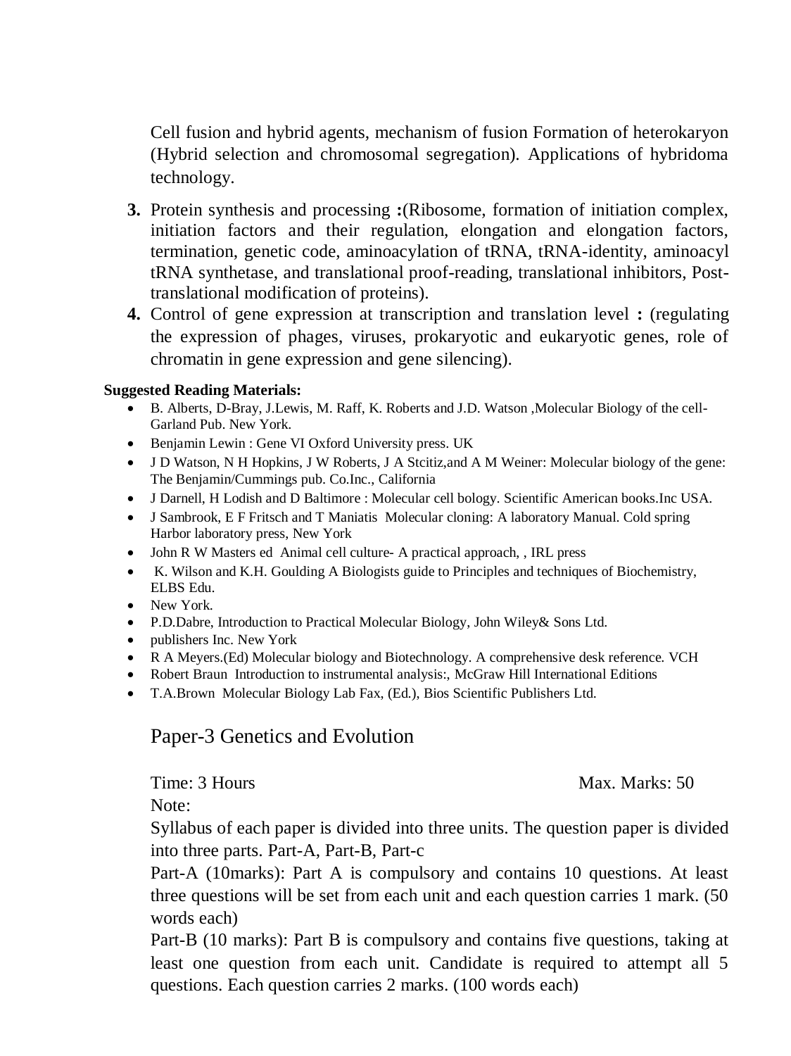Cell fusion and hybrid agents, mechanism of fusion Formation of heterokaryon (Hybrid selection and chromosomal segregation). Applications of hybridoma technology.

3. Protein synthesis and processing **:**(Ribosome, formation of initiation complex, initiation factors and their regulation, elongation and elongation factors, termination, genetic code, aminoacylation of tRNA, tRNA-identity, aminoacyl tRNA synthetase, and translational proof-reading, translational inhibitors, Post-translational modification of proteins).
4. Control of gene expression at transcription and translation level **:** (regulating the expression of phages, viruses, prokaryotic and eukaryotic genes, role of chromatin in gene expression and gene silencing).

**Suggested Reading Materials:**

- B. Alberts, D-Bray, J.Lewis, M. Raff, K. Roberts and J.D. Watson ,Molecular Biology of the cell- Garland Pub. New York.
- Benjamin Lewin : Gene VI Oxford University press. UK
- J D Watson, N H Hopkins, J W Roberts, J A Stcitiz,and A M Weiner: Molecular biology of the gene: The Benjamin/Cummings pub. Co.Inc., California
- J Darnell, H Lodish and D Baltimore : Molecular cell bology. Scientific American books.Inc USA.
- J Sambrook, E F Fritsch and T Maniatis Molecular cloning: A laboratory Manual. Cold spring Harbor laboratory press, New York
- John R W Masters ed Animal cell culture- A practical approach, , IRL press
- K. Wilson and K.H. Goulding A Biologists guide to Principles and techniques of Biochemistry, ELBS Edu.
- New York.
- P.D.Dabre, Introduction to Practical Molecular Biology, John Wiley& Sons Ltd.
- publishers Inc. New York
- R A Meyers.(Ed) Molecular biology and Biotechnology. A comprehensive desk reference. VCH
- Robert Braun Introduction to instrumental analysis:, McGraw Hill International Editions
- T.A.Brown Molecular Biology Lab Fax, (Ed.), Bios Scientific Publishers Ltd.

## Paper-3 Genetics and Evolution

Time: 3 Hours Max. Marks: 50

Note:

Syllabus of each paper is divided into three units. The question paper is divided into three parts. Part-A, Part-B, Part-c

Part-A (10marks): Part A is compulsory and contains 10 questions. At least three questions will be set from each unit and each question carries 1 mark. (50 words each)

Part-B (10 marks): Part B is compulsory and contains five questions, taking at least one question from each unit. Candidate is required to attempt all 5 questions. Each question carries 2 marks. (100 words each)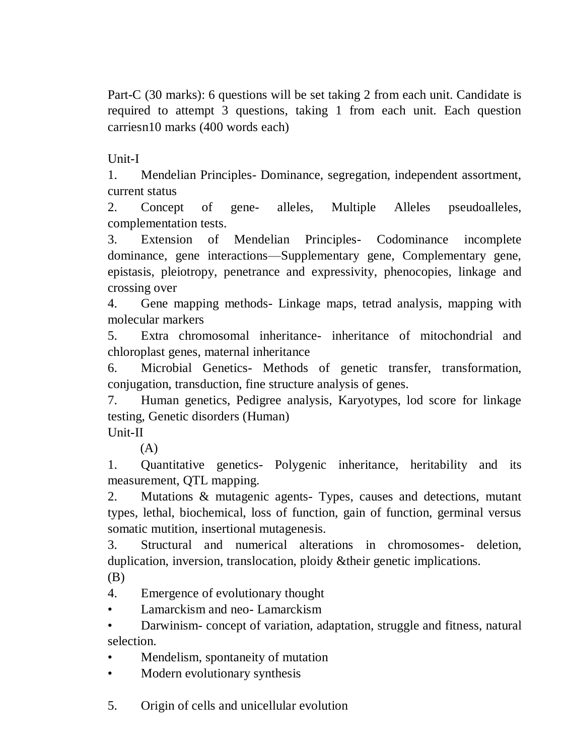Part-C (30 marks): 6 questions will be set taking 2 from each unit. Candidate is required to attempt 3 questions, taking 1 from each unit. Each question carriesn10 marks (400 words each)

Unit-I

1. Mendelian Principles- Dominance, segregation, independent assortment, current status
2. Concept of gene- alleles, Multiple Alleles pseudoalleles, complementation tests.
3. Extension of Mendelian Principles- Codominance incomplete dominance, gene interactions—Supplementary gene, Complementary gene, epistasis, pleiotropy, penetrance and expressivity, phenocopies, linkage and crossing over
4. Gene mapping methods- Linkage maps, tetrad analysis, mapping with molecular markers
5. Extra chromosomal inheritance- inheritance of mitochondrial and chloroplast genes, maternal inheritance
6. Microbial Genetics- Methods of genetic transfer, transformation, conjugation, transduction, fine structure analysis of genes.
7. Human genetics, Pedigree analysis, Karyotypes, lod score for linkage testing, Genetic disorders (Human)

Unit-II

(A)

1. Quantitative genetics- Polygenic inheritance, heritability and its measurement, QTL mapping.
2. Mutations & mutagenic agents- Types, causes and detections, mutant types, lethal, biochemical, loss of function, gain of function, germinal versus somatic mutition, insertional mutagenesis.
3. Structural and numerical alterations in chromosomes- deletion, duplication, inversion, translocation, ploidy &their genetic implications.

(B)

4. Emergence of evolutionary thought
   - Lamarckism and neo- Lamarckism
   - Darwinism- concept of variation, adaptation, struggle and fitness, natural selection.
   - Mendelism, spontaneity of mutation
   - Modern evolutionary synthesis

5. Origin of cells and unicellular evolution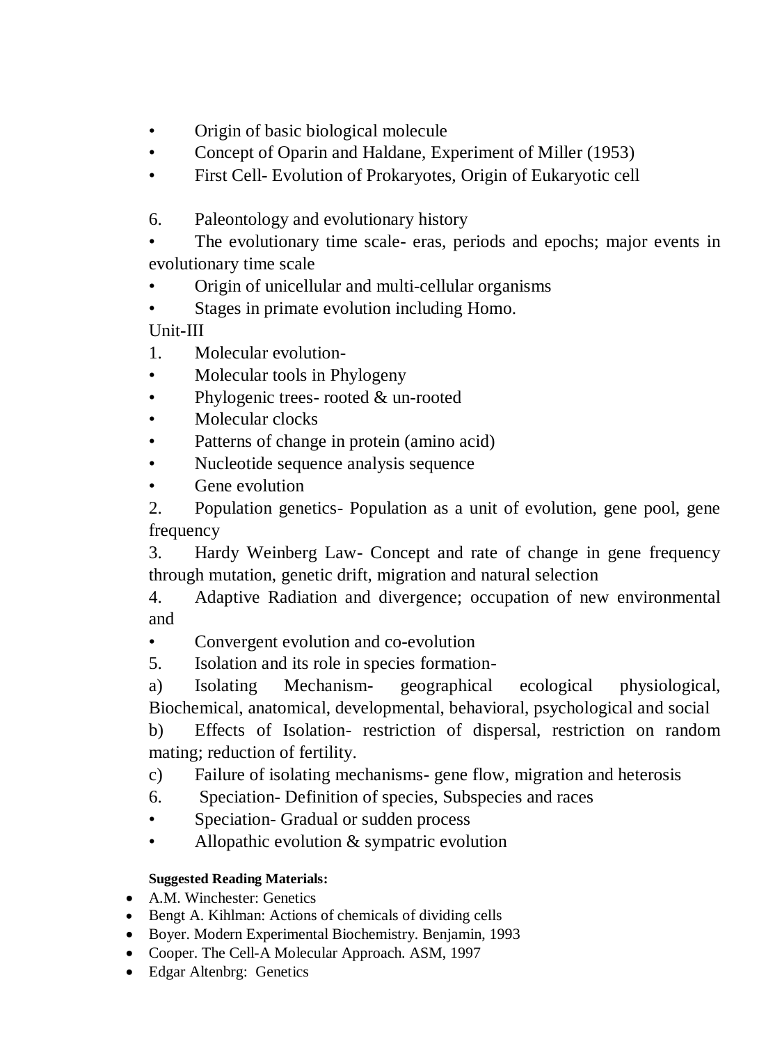- Origin of basic biological molecule
- Concept of Oparin and Haldane, Experiment of Miller (1953)
- First Cell- Evolution of Prokaryotes, Origin of Eukaryotic cell

6. Paleontology and evolutionary history

- The evolutionary time scale- eras, periods and epochs; major events in evolutionary time scale
- Origin of unicellular and multi-cellular organisms
- Stages in primate evolution including Homo.

Unit-III

1. Molecular evolution-

- Molecular tools in Phylogeny
- Phylogenic trees- rooted & un-rooted
- Molecular clocks
- Patterns of change in protein (amino acid)
- Nucleotide sequence analysis sequence
- Gene evolution

2. Population genetics- Population as a unit of evolution, gene pool, gene frequency
3. Hardy Weinberg Law- Concept and rate of change in gene frequency through mutation, genetic drift, migration and natural selection
4. Adaptive Radiation and divergence; occupation of new environmental and

- Convergent evolution and co-evolution

5. Isolation and its role in species formation-

a) Isolating Mechanism- geographical ecological physiological, Biochemical, anatomical, developmental, behavioral, psychological and social

b) Effects of Isolation- restriction of dispersal, restriction on random mating; reduction of fertility.

c) Failure of isolating mechanisms- gene flow, migration and heterosis

6. Speciation- Definition of species, Subspecies and races

- Speciation- Gradual or sudden process
- Allopathic evolution & sympatric evolution

**Suggested Reading Materials:**

- A.M. Winchester: Genetics
- Bengt A. Kihlman: Actions of chemicals of dividing cells
- Boyer. Modern Experimental Biochemistry. Benjamin, 1993
- Cooper. The Cell-A Molecular Approach. ASM, 1997
- Edgar Altenbrg: Genetics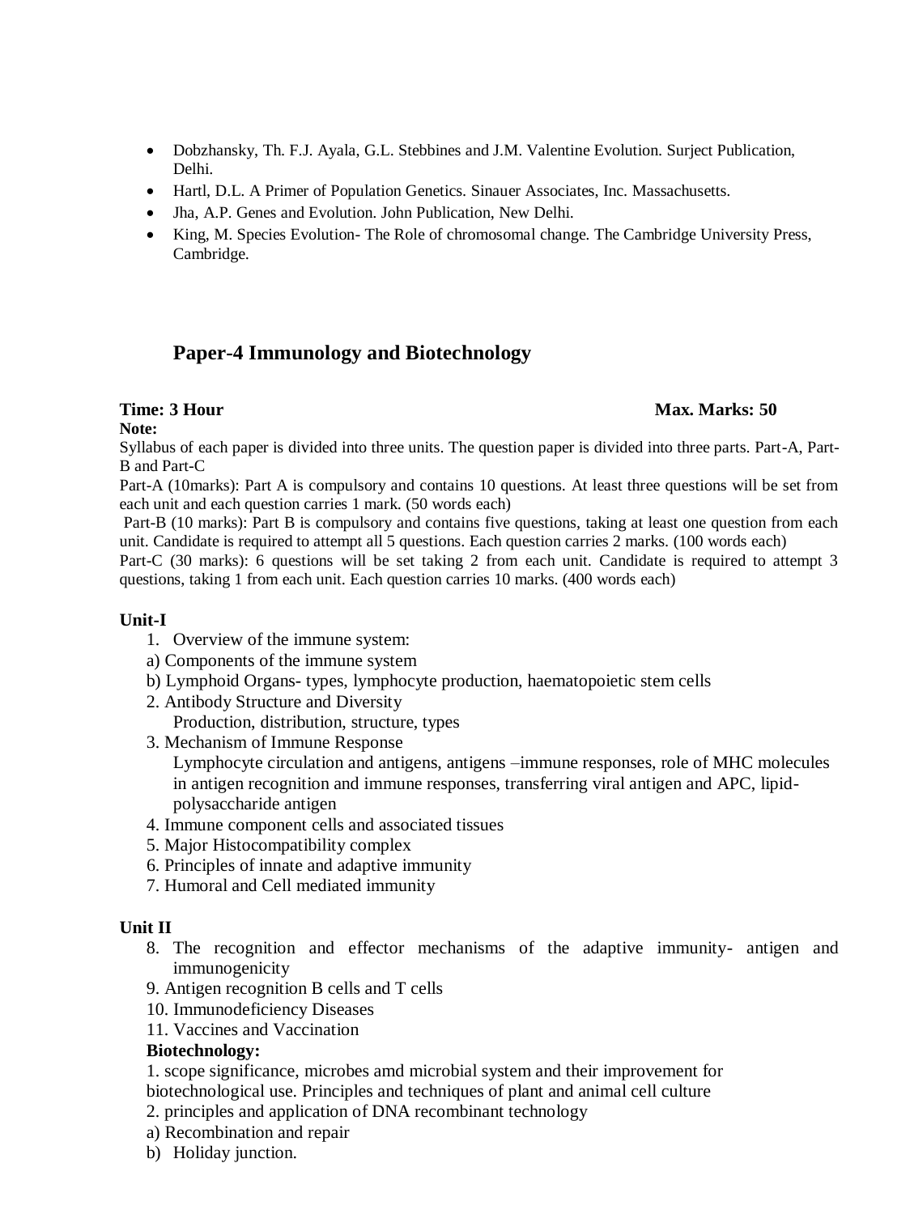- Dobzhansky, Th. F.J. Ayala, G.L. Stebbines and J.M. Valentine Evolution. Surject Publication, Delhi.
- Hartl, D.L. A Primer of Population Genetics. Sinauer Associates, Inc. Massachusetts.
- Jha, A.P. Genes and Evolution. John Publication, New Delhi.
- King, M. Species Evolution- The Role of chromosomal change. The Cambridge University Press, Cambridge.

## Paper-4 Immunology and Biotechnology

**Time: 3 Hour** **Max. Marks: 50**

**Note:**

Syllabus of each paper is divided into three units. The question paper is divided into three parts. Part-A, Part-B and Part-C

Part-A (10marks): Part A is compulsory and contains 10 questions. At least three questions will be set from each unit and each question carries 1 mark. (50 words each)

Part-B (10 marks): Part B is compulsory and contains five questions, taking at least one question from each unit. Candidate is required to attempt all 5 questions. Each question carries 2 marks. (100 words each)

Part-C (30 marks): 6 questions will be set taking 2 from each unit. Candidate is required to attempt 3 questions, taking 1 from each unit. Each question carries 10 marks. (400 words each)

**Unit-I**

1. Overview of the immune system:

a) Components of the immune system

b) Lymphoid Organs- types, lymphocyte production, haematopoietic stem cells

2. Antibody Structure and Diversity
   Production, distribution, structure, types
3. Mechanism of Immune Response
   Lymphocyte circulation and antigens, antigens –immune responses, role of MHC molecules in antigen recognition and immune responses, transferring viral antigen and APC, lipid-polysaccharide antigen
4. Immune component cells and associated tissues
5. Major Histocompatibility complex
6. Principles of innate and adaptive immunity
7. Humoral and Cell mediated immunity

**Unit II**

8. The recognition and effector mechanisms of the adaptive immunity- antigen and immunogenicity
9. Antigen recognition B cells and T cells
10. Immunodeficiency Diseases
11. Vaccines and Vaccination

**Biotechnology:**

1. scope significance, microbes amd microbial system and their improvement for biotechnological use. Principles and techniques of plant and animal cell culture

2. principles and application of DNA recombinant technology

a) Recombination and repair

b) Holiday junction.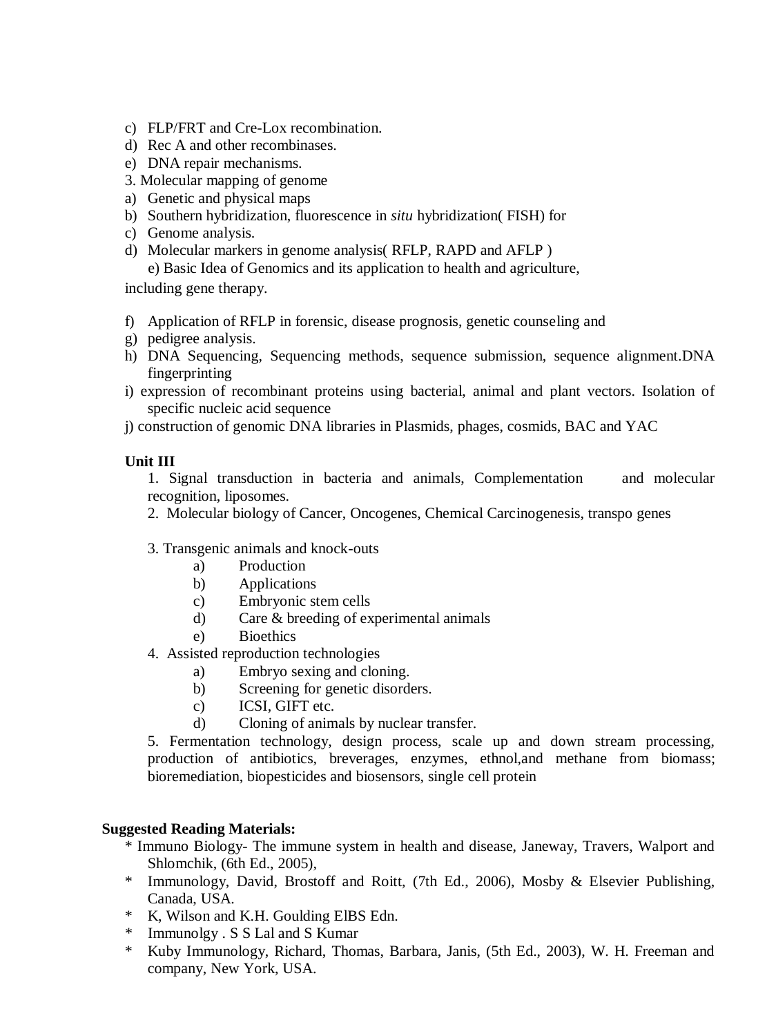c) FLP/FRT and Cre-Lox recombination.
d) Rec A and other recombinases.
e) DNA repair mechanisms.

3. Molecular mapping of genome

a) Genetic and physical maps
b) Southern hybridization, fluorescence in *situ* hybridization( FISH) for
c) Genome analysis.
d) Molecular markers in genome analysis( RFLP, RAPD and AFLP )
   e) Basic Idea of Genomics and its application to health and agriculture,

including gene therapy.

f) Application of RFLP in forensic, disease prognosis, genetic counseling and
g) pedigree analysis.
h) DNA Sequencing, Sequencing methods, sequence submission, sequence alignment.DNA fingerprinting
i) expression of recombinant proteins using bacterial, animal and plant vectors. Isolation of specific nucleic acid sequence
j) construction of genomic DNA libraries in Plasmids, phages, cosmids, BAC and YAC

**Unit III**

1. Signal transduction in bacteria and animals, Complementation and molecular recognition, liposomes.
2. Molecular biology of Cancer, Oncogenes, Chemical Carcinogenesis, transpo genes

3. Transgenic animals and knock-outs
   a) Production
   b) Applications
   c) Embryonic stem cells
   d) Care & breeding of experimental animals
   e) Bioethics
4. Assisted reproduction technologies
   a) Embryo sexing and cloning.
   b) Screening for genetic disorders.
   c) ICSI, GIFT etc.
   d) Cloning of animals by nuclear transfer.
5. Fermentation technology, design process, scale up and down stream processing, production of antibiotics, breverages, enzymes, ethnol,and methane from biomass; bioremediation, biopesticides and biosensors, single cell protein

**Suggested Reading Materials:**

* Immuno Biology- The immune system in health and disease, Janeway, Travers, Walport and Shlomchik, (6th Ed., 2005),
* Immunology, David, Brostoff and Roitt, (7th Ed., 2006), Mosby & Elsevier Publishing, Canada, USA.
* K, Wilson and K.H. Goulding ElBS Edn.
* Immunolgy . S S Lal and S Kumar
* Kuby Immunology, Richard, Thomas, Barbara, Janis, (5th Ed., 2003), W. H. Freeman and company, New York, USA.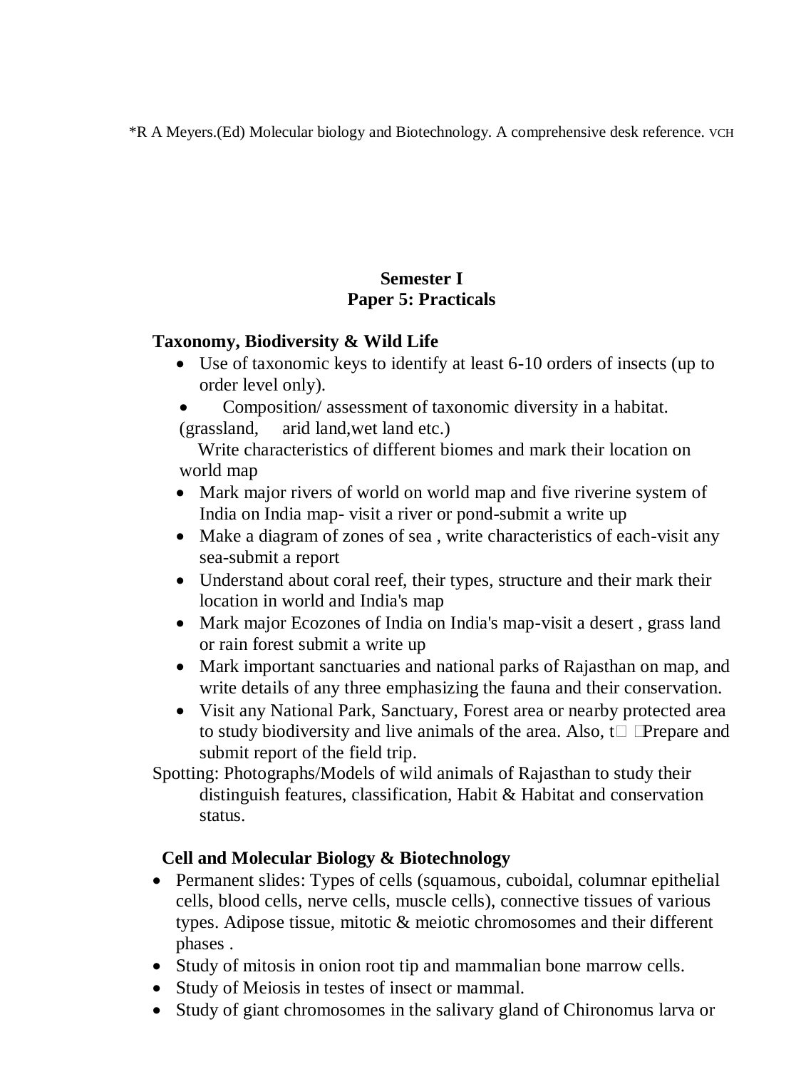*R A Meyers.(Ed) Molecular biology and Biotechnology. A comprehensive desk reference. VCH

## Semester I
## Paper 5: Practicals

### Taxonomy, Biodiversity & Wild Life

- Use of taxonomic keys to identify at least 6-10 orders of insects (up to order level only).
- Composition/ assessment of taxonomic diversity in a habitat. (grassland, arid land,wet land etc.)

  Write characteristics of different biomes and mark their location on world map
- Mark major rivers of world on world map and five riverine system of India on India map- visit a river or pond-submit a write up
- Make a diagram of zones of sea , write characteristics of each-visit any sea-submit a report
- Understand about coral reef, their types, structure and their mark their location in world and India's map
- Mark major Ecozones of India on India's map-visit a desert , grass land or rain forest submit a write up
- Mark important sanctuaries and national parks of Rajasthan on map, and write details of any three emphasizing the fauna and their conservation.
- Visit any National Park, Sanctuary, Forest area or nearby protected area to study biodiversity and live animals of the area. Also, t Prepare and submit report of the field trip.

Spotting: Photographs/Models of wild animals of Rajasthan to study their distinguish features, classification, Habit & Habitat and conservation status.

### Cell and Molecular Biology & Biotechnology

- Permanent slides: Types of cells (squamous, cuboidal, columnar epithelial cells, blood cells, nerve cells, muscle cells), connective tissues of various types. Adipose tissue, mitotic & meiotic chromosomes and their different phases .
- Study of mitosis in onion root tip and mammalian bone marrow cells.
- Study of Meiosis in testes of insect or mammal.
- Study of giant chromosomes in the salivary gland of Chironomus larva or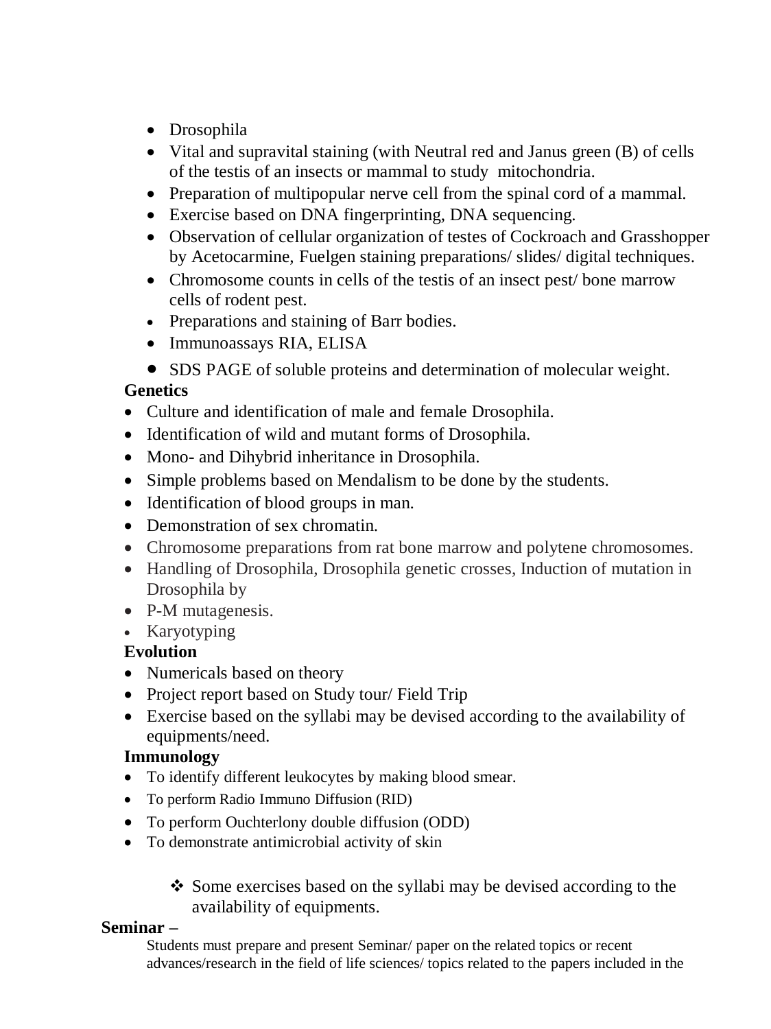- Drosophila
- Vital and supravital staining (with Neutral red and Janus green (B) of cells of the testis of an insects or mammal to study mitochondria.
- Preparation of multipopular nerve cell from the spinal cord of a mammal.
- Exercise based on DNA fingerprinting, DNA sequencing.
- Observation of cellular organization of testes of Cockroach and Grasshopper by Acetocarmine, Fuelgen staining preparations/ slides/ digital techniques.
- Chromosome counts in cells of the testis of an insect pest/ bone marrow cells of rodent pest.
- Preparations and staining of Barr bodies.
- Immunoassays RIA, ELISA
- SDS PAGE of soluble proteins and determination of molecular weight.

**Genetics**

- Culture and identification of male and female Drosophila.
- Identification of wild and mutant forms of Drosophila.
- Mono- and Dihybrid inheritance in Drosophila.
- Simple problems based on Mendalism to be done by the students.
- Identification of blood groups in man.
- Demonstration of sex chromatin.
- Chromosome preparations from rat bone marrow and polytene chromosomes.
- Handling of Drosophila, Drosophila genetic crosses, Induction of mutation in Drosophila by
- P-M mutagenesis.
- Karyotyping

**Evolution**

- Numericals based on theory
- Project report based on Study tour/ Field Trip
- Exercise based on the syllabi may be devised according to the availability of equipments/need.

**Immunology**

- To identify different leukocytes by making blood smear.
- To perform Radio Immuno Diffusion (RID)
- To perform Ouchterlony double diffusion (ODD)
- To demonstrate antimicrobial activity of skin

  - ❖ Some exercises based on the syllabi may be devised according to the availability of equipments.

**Seminar –**

Students must prepare and present Seminar/ paper on the related topics or recent advances/research in the field of life sciences/ topics related to the papers included in the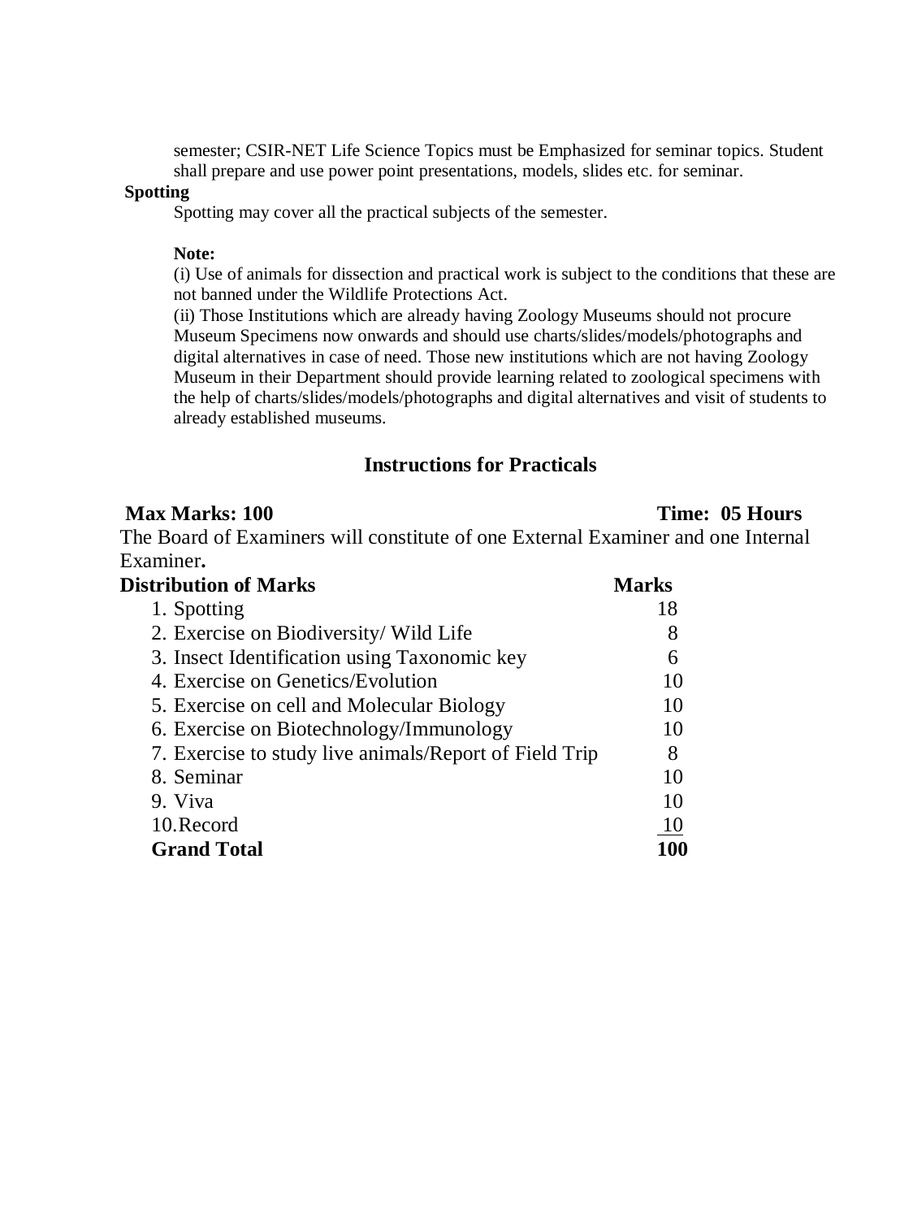semester; CSIR-NET Life Science Topics must be Emphasized for seminar topics. Student shall prepare and use power point presentations, models, slides etc. for seminar.

**Spotting**

Spotting may cover all the practical subjects of the semester.

**Note:**

(i) Use of animals for dissection and practical work is subject to the conditions that these are not banned under the Wildlife Protections Act.

(ii) Those Institutions which are already having Zoology Museums should not procure Museum Specimens now onwards and should use charts/slides/models/photographs and digital alternatives in case of need. Those new institutions which are not having Zoology Museum in their Department should provide learning related to zoological specimens with the help of charts/slides/models/photographs and digital alternatives and visit of students to already established museums.

## Instructions for Practicals

**Max Marks: 100** **Time: 05 Hours**

The Board of Examiners will constitute of one External Examiner and one Internal Examiner**.**

| **Distribution of Marks** | **Marks** |
|---|---|
| 1. Spotting | 18 |
| 2. Exercise on Biodiversity/ Wild Life | 8 |
| 3. Insect Identification using Taxonomic key | 6 |
| 4. Exercise on Genetics/Evolution | 10 |
| 5. Exercise on cell and Molecular Biology | 10 |
| 6. Exercise on Biotechnology/Immunology | 10 |
| 7. Exercise to study live animals/Report of Field Trip | 8 |
| 8. Seminar | 10 |
| 9. Viva | 10 |
| 10. Record | 10 |
| **Grand Total** | **100** |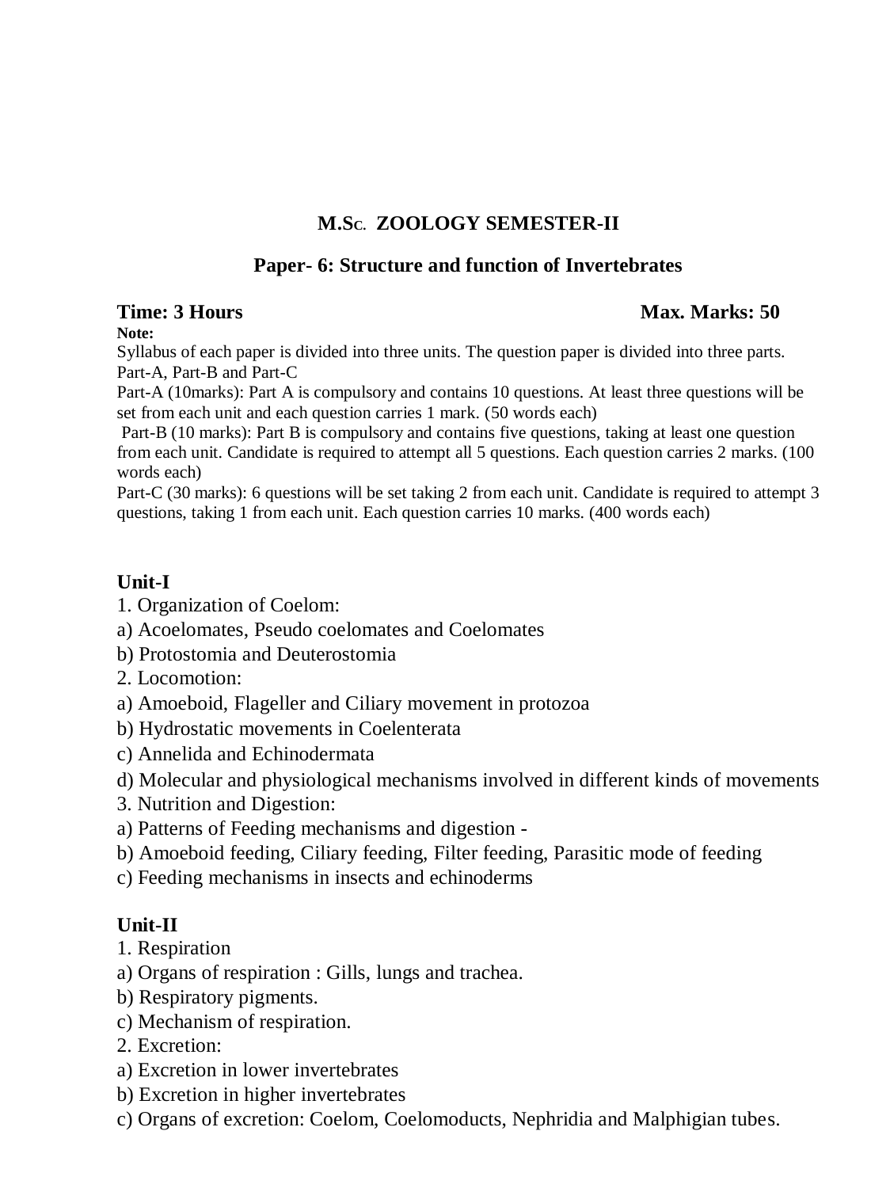## M.Sc. ZOOLOGY SEMESTER-II

### Paper- 6: Structure and function of Invertebrates

**Time: 3 Hours** **Max. Marks: 50**

**Note:**

Syllabus of each paper is divided into three units. The question paper is divided into three parts. Part-A, Part-B and Part-C

Part-A (10marks): Part A is compulsory and contains 10 questions. At least three questions will be set from each unit and each question carries 1 mark. (50 words each)

Part-B (10 marks): Part B is compulsory and contains five questions, taking at least one question from each unit. Candidate is required to attempt all 5 questions. Each question carries 2 marks. (100 words each)

Part-C (30 marks): 6 questions will be set taking 2 from each unit. Candidate is required to attempt 3 questions, taking 1 from each unit. Each question carries 10 marks. (400 words each)

### Unit-I

1. Organization of Coelom:

a) Acoelomates, Pseudo coelomates and Coelomates

b) Protostomia and Deuterostomia

2. Locomotion:

a) Amoeboid, Flageller and Ciliary movement in protozoa

b) Hydrostatic movements in Coelenterata

c) Annelida and Echinodermata

d) Molecular and physiological mechanisms involved in different kinds of movements

3. Nutrition and Digestion:

a) Patterns of Feeding mechanisms and digestion -

b) Amoeboid feeding, Ciliary feeding, Filter feeding, Parasitic mode of feeding

c) Feeding mechanisms in insects and echinoderms

### Unit-II

1. Respiration

a) Organs of respiration : Gills, lungs and trachea.

b) Respiratory pigments.

c) Mechanism of respiration.

2. Excretion:

a) Excretion in lower invertebrates

b) Excretion in higher invertebrates

c) Organs of excretion: Coelom, Coelomoducts, Nephridia and Malphigian tubes.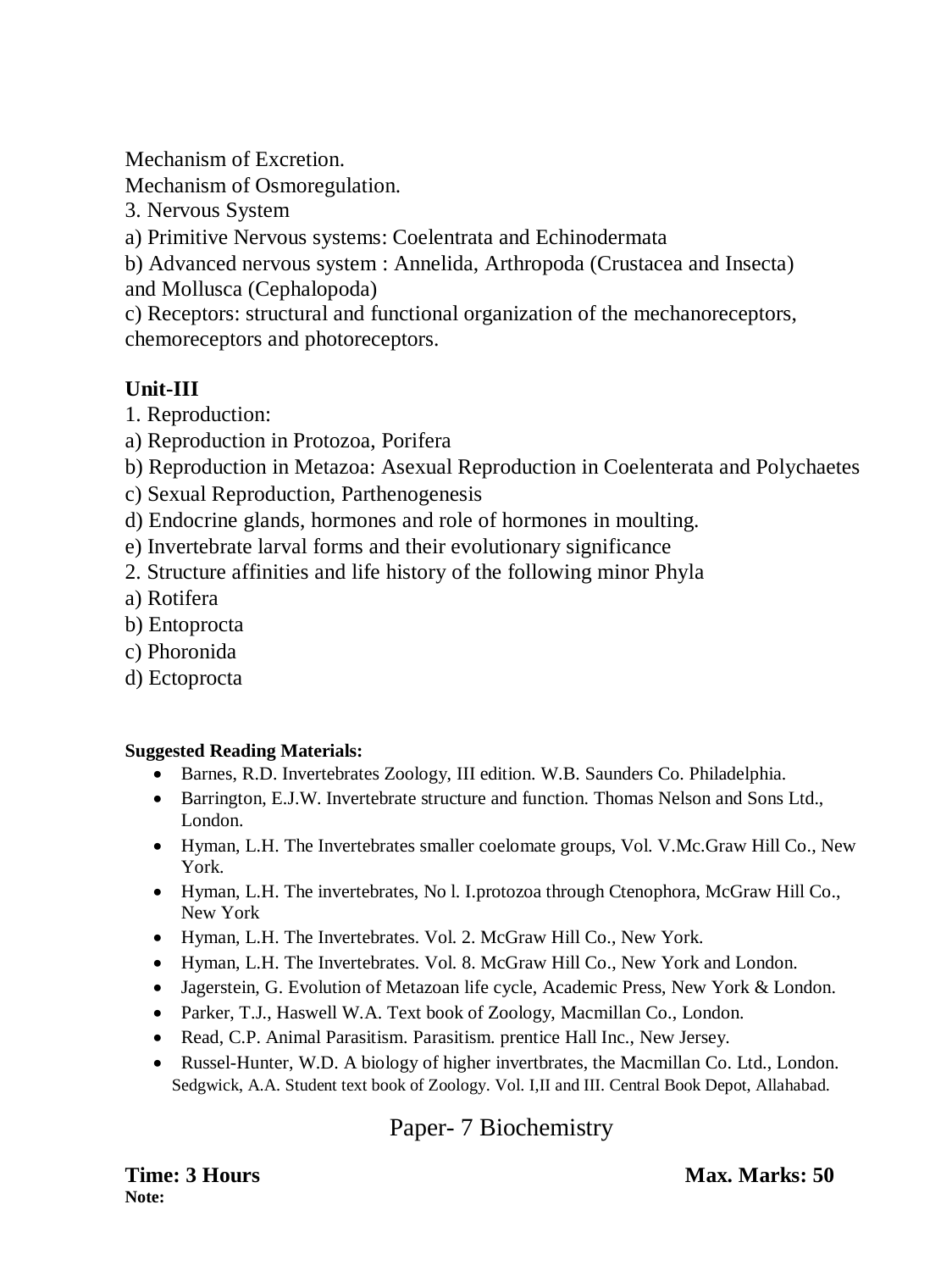Mechanism of Excretion.
Mechanism of Osmoregulation.
3. Nervous System
a) Primitive Nervous systems: Coelentrata and Echinodermata
b) Advanced nervous system : Annelida, Arthropoda (Crustacea and Insecta) and Mollusca (Cephalopoda)
c) Receptors: structural and functional organization of the mechanoreceptors, chemoreceptors and photoreceptors.

## Unit-III

1. Reproduction:
a) Reproduction in Protozoa, Porifera
b) Reproduction in Metazoa: Asexual Reproduction in Coelenterata and Polychaetes
c) Sexual Reproduction, Parthenogenesis
d) Endocrine glands, hormones and role of hormones in moulting.
e) Invertebrate larval forms and their evolutionary significance
2. Structure affinities and life history of the following minor Phyla
a) Rotifera
b) Entoprocta
c) Phoronida
d) Ectoprocta

**Suggested Reading Materials:**

- Barnes, R.D. Invertebrates Zoology, III edition. W.B. Saunders Co. Philadelphia.
- Barrington, E.J.W. Invertebrate structure and function. Thomas Nelson and Sons Ltd., London.
- Hyman, L.H. The Invertebrates smaller coelomate groups, Vol. V.Mc.Graw Hill Co., New York.
- Hyman, L.H. The invertebrates, No l. I.protozoa through Ctenophora, McGraw Hill Co., New York
- Hyman, L.H. The Invertebrates. Vol. 2. McGraw Hill Co., New York.
- Hyman, L.H. The Invertebrates. Vol. 8. McGraw Hill Co., New York and London.
- Jagerstein, G. Evolution of Metazoan life cycle, Academic Press, New York & London.
- Parker, T.J., Haswell W.A. Text book of Zoology, Macmillan Co., London.
- Read, C.P. Animal Parasitism. Parasitism. prentice Hall Inc., New Jersey.
- Russel-Hunter, W.D. A biology of higher invertbrates, the Macmillan Co. Ltd., London. Sedgwick, A.A. Student text book of Zoology. Vol. I,II and III. Central Book Depot, Allahabad.

## Paper- 7 Biochemistry

**Time: 3 Hours** **Max. Marks: 50**
**Note:**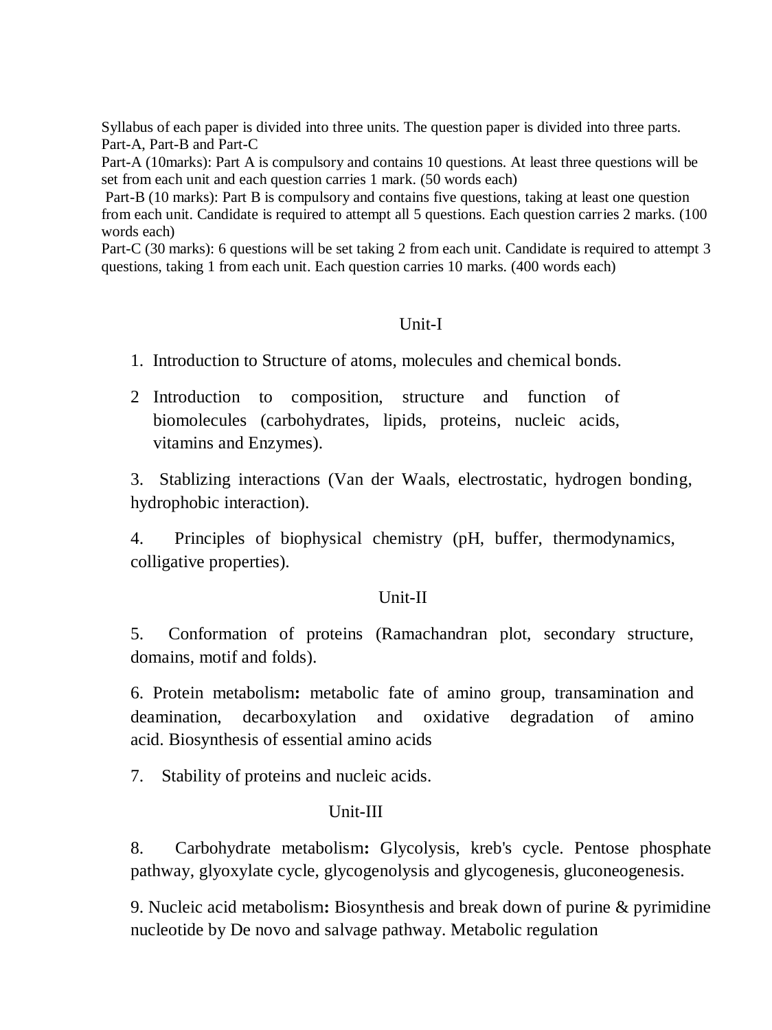Syllabus of each paper is divided into three units. The question paper is divided into three parts. Part-A, Part-B and Part-C

Part-A (10marks): Part A is compulsory and contains 10 questions. At least three questions will be set from each unit and each question carries 1 mark. (50 words each)

Part-B (10 marks): Part B is compulsory and contains five questions, taking at least one question from each unit. Candidate is required to attempt all 5 questions. Each question carries 2 marks. (100 words each)

Part-C (30 marks): 6 questions will be set taking 2 from each unit. Candidate is required to attempt 3 questions, taking 1 from each unit. Each question carries 10 marks. (400 words each)

## Unit-I

1. Introduction to Structure of atoms, molecules and chemical bonds.

2. Introduction to composition, structure and function of biomolecules (carbohydrates, lipids, proteins, nucleic acids, vitamins and Enzymes).

3. Stablizing interactions (Van der Waals, electrostatic, hydrogen bonding, hydrophobic interaction).

4. Principles of biophysical chemistry (pH, buffer, thermodynamics, colligative properties).

## Unit-II

5. Conformation of proteins (Ramachandran plot, secondary structure, domains, motif and folds).

6. Protein metabolism**:** metabolic fate of amino group, transamination and deamination, decarboxylation and oxidative degradation of amino acid. Biosynthesis of essential amino acids

7. Stability of proteins and nucleic acids.

## Unit-III

8. Carbohydrate metabolism**:** Glycolysis, kreb's cycle. Pentose phosphate pathway, glyoxylate cycle, glycogenolysis and glycogenesis, gluconeogenesis.

9. Nucleic acid metabolism**:** Biosynthesis and break down of purine & pyrimidine nucleotide by De novo and salvage pathway. Metabolic regulation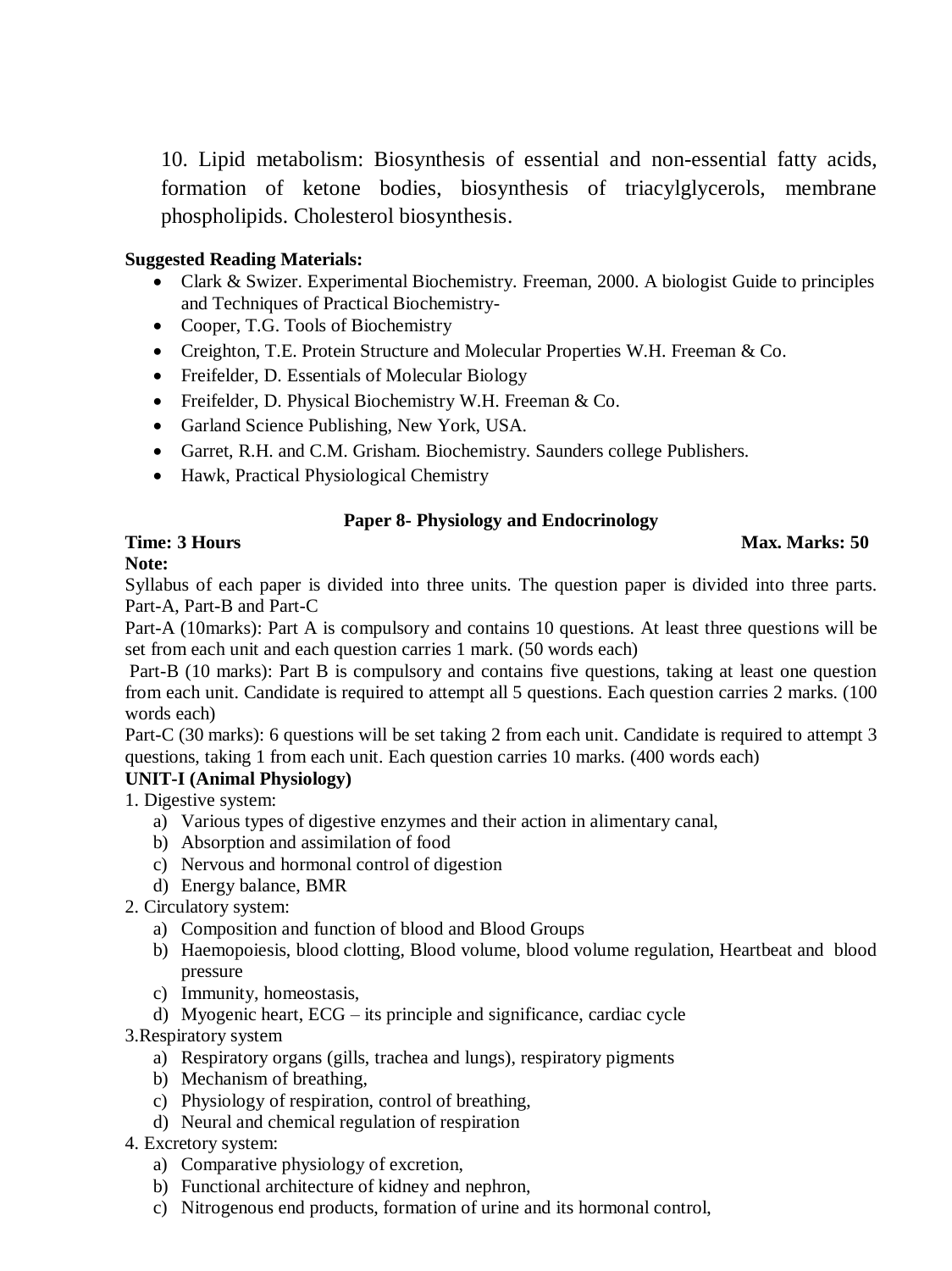10. Lipid metabolism: Biosynthesis of essential and non-essential fatty acids, formation of ketone bodies, biosynthesis of triacylglycerols, membrane phospholipids. Cholesterol biosynthesis.

**Suggested Reading Materials:**

- Clark & Swizer. Experimental Biochemistry. Freeman, 2000. A biologist Guide to principles and Techniques of Practical Biochemistry-
- Cooper, T.G. Tools of Biochemistry
- Creighton, T.E. Protein Structure and Molecular Properties W.H. Freeman & Co.
- Freifelder, D. Essentials of Molecular Biology
- Freifelder, D. Physical Biochemistry W.H. Freeman & Co.
- Garland Science Publishing, New York, USA.
- Garret, R.H. and C.M. Grisham. Biochemistry. Saunders college Publishers.
- Hawk, Practical Physiological Chemistry

## Paper 8- Physiology and Endocrinology

**Time: 3 Hours** **Max. Marks: 50**

**Note:**

Syllabus of each paper is divided into three units. The question paper is divided into three parts. Part-A, Part-B and Part-C

Part-A (10marks): Part A is compulsory and contains 10 questions. At least three questions will be set from each unit and each question carries 1 mark. (50 words each)

Part-B (10 marks): Part B is compulsory and contains five questions, taking at least one question from each unit. Candidate is required to attempt all 5 questions. Each question carries 2 marks. (100 words each)

Part-C (30 marks): 6 questions will be set taking 2 from each unit. Candidate is required to attempt 3 questions, taking 1 from each unit. Each question carries 10 marks. (400 words each)

**UNIT-I (Animal Physiology)**

1. Digestive system:
   a) Various types of digestive enzymes and their action in alimentary canal,
   b) Absorption and assimilation of food
   c) Nervous and hormonal control of digestion
   d) Energy balance, BMR
2. Circulatory system:
   a) Composition and function of blood and Blood Groups
   b) Haemopoiesis, blood clotting, Blood volume, blood volume regulation, Heartbeat and blood pressure
   c) Immunity, homeostasis,
   d) Myogenic heart, ECG – its principle and significance, cardiac cycle
3. Respiratory system
   a) Respiratory organs (gills, trachea and lungs), respiratory pigments
   b) Mechanism of breathing,
   c) Physiology of respiration, control of breathing,
   d) Neural and chemical regulation of respiration
4. Excretory system:
   a) Comparative physiology of excretion,
   b) Functional architecture of kidney and nephron,
   c) Nitrogenous end products, formation of urine and its hormonal control,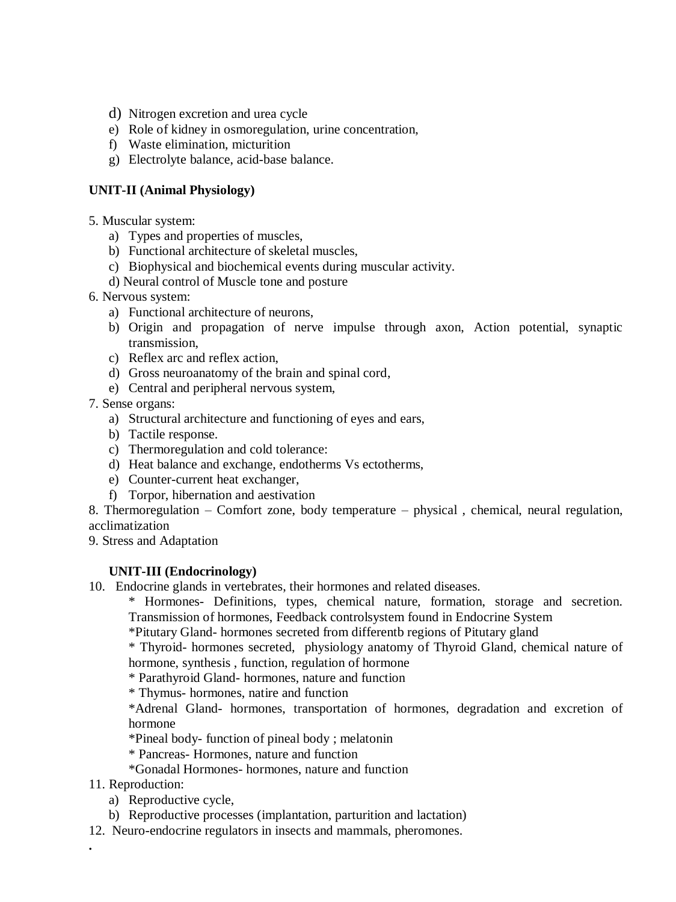d) Nitrogen excretion and urea cycle
e) Role of kidney in osmoregulation, urine concentration,
f) Waste elimination, micturition
g) Electrolyte balance, acid-base balance.

**UNIT-II (Animal Physiology)**

5. Muscular system:
   a) Types and properties of muscles,
   b) Functional architecture of skeletal muscles,
   c) Biophysical and biochemical events during muscular activity.
   d) Neural control of Muscle tone and posture
6. Nervous system:
   a) Functional architecture of neurons,
   b) Origin and propagation of nerve impulse through axon, Action potential, synaptic transmission,
   c) Reflex arc and reflex action,
   d) Gross neuroanatomy of the brain and spinal cord,
   e) Central and peripheral nervous system,
7. Sense organs:
   a) Structural architecture and functioning of eyes and ears,
   b) Tactile response.
   c) Thermoregulation and cold tolerance:
   d) Heat balance and exchange, endotherms Vs ectotherms,
   e) Counter-current heat exchanger,
   f) Torpor, hibernation and aestivation
8. Thermoregulation – Comfort zone, body temperature – physical , chemical, neural regulation, acclimatization
9. Stress and Adaptation

**UNIT-III (Endocrinology)**

10. Endocrine glands in vertebrates, their hormones and related diseases.
    * Hormones- Definitions, types, chemical nature, formation, storage and secretion. Transmission of hormones, Feedback controlsystem found in Endocrine System
    *Pitutary Gland- hormones secreted from differentb regions of Pitutary gland
    * Thyroid- hormones secreted, physiology anatomy of Thyroid Gland, chemical nature of hormone, synthesis , function, regulation of hormone
    * Parathyroid Gland- hormones, nature and function
    * Thymus- hormones, natire and function
    *Adrenal Gland- hormones, transportation of hormones, degradation and excretion of hormone
    *Pineal body- function of pineal body ; melatonin
    * Pancreas- Hormones, nature and function
    *Gonadal Hormones- hormones, nature and function
11. Reproduction:
    a) Reproductive cycle,
    b) Reproductive processes (implantation, parturition and lactation)
12. Neuro-endocrine regulators in insects and mammals, pheromones.

.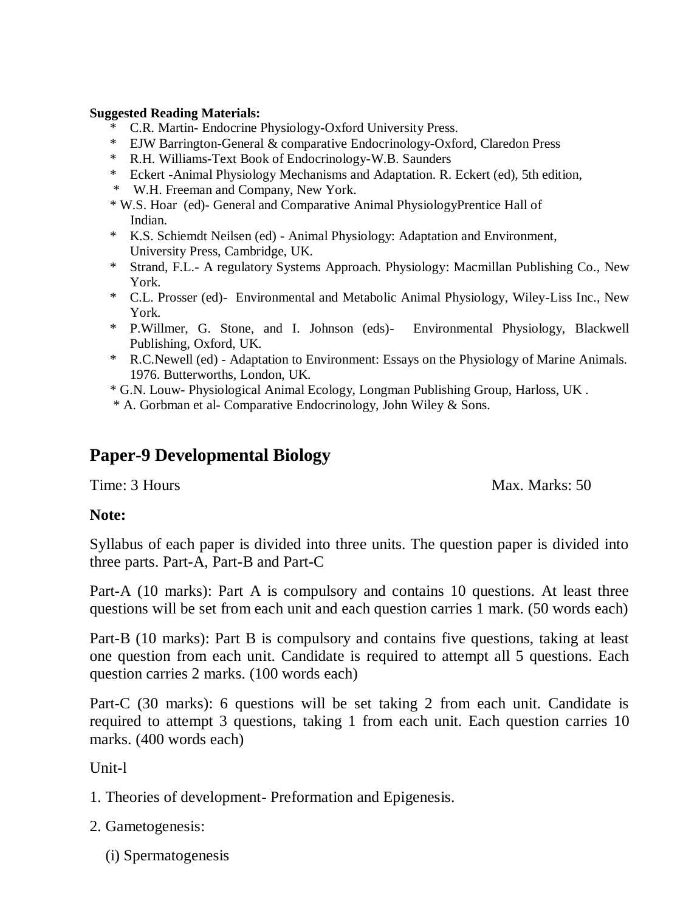**Suggested Reading Materials:**

* C.R. Martin- Endocrine Physiology-Oxford University Press.
* EJW Barrington-General & comparative Endocrinology-Oxford, Claredon Press
* R.H. Williams-Text Book of Endocrinology-W.B. Saunders
* Eckert -Animal Physiology Mechanisms and Adaptation. R. Eckert (ed), 5th edition,
* W.H. Freeman and Company, New York.
* W.S. Hoar (ed)- General and Comparative Animal PhysiologyPrentice Hall of Indian.
* K.S. Schiemdt Neilsen (ed) - Animal Physiology: Adaptation and Environment, University Press, Cambridge, UK.
* Strand, F.L.- A regulatory Systems Approach. Physiology: Macmillan Publishing Co., New York.
* C.L. Prosser (ed)- Environmental and Metabolic Animal Physiology, Wiley-Liss Inc., New York.
* P.Willmer, G. Stone, and I. Johnson (eds)- Environmental Physiology, Blackwell Publishing, Oxford, UK.
* R.C.Newell (ed) - Adaptation to Environment: Essays on the Physiology of Marine Animals. 1976. Butterworths, London, UK.
* G.N. Louw- Physiological Animal Ecology, Longman Publishing Group, Harloss, UK .
* A. Gorbman et al- Comparative Endocrinology, John Wiley & Sons.

## Paper-9 Developmental Biology

Time: 3 Hours Max. Marks: 50

**Note:**

Syllabus of each paper is divided into three units. The question paper is divided into three parts. Part-A, Part-B and Part-C

Part-A (10 marks): Part A is compulsory and contains 10 questions. At least three questions will be set from each unit and each question carries 1 mark. (50 words each)

Part-B (10 marks): Part B is compulsory and contains five questions, taking at least one question from each unit. Candidate is required to attempt all 5 questions. Each question carries 2 marks. (100 words each)

Part-C (30 marks): 6 questions will be set taking 2 from each unit. Candidate is required to attempt 3 questions, taking 1 from each unit. Each question carries 10 marks. (400 words each)

Unit-l

1. Theories of development- Preformation and Epigenesis.

2. Gametogenesis:

   (i) Spermatogenesis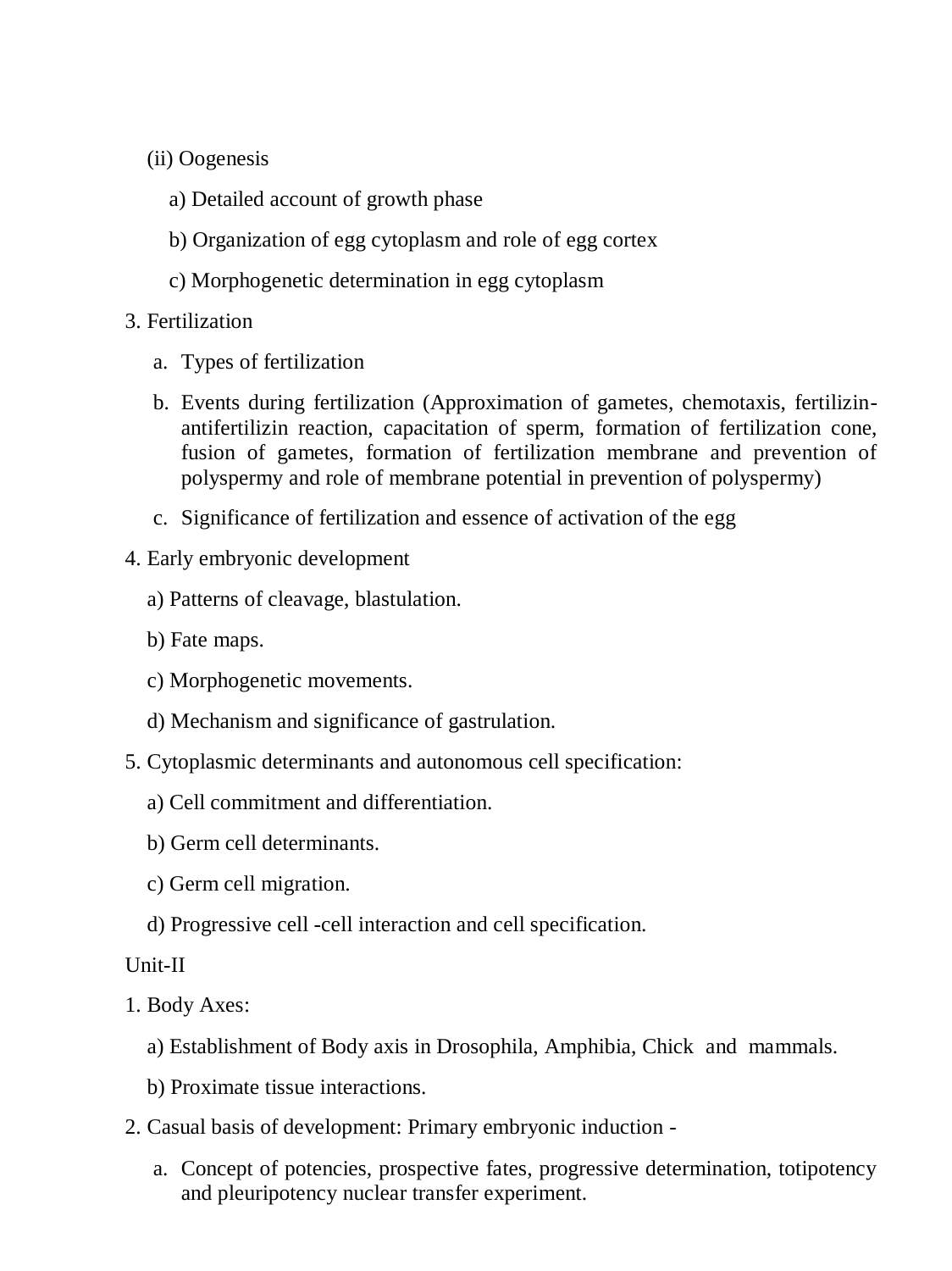(ii) Oogenesis

a) Detailed account of growth phase

b) Organization of egg cytoplasm and role of egg cortex

c) Morphogenetic determination in egg cytoplasm

3. Fertilization

   a. Types of fertilization

   b. Events during fertilization (Approximation of gametes, chemotaxis, fertilizin-antifertilizin reaction, capacitation of sperm, formation of fertilization cone, fusion of gametes, formation of fertilization membrane and prevention of polyspermy and role of membrane potential in prevention of polyspermy)

   c. Significance of fertilization and essence of activation of the egg

4. Early embryonic development

   a) Patterns of cleavage, blastulation.

   b) Fate maps.

   c) Morphogenetic movements.

   d) Mechanism and significance of gastrulation.

5. Cytoplasmic determinants and autonomous cell specification:

   a) Cell commitment and differentiation.

   b) Germ cell determinants.

   c) Germ cell migration.

   d) Progressive cell -cell interaction and cell specification.

Unit-II

1. Body Axes:

   a) Establishment of Body axis in Drosophila, Amphibia, Chick and mammals.

   b) Proximate tissue interactions.

2. Casual basis of development: Primary embryonic induction -

   a. Concept of potencies, prospective fates, progressive determination, totipotency and pleuripotency nuclear transfer experiment.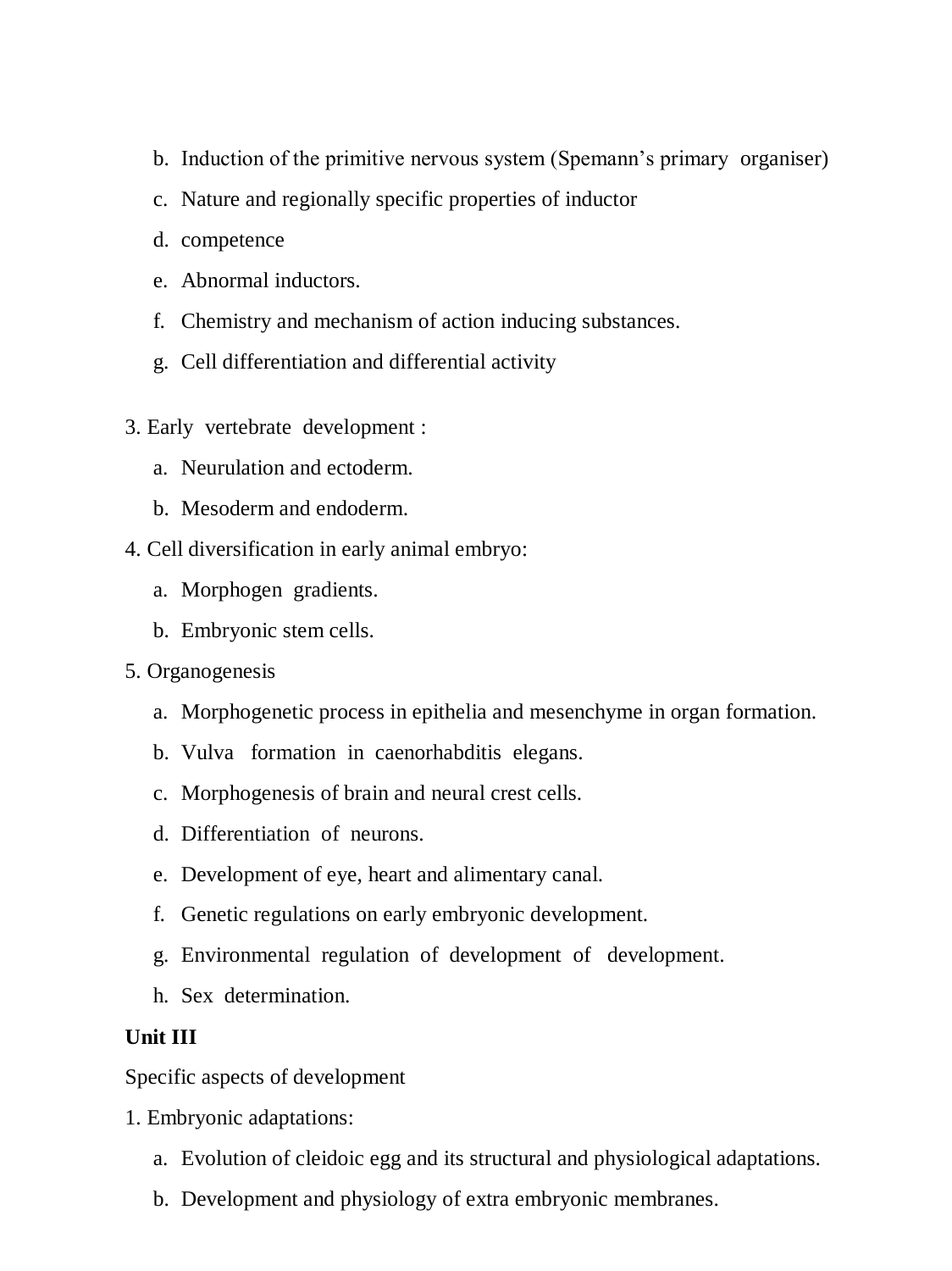b. Induction of the primitive nervous system (Spemann's primary organiser)
c. Nature and regionally specific properties of inductor
d. competence
e. Abnormal inductors.
f. Chemistry and mechanism of action inducing substances.
g. Cell differentiation and differential activity

3. Early vertebrate development :
   a. Neurulation and ectoderm.
   b. Mesoderm and endoderm.
4. Cell diversification in early animal embryo:
   a. Morphogen gradients.
   b. Embryonic stem cells.
5. Organogenesis
   a. Morphogenetic process in epithelia and mesenchyme in organ formation.
   b. Vulva formation in caenorhabditis elegans.
   c. Morphogenesis of brain and neural crest cells.
   d. Differentiation of neurons.
   e. Development of eye, heart and alimentary canal.
   f. Genetic regulations on early embryonic development.
   g. Environmental regulation of development of development.
   h. Sex determination.

**Unit III**

Specific aspects of development

1. Embryonic adaptations:
   a. Evolution of cleidoic egg and its structural and physiological adaptations.
   b. Development and physiology of extra embryonic membranes.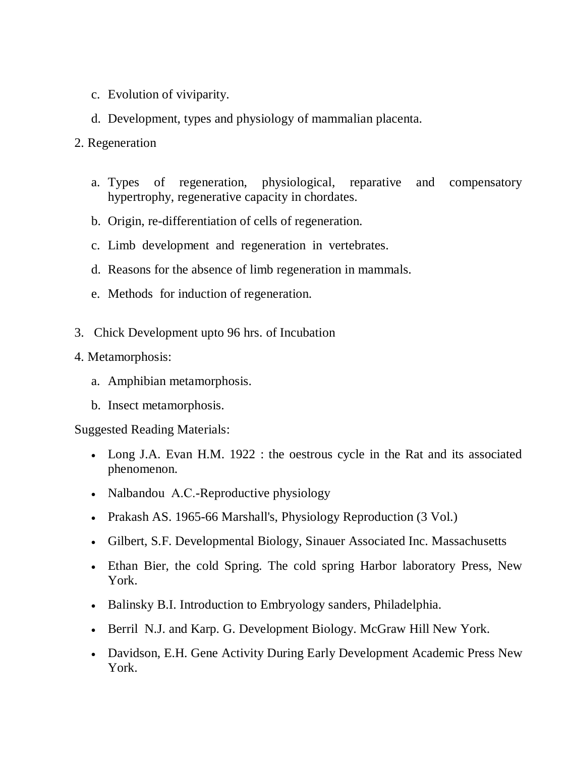c. Evolution of viviparity.

d. Development, types and physiology of mammalian placenta.

2. Regeneration

a. Types of regeneration, physiological, reparative and compensatory hypertrophy, regenerative capacity in chordates.

b. Origin, re-differentiation of cells of regeneration.

c. Limb development and regeneration in vertebrates.

d. Reasons for the absence of limb regeneration in mammals.

e. Methods for induction of regeneration.

3. Chick Development upto 96 hrs. of Incubation

4. Metamorphosis:

a. Amphibian metamorphosis.

b. Insect metamorphosis.

Suggested Reading Materials:

- Long J.A. Evan H.M. 1922 : the oestrous cycle in the Rat and its associated phenomenon.
- Nalbandou A.C.-Reproductive physiology
- Prakash AS. 1965-66 Marshall's, Physiology Reproduction (3 Vol.)
- Gilbert, S.F. Developmental Biology, Sinauer Associated Inc. Massachusetts
- Ethan Bier, the cold Spring. The cold spring Harbor laboratory Press, New York.
- Balinsky B.I. Introduction to Embryology sanders, Philadelphia.
- Berril N.J. and Karp. G. Development Biology. McGraw Hill New York.
- Davidson, E.H. Gene Activity During Early Development Academic Press New York.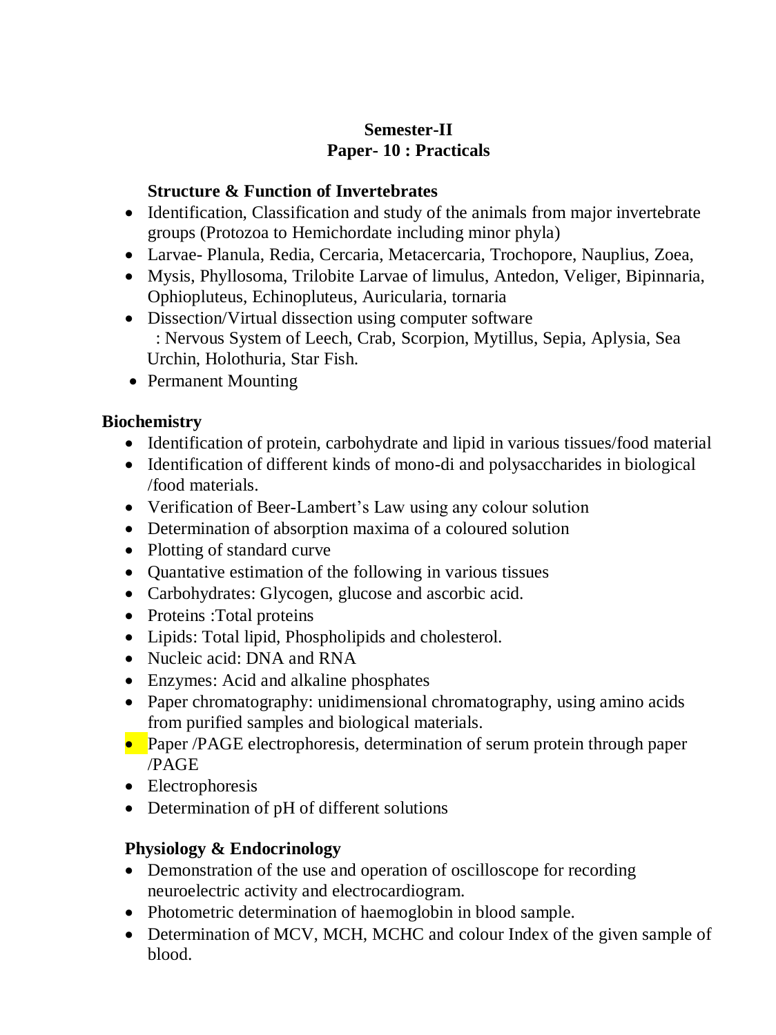**Semester-II**

**Paper- 10 : Practicals**

**Structure & Function of Invertebrates**

- Identification, Classification and study of the animals from major invertebrate groups (Protozoa to Hemichordate including minor phyla)
- Larvae- Planula, Redia, Cercaria, Metacercaria, Trochopore, Nauplius, Zoea,
- Mysis, Phyllosoma, Trilobite Larvae of limulus, Antedon, Veliger, Bipinnaria, Ophiopluteus, Echinopluteus, Auricularia, tornaria
- Dissection/Virtual dissection using computer software
  : Nervous System of Leech, Crab, Scorpion, Mytillus, Sepia, Aplysia, Sea Urchin, Holothuria, Star Fish.
- Permanent Mounting

**Biochemistry**

- Identification of protein, carbohydrate and lipid in various tissues/food material
- Identification of different kinds of mono-di and polysaccharides in biological /food materials.
- Verification of Beer-Lambert's Law using any colour solution
- Determination of absorption maxima of a coloured solution
- Plotting of standard curve
- Quantative estimation of the following in various tissues
- Carbohydrates: Glycogen, glucose and ascorbic acid.
- Proteins :Total proteins
- Lipids: Total lipid, Phospholipids and cholesterol.
- Nucleic acid: DNA and RNA
- Enzymes: Acid and alkaline phosphates
- Paper chromatography: unidimensional chromatography, using amino acids from purified samples and biological materials.
- Paper /PAGE electrophoresis, determination of serum protein through paper /PAGE
- Electrophoresis
- Determination of pH of different solutions

**Physiology & Endocrinology**

- Demonstration of the use and operation of oscilloscope for recording neuroelectric activity and electrocardiogram.
- Photometric determination of haemoglobin in blood sample.
- Determination of MCV, MCH, MCHC and colour Index of the given sample of blood.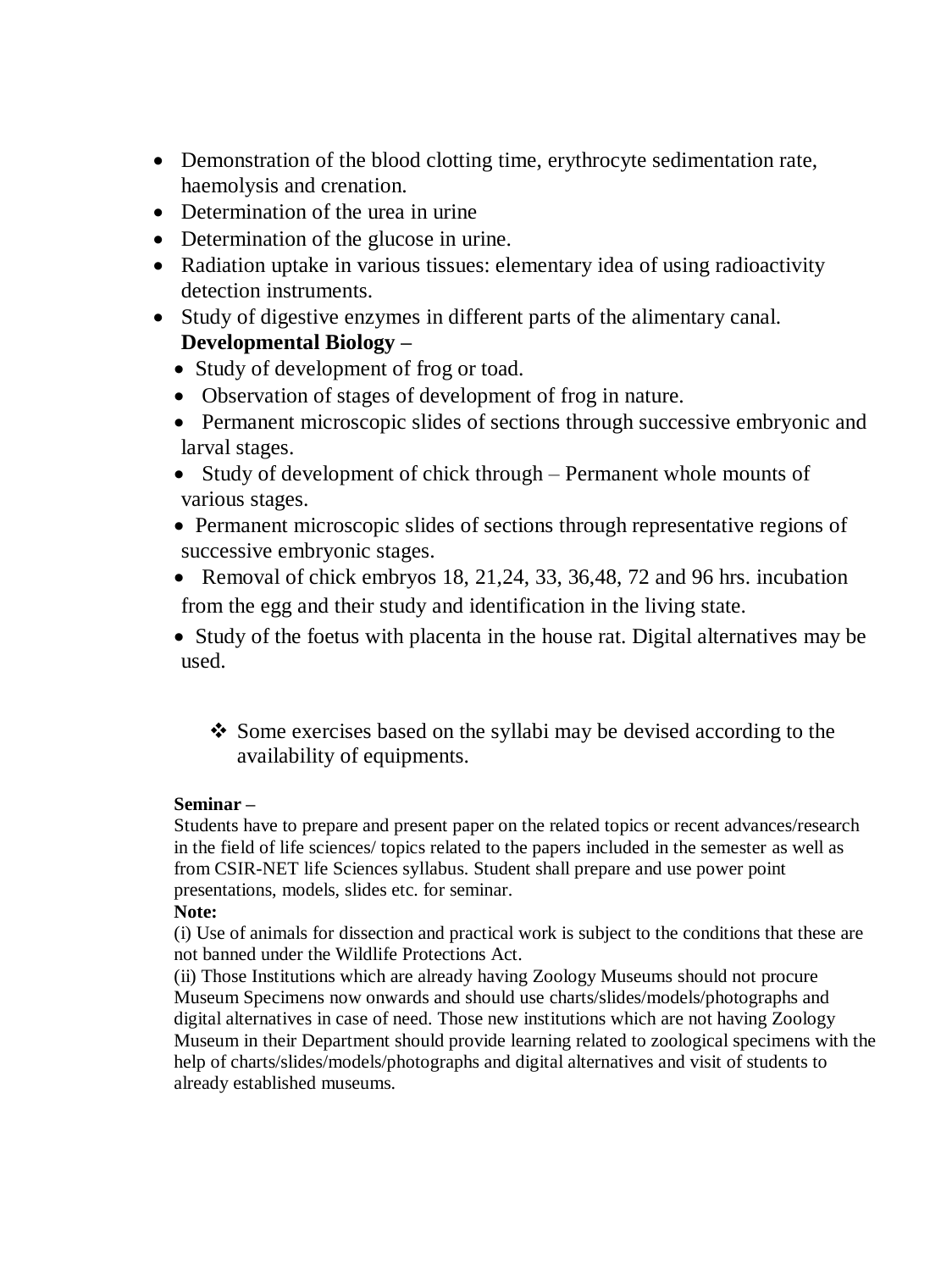- Demonstration of the blood clotting time, erythrocyte sedimentation rate, haemolysis and crenation.
- Determination of the urea in urine
- Determination of the glucose in urine.
- Radiation uptake in various tissues: elementary idea of using radioactivity detection instruments.
- Study of digestive enzymes in different parts of the alimentary canal.

**Developmental Biology –**

- Study of development of frog or toad.
- Observation of stages of development of frog in nature.
- Permanent microscopic slides of sections through successive embryonic and larval stages.
- Study of development of chick through – Permanent whole mounts of various stages.
- Permanent microscopic slides of sections through representative regions of successive embryonic stages.
- Removal of chick embryos 18, 21,24, 33, 36,48, 72 and 96 hrs. incubation from the egg and their study and identification in the living state.
- Study of the foetus with placenta in the house rat. Digital alternatives may be used.

❖ Some exercises based on the syllabi may be devised according to the availability of equipments.

**Seminar –**

Students have to prepare and present paper on the related topics or recent advances/research in the field of life sciences/ topics related to the papers included in the semester as well as from CSIR-NET life Sciences syllabus. Student shall prepare and use power point presentations, models, slides etc. for seminar.

**Note:**

(i) Use of animals for dissection and practical work is subject to the conditions that these are not banned under the Wildlife Protections Act.

(ii) Those Institutions which are already having Zoology Museums should not procure Museum Specimens now onwards and should use charts/slides/models/photographs and digital alternatives in case of need. Those new institutions which are not having Zoology Museum in their Department should provide learning related to zoological specimens with the help of charts/slides/models/photographs and digital alternatives and visit of students to already established museums.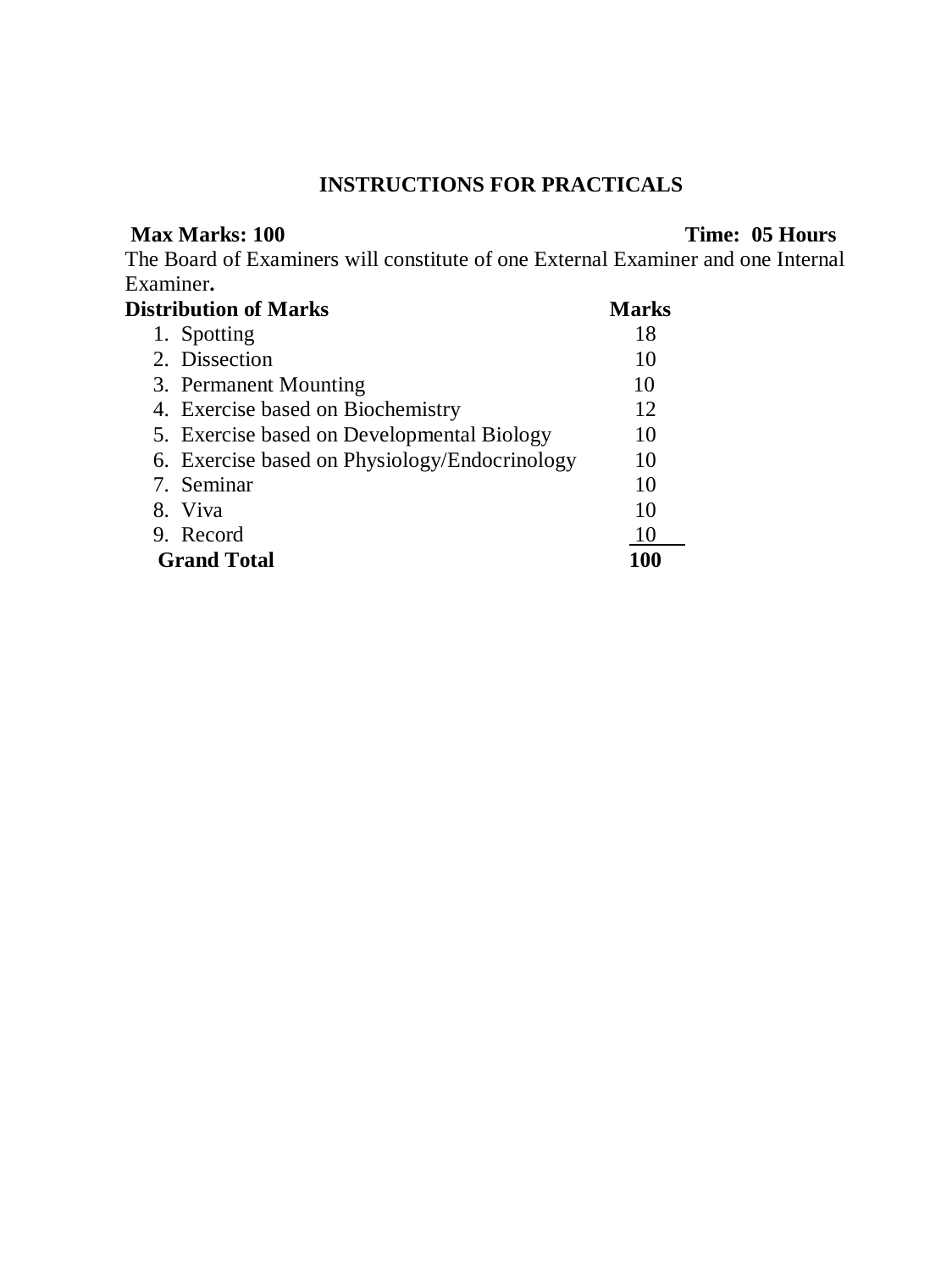## INSTRUCTIONS FOR PRACTICALS

**Max Marks: 100** **Time: 05 Hours**

The Board of Examiners will constitute of one External Examiner and one Internal Examiner**.**

| **Distribution of Marks** | **Marks** |
|---|---|
| 1. Spotting | 18 |
| 2. Dissection | 10 |
| 3. Permanent Mounting | 10 |
| 4. Exercise based on Biochemistry | 12 |
| 5. Exercise based on Developmental Biology | 10 |
| 6. Exercise based on Physiology/Endocrinology | 10 |
| 7. Seminar | 10 |
| 8. Viva | 10 |
| 9. Record | 10 |
| **Grand Total** | **100** |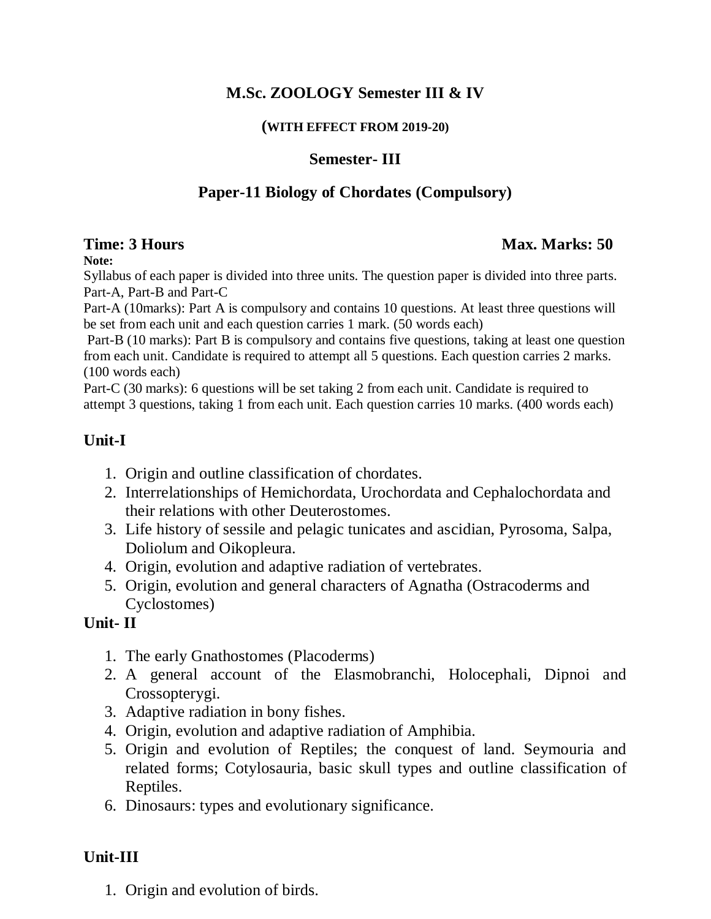# M.Sc. ZOOLOGY Semester III & IV

**(WITH EFFECT FROM 2019-20)**

## Semester- III

## Paper-11 Biology of Chordates (Compulsory)

**Time: 3 Hours** **Max. Marks: 50**

**Note:**

Syllabus of each paper is divided into three units. The question paper is divided into three parts. Part-A, Part-B and Part-C

Part-A (10marks): Part A is compulsory and contains 10 questions. At least three questions will be set from each unit and each question carries 1 mark. (50 words each)

Part-B (10 marks): Part B is compulsory and contains five questions, taking at least one question from each unit. Candidate is required to attempt all 5 questions. Each question carries 2 marks. (100 words each)

Part-C (30 marks): 6 questions will be set taking 2 from each unit. Candidate is required to attempt 3 questions, taking 1 from each unit. Each question carries 10 marks. (400 words each)

### Unit-I

1. Origin and outline classification of chordates.
2. Interrelationships of Hemichordata, Urochordata and Cephalochordata and their relations with other Deuterostomes.
3. Life history of sessile and pelagic tunicates and ascidian, Pyrosoma, Salpa, Doliolum and Oikopleura.
4. Origin, evolution and adaptive radiation of vertebrates.
5. Origin, evolution and general characters of Agnatha (Ostracoderms and Cyclostomes)

### Unit- II

1. The early Gnathostomes (Placoderms)
2. A general account of the Elasmobranchi, Holocephali, Dipnoi and Crossopterygi.
3. Adaptive radiation in bony fishes.
4. Origin, evolution and adaptive radiation of Amphibia.
5. Origin and evolution of Reptiles; the conquest of land. Seymouria and related forms; Cotylosauria, basic skull types and outline classification of Reptiles.
6. Dinosaurs: types and evolutionary significance.

### Unit-III

1. Origin and evolution of birds.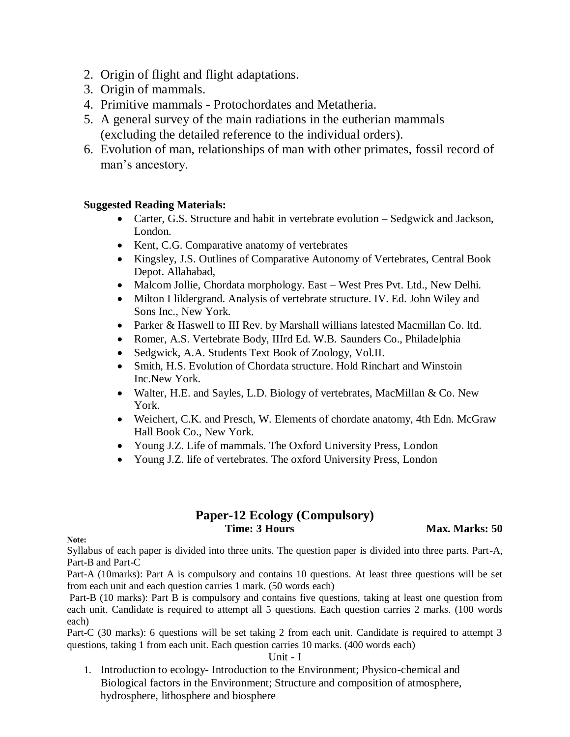2. Origin of flight and flight adaptations.
3. Origin of mammals.
4. Primitive mammals - Protochordates and Metatheria.
5. A general survey of the main radiations in the eutherian mammals (excluding the detailed reference to the individual orders).
6. Evolution of man, relationships of man with other primates, fossil record of man's ancestory.

**Suggested Reading Materials:**

- Carter, G.S. Structure and habit in vertebrate evolution – Sedgwick and Jackson, London.
- Kent, C.G. Comparative anatomy of vertebrates
- Kingsley, J.S. Outlines of Comparative Autonomy of Vertebrates, Central Book Depot. Allahabad,
- Malcom Jollie, Chordata morphology. East – West Pres Pvt. Ltd., New Delhi.
- Milton I lildergrand. Analysis of vertebrate structure. IV. Ed. John Wiley and Sons Inc., New York.
- Parker & Haswell to III Rev. by Marshall willians latested Macmillan Co. ltd.
- Romer, A.S. Vertebrate Body, IIIrd Ed. W.B. Saunders Co., Philadelphia
- Sedgwick, A.A. Students Text Book of Zoology, Vol.II.
- Smith, H.S. Evolution of Chordata structure. Hold Rinchart and Winstoin Inc.New York.
- Walter, H.E. and Sayles, L.D. Biology of vertebrates, MacMillan & Co. New York.
- Weichert, C.K. and Presch, W. Elements of chordate anatomy, 4th Edn. McGraw Hall Book Co., New York.
- Young J.Z. Life of mammals. The Oxford University Press, London
- Young J.Z. life of vertebrates. The oxford University Press, London

## Paper-12 Ecology (Compulsory)

**Time: 3 Hours** **Max. Marks: 50**

**Note:**

Syllabus of each paper is divided into three units. The question paper is divided into three parts. Part-A, Part-B and Part-C

Part-A (10marks): Part A is compulsory and contains 10 questions. At least three questions will be set from each unit and each question carries 1 mark. (50 words each)

Part-B (10 marks): Part B is compulsory and contains five questions, taking at least one question from each unit. Candidate is required to attempt all 5 questions. Each question carries 2 marks. (100 words each)

Part-C (30 marks): 6 questions will be set taking 2 from each unit. Candidate is required to attempt 3 questions, taking 1 from each unit. Each question carries 10 marks. (400 words each)

Unit - I

1. Introduction to ecology- Introduction to the Environment; Physico-chemical and Biological factors in the Environment; Structure and composition of atmosphere, hydrosphere, lithosphere and biosphere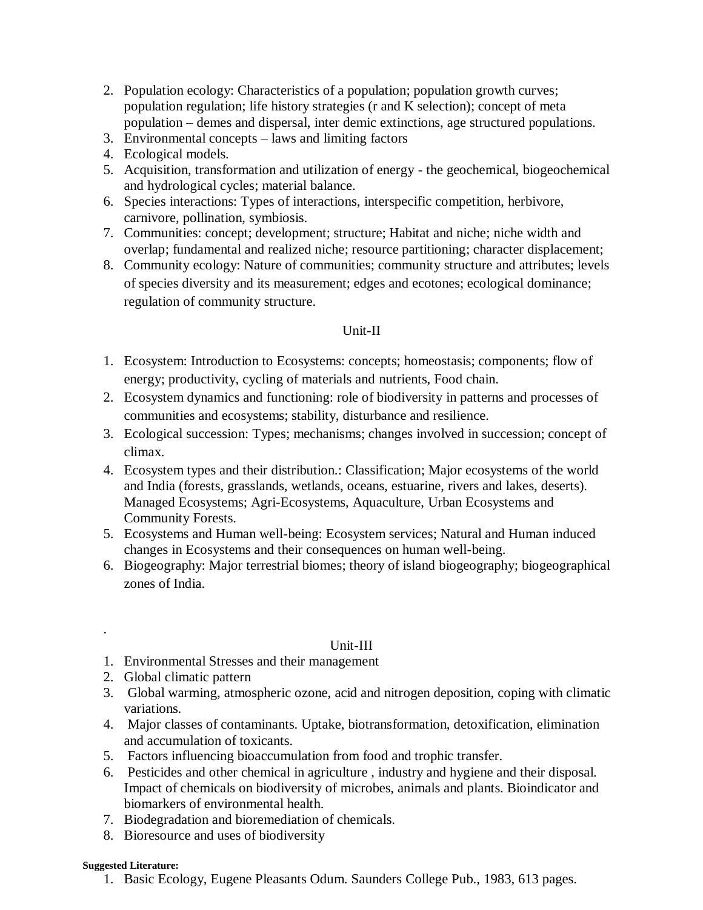2. Population ecology: Characteristics of a population; population growth curves; population regulation; life history strategies (r and K selection); concept of meta population – demes and dispersal, inter demic extinctions, age structured populations.
3. Environmental concepts – laws and limiting factors
4. Ecological models.
5. Acquisition, transformation and utilization of energy - the geochemical, biogeochemical and hydrological cycles; material balance.
6. Species interactions: Types of interactions, interspecific competition, herbivore, carnivore, pollination, symbiosis.
7. Communities: concept; development; structure; Habitat and niche; niche width and overlap; fundamental and realized niche; resource partitioning; character displacement;
8. Community ecology: Nature of communities; community structure and attributes; levels of species diversity and its measurement; edges and ecotones; ecological dominance; regulation of community structure.

## Unit-II

1. Ecosystem: Introduction to Ecosystems: concepts; homeostasis; components; flow of energy; productivity, cycling of materials and nutrients, Food chain.
2. Ecosystem dynamics and functioning: role of biodiversity in patterns and processes of communities and ecosystems; stability, disturbance and resilience.
3. Ecological succession: Types; mechanisms; changes involved in succession; concept of climax.
4. Ecosystem types and their distribution.: Classification; Major ecosystems of the world and India (forests, grasslands, wetlands, oceans, estuarine, rivers and lakes, deserts). Managed Ecosystems; Agri-Ecosystems, Aquaculture, Urban Ecosystems and Community Forests.
5. Ecosystems and Human well-being: Ecosystem services; Natural and Human induced changes in Ecosystems and their consequences on human well-being.
6. Biogeography: Major terrestrial biomes; theory of island biogeography; biogeographical zones of India.

.

## Unit-III

1. Environmental Stresses and their management
2. Global climatic pattern
3. Global warming, atmospheric ozone, acid and nitrogen deposition, coping with climatic variations.
4. Major classes of contaminants. Uptake, biotransformation, detoxification, elimination and accumulation of toxicants.
5. Factors influencing bioaccumulation from food and trophic transfer.
6. Pesticides and other chemical in agriculture , industry and hygiene and their disposal. Impact of chemicals on biodiversity of microbes, animals and plants. Bioindicator and biomarkers of environmental health.
7. Biodegradation and bioremediation of chemicals.
8. Bioresource and uses of biodiversity

**Suggested Literature:**

1. Basic Ecology, Eugene Pleasants Odum. Saunders College Pub., 1983, 613 pages.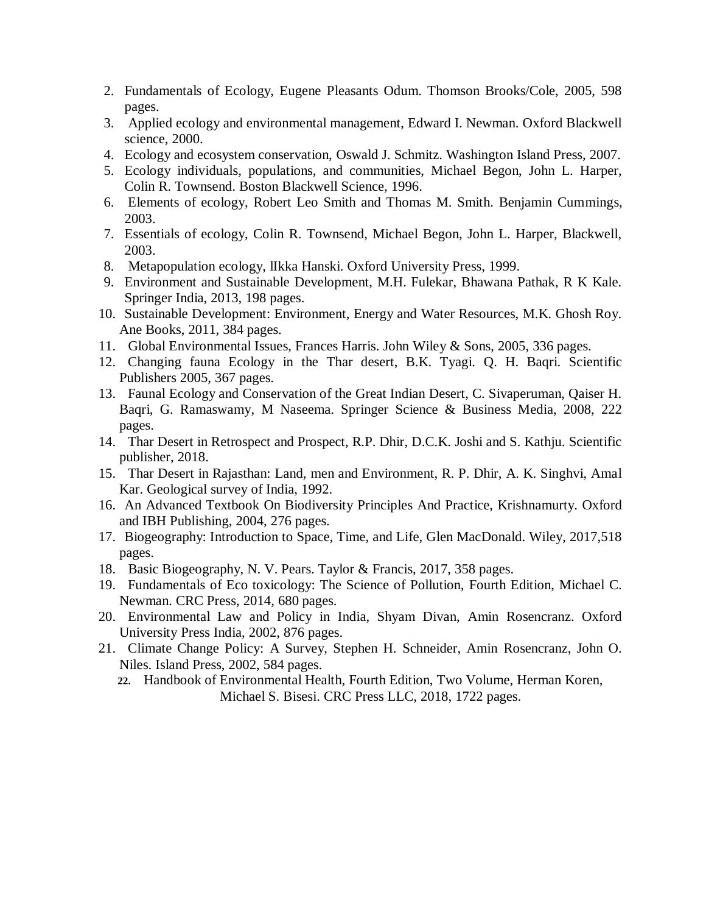2. Fundamentals of Ecology, Eugene Pleasants Odum. Thomson Brooks/Cole, 2005, 598 pages.
3. Applied ecology and environmental management, Edward I. Newman. Oxford Blackwell science, 2000.
4. Ecology and ecosystem conservation, Oswald J. Schmitz. Washington Island Press, 2007.
5. Ecology individuals, populations, and communities, Michael Begon, John L. Harper, Colin R. Townsend. Boston Blackwell Science, 1996.
6. Elements of ecology, Robert Leo Smith and Thomas M. Smith. Benjamin Cummings, 2003.
7. Essentials of ecology, Colin R. Townsend, Michael Begon, John L. Harper, Blackwell, 2003.
8. Metapopulation ecology, IIkka Hanski. Oxford University Press, 1999.
9. Environment and Sustainable Development, M.H. Fulekar, Bhawana Pathak, R K Kale. Springer India, 2013, 198 pages.
10. Sustainable Development: Environment, Energy and Water Resources, M.K. Ghosh Roy. Ane Books, 2011, 384 pages.
11. Global Environmental Issues, Frances Harris. John Wiley & Sons, 2005, 336 pages.
12. Changing fauna Ecology in the Thar desert, B.K. Tyagi. Q. H. Baqri. Scientific Publishers 2005, 367 pages.
13. Faunal Ecology and Conservation of the Great Indian Desert, C. Sivaperuman, Qaiser H. Baqri, G. Ramaswamy, M Naseema. Springer Science & Business Media, 2008, 222 pages.
14. Thar Desert in Retrospect and Prospect, R.P. Dhir, D.C.K. Joshi and S. Kathju. Scientific publisher, 2018.
15. Thar Desert in Rajasthan: Land, men and Environment, R. P. Dhir, A. K. Singhvi, Amal Kar. Geological survey of India, 1992.
16. An Advanced Textbook On Biodiversity Principles And Practice, Krishnamurty. Oxford and IBH Publishing, 2004, 276 pages.
17. Biogeography: Introduction to Space, Time, and Life, Glen MacDonald. Wiley, 2017,518 pages.
18. Basic Biogeography, N. V. Pears. Taylor & Francis, 2017, 358 pages.
19. Fundamentals of Eco toxicology: The Science of Pollution, Fourth Edition, Michael C. Newman. CRC Press, 2014, 680 pages.
20. Environmental Law and Policy in India, Shyam Divan, Amin Rosencranz. Oxford University Press India, 2002, 876 pages.
21. Climate Change Policy: A Survey, Stephen H. Schneider, Amin Rosencranz, John O. Niles. Island Press, 2002, 584 pages.
22. Handbook of Environmental Health, Fourth Edition, Two Volume, Herman Koren, Michael S. Bisesi. CRC Press LLC, 2018, 1722 pages.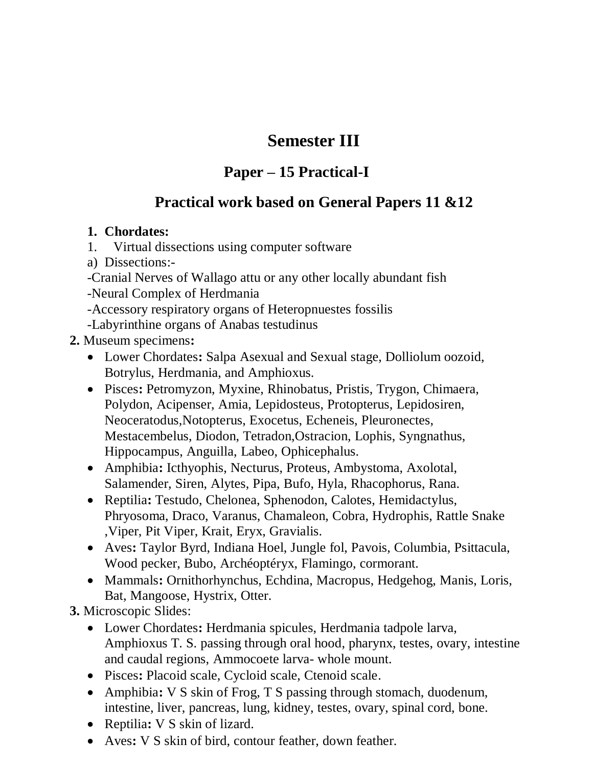# Semester III

## Paper – 15 Practical-I

## Practical work based on General Papers 11 &12

1. **Chordates:**

1. Virtual dissections using computer software

a) Dissections:-

-Cranial Nerves of Wallago attu or any other locally abundant fish

-Neural Complex of Herdmania

-Accessory respiratory organs of Heteropnuestes fossilis

-Labyrinthine organs of Anabas testudinus

**2.** Museum specimens**:**

- Lower Chordates**:** Salpa Asexual and Sexual stage, Dolliolum oozoid, Botrylus, Herdmania, and Amphioxus.
- Pisces**:** Petromyzon, Myxine, Rhinobatus, Pristis, Trygon, Chimaera, Polydon, Acipenser, Amia, Lepidosteus, Protopterus, Lepidosiren, Neoceratodus,Notopterus, Exocetus, Echeneis, Pleuronectes, Mestacembelus, Diodon, Tetradon,Ostracion, Lophis, Syngnathus, Hippocampus, Anguilla, Labeo, Ophicephalus.
- Amphibia**:** Icthyophis, Necturus, Proteus, Ambystoma, Axolotal, Salamender, Siren, Alytes, Pipa, Bufo, Hyla, Rhacophorus, Rana.
- Reptilia**:** Testudo, Chelonea, Sphenodon, Calotes, Hemidactylus, Phryosoma, Draco, Varanus, Chamaleon, Cobra, Hydrophis, Rattle Snake ,Viper, Pit Viper, Krait, Eryx, Gravialis.
- Aves**:** Taylor Byrd, Indiana Hoel, Jungle fol, Pavois, Columbia, Psittacula, Wood pecker, Bubo, Archéoptéryx, Flamingo, cormorant.
- Mammals**:** Ornithorhynchus, Echdina, Macropus, Hedgehog, Manis, Loris, Bat, Mangoose, Hystrix, Otter.

**3.** Microscopic Slides:

- Lower Chordates**:** Herdmania spicules, Herdmania tadpole larva, Amphioxus T. S. passing through oral hood, pharynx, testes, ovary, intestine and caudal regions, Ammocoete larva- whole mount.
- Pisces**:** Placoid scale, Cycloid scale, Ctenoid scale.
- Amphibia**:** V S skin of Frog, T S passing through stomach, duodenum, intestine, liver, pancreas, lung, kidney, testes, ovary, spinal cord, bone.
- Reptilia**:** V S skin of lizard.
- Aves**:** V S skin of bird, contour feather, down feather.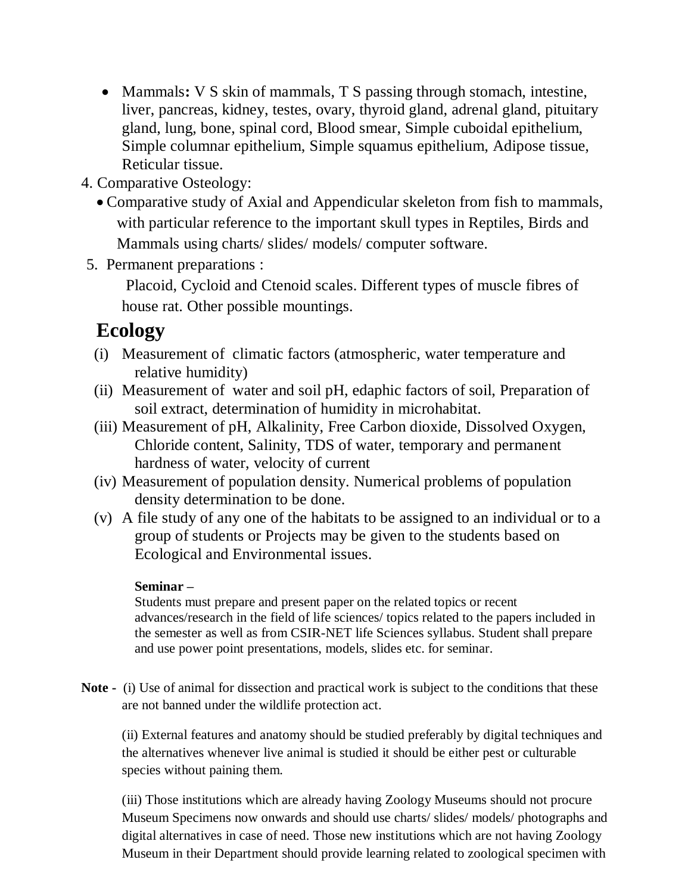- Mammals**:** V S skin of mammals, T S passing through stomach, intestine, liver, pancreas, kidney, testes, ovary, thyroid gland, adrenal gland, pituitary gland, lung, bone, spinal cord, Blood smear, Simple cuboidal epithelium, Simple columnar epithelium, Simple squamus epithelium, Adipose tissue, Reticular tissue.

4. Comparative Osteology:
   - Comparative study of Axial and Appendicular skeleton from fish to mammals, with particular reference to the important skull types in Reptiles, Birds and Mammals using charts/ slides/ models/ computer software.

5. Permanent preparations :

   Placoid, Cycloid and Ctenoid scales. Different types of muscle fibres of house rat. Other possible mountings.

## Ecology

(i) Measurement of climatic factors (atmospheric, water temperature and relative humidity)

(ii) Measurement of water and soil pH, edaphic factors of soil, Preparation of soil extract, determination of humidity in microhabitat.

(iii) Measurement of pH, Alkalinity, Free Carbon dioxide, Dissolved Oxygen, Chloride content, Salinity, TDS of water, temporary and permanent hardness of water, velocity of current

(iv) Measurement of population density. Numerical problems of population density determination to be done.

(v) A file study of any one of the habitats to be assigned to an individual or to a group of students or Projects may be given to the students based on Ecological and Environmental issues.

**Seminar –**

Students must prepare and present paper on the related topics or recent advances/research in the field of life sciences/ topics related to the papers included in the semester as well as from CSIR-NET life Sciences syllabus. Student shall prepare and use power point presentations, models, slides etc. for seminar.

**Note -** (i) Use of animal for dissection and practical work is subject to the conditions that these are not banned under the wildlife protection act.

(ii) External features and anatomy should be studied preferably by digital techniques and the alternatives whenever live animal is studied it should be either pest or culturable species without paining them.

(iii) Those institutions which are already having Zoology Museums should not procure Museum Specimens now onwards and should use charts/ slides/ models/ photographs and digital alternatives in case of need. Those new institutions which are not having Zoology Museum in their Department should provide learning related to zoological specimen with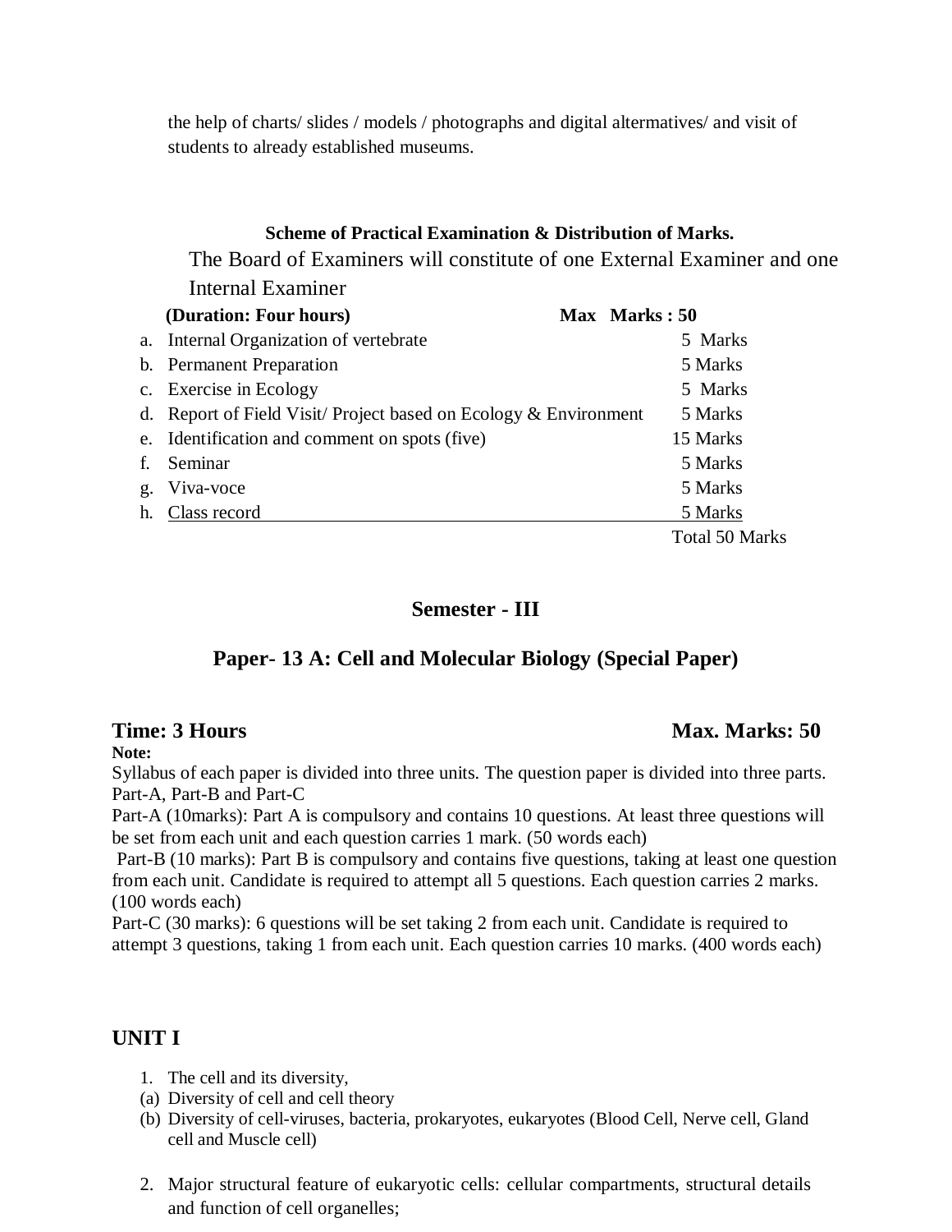the help of charts/ slides / models / photographs and digital altermatives/ and visit of students to already established museums.

**Scheme of Practical Examination & Distribution of Marks.**

The Board of Examiners will constitute of one External Examiner and one Internal Examiner

**(Duration: Four hours)** **Max Marks : 50**

| | | |
|---|---|---|
| a. | Internal Organization of vertebrate | 5 Marks |
| b. | Permanent Preparation | 5 Marks |
| c. | Exercise in Ecology | 5 Marks |
| d. | Report of Field Visit/ Project based on Ecology & Environment | 5 Marks |
| e. | Identification and comment on spots (five) | 15 Marks |
| f. | Seminar | 5 Marks |
| g. | Viva-voce | 5 Marks |
| h. | Class record | 5 Marks |
| | | Total 50 Marks |

## Semester - III

## Paper- 13 A: Cell and Molecular Biology (Special Paper)

**Time: 3 Hours** **Max. Marks: 50**

**Note:**

Syllabus of each paper is divided into three units. The question paper is divided into three parts. Part-A, Part-B and Part-C

Part-A (10marks): Part A is compulsory and contains 10 questions. At least three questions will be set from each unit and each question carries 1 mark. (50 words each)

Part-B (10 marks): Part B is compulsory and contains five questions, taking at least one question from each unit. Candidate is required to attempt all 5 questions. Each question carries 2 marks. (100 words each)

Part-C (30 marks): 6 questions will be set taking 2 from each unit. Candidate is required to attempt 3 questions, taking 1 from each unit. Each question carries 10 marks. (400 words each)

## UNIT I

1. The cell and its diversity,
   - (a) Diversity of cell and cell theory
   - (b) Diversity of cell-viruses, bacteria, prokaryotes, eukaryotes (Blood Cell, Nerve cell, Gland cell and Muscle cell)
2. Major structural feature of eukaryotic cells: cellular compartments, structural details and function of cell organelles;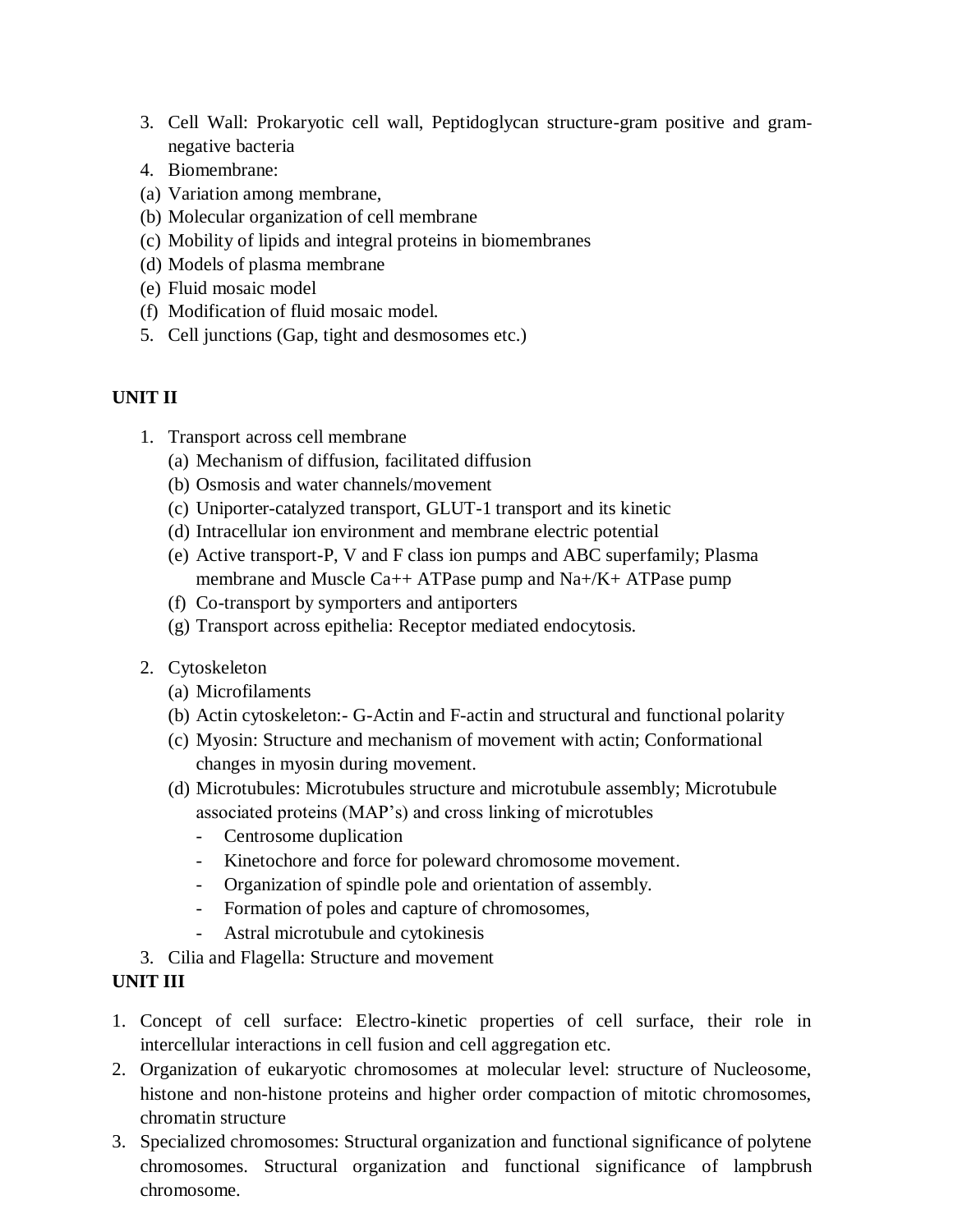3. Cell Wall: Prokaryotic cell wall, Peptidoglycan structure-gram positive and gram-negative bacteria
4. Biomembrane:
(a) Variation among membrane,
(b) Molecular organization of cell membrane
(c) Mobility of lipids and integral proteins in biomembranes
(d) Models of plasma membrane
(e) Fluid mosaic model
(f) Modification of fluid mosaic model.
5. Cell junctions (Gap, tight and desmosomes etc.)

**UNIT II**

1. Transport across cell membrane
   (a) Mechanism of diffusion, facilitated diffusion
   (b) Osmosis and water channels/movement
   (c) Uniporter-catalyzed transport, GLUT-1 transport and its kinetic
   (d) Intracellular ion environment and membrane electric potential
   (e) Active transport-P, V and F class ion pumps and ABC superfamily; Plasma membrane and Muscle $Ca^{++}$ ATPase pump and $Na^+/K^+$ ATPase pump
   (f) Co-transport by symporters and antiporters
   (g) Transport across epithelia: Receptor mediated endocytosis.

2. Cytoskeleton
   (a) Microfilaments
   (b) Actin cytoskeleton:- G-Actin and F-actin and structural and functional polarity
   (c) Myosin: Structure and mechanism of movement with actin; Conformational changes in myosin during movement.
   (d) Microtubules: Microtubules structure and microtubule assembly; Microtubule associated proteins (MAP's) and cross linking of microtubles
      - Centrosome duplication
      - Kinetochore and force for poleward chromosome movement.
      - Organization of spindle pole and orientation of assembly.
      - Formation of poles and capture of chromosomes,
      - Astral microtubule and cytokinesis
3. Cilia and Flagella: Structure and movement

**UNIT III**

1. Concept of cell surface: Electro-kinetic properties of cell surface, their role in intercellular interactions in cell fusion and cell aggregation etc.
2. Organization of eukaryotic chromosomes at molecular level: structure of Nucleosome, histone and non-histone proteins and higher order compaction of mitotic chromosomes, chromatin structure
3. Specialized chromosomes: Structural organization and functional significance of polytene chromosomes. Structural organization and functional significance of lampbrush chromosome.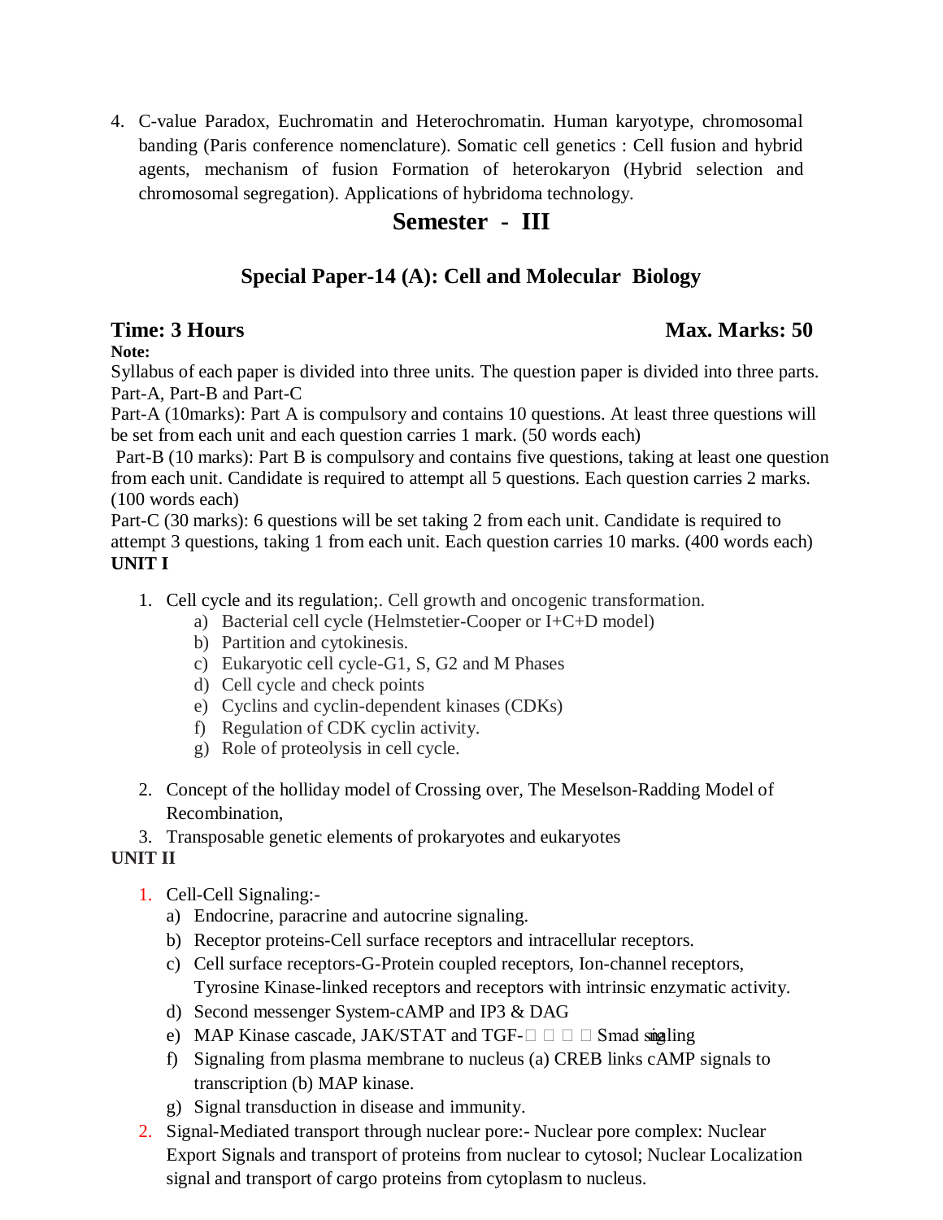4. C-value Paradox, Euchromatin and Heterochromatin. Human karyotype, chromosomal banding (Paris conference nomenclature). Somatic cell genetics : Cell fusion and hybrid agents, mechanism of fusion Formation of heterokaryon (Hybrid selection and chromosomal segregation). Applications of hybridoma technology.

# Semester - III

## Special Paper-14 (A): Cell and Molecular Biology

**Time: 3 Hours** **Max. Marks: 50**

**Note:**

Syllabus of each paper is divided into three units. The question paper is divided into three parts. Part-A, Part-B and Part-C

Part-A (10marks): Part A is compulsory and contains 10 questions. At least three questions will be set from each unit and each question carries 1 mark. (50 words each)

Part-B (10 marks): Part B is compulsory and contains five questions, taking at least one question from each unit. Candidate is required to attempt all 5 questions. Each question carries 2 marks. (100 words each)

Part-C (30 marks): 6 questions will be set taking 2 from each unit. Candidate is required to attempt 3 questions, taking 1 from each unit. Each question carries 10 marks. (400 words each)

**UNIT I**

1. Cell cycle and its regulation;. Cell growth and oncogenic transformation.
   a) Bacterial cell cycle (Helmstetier-Cooper or I+C+D model)
   b) Partition and cytokinesis.
   c) Eukaryotic cell cycle-G1, S, G2 and M Phases
   d) Cell cycle and check points
   e) Cyclins and cyclin-dependent kinases (CDKs)
   f) Regulation of CDK cyclin activity.
   g) Role of proteolysis in cell cycle.

2. Concept of the holliday model of Crossing over, The Meselson-Radding Model of Recombination,
3. Transposable genetic elements of prokaryotes and eukaryotes

**UNIT II**

1. Cell-Cell Signaling:-
   a) Endocrine, paracrine and autocrine signaling.
   b) Receptor proteins-Cell surface receptors and intracellular receptors.
   c) Cell surface receptors-G-Protein coupled receptors, Ion-channel receptors, Tyrosine Kinase-linked receptors and receptors with intrinsic enzymatic activity.
   d) Second messenger System-cAMP and IP3 & DAG
   e) MAP Kinase cascade, JAK/STAT and TGF-□ □ □ □ Smad signaling
   f) Signaling from plasma membrane to nucleus (a) CREB links cAMP signals to transcription (b) MAP kinase.
   g) Signal transduction in disease and immunity.
2. Signal-Mediated transport through nuclear pore:- Nuclear pore complex: Nuclear Export Signals and transport of proteins from nuclear to cytosol; Nuclear Localization signal and transport of cargo proteins from cytoplasm to nucleus.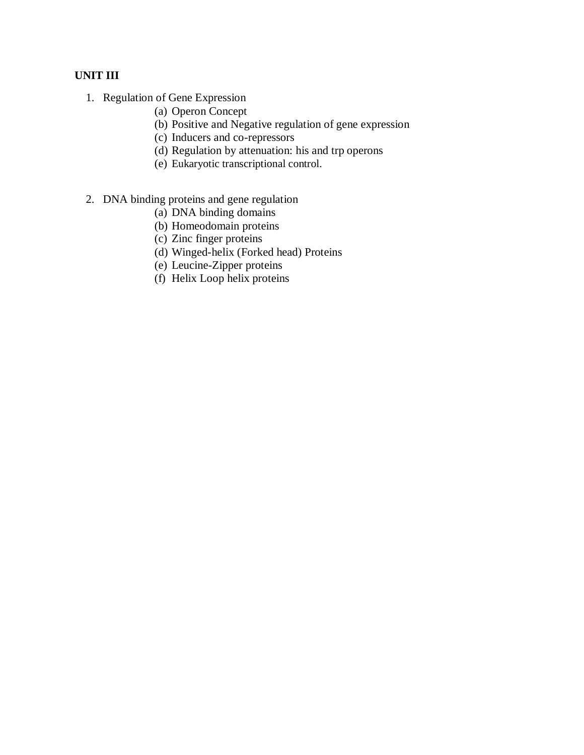**UNIT III**

1. Regulation of Gene Expression
   - (a) Operon Concept
   - (b) Positive and Negative regulation of gene expression
   - (c) Inducers and co-repressors
   - (d) Regulation by attenuation: his and trp operons
   - (e) Eukaryotic transcriptional control.

2. DNA binding proteins and gene regulation
   - (a) DNA binding domains
   - (b) Homeodomain proteins
   - (c) Zinc finger proteins
   - (d) Winged-helix (Forked head) Proteins
   - (e) Leucine-Zipper proteins
   - (f) Helix Loop helix proteins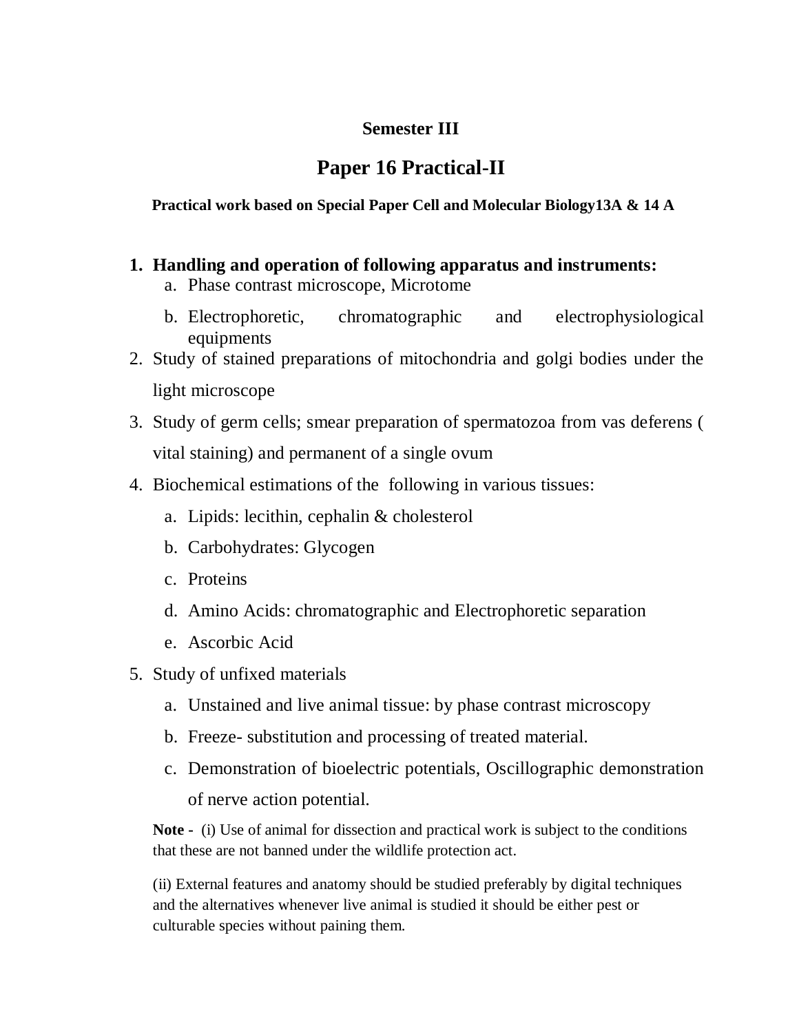**Semester III**

# Paper 16 Practical-II

**Practical work based on Special Paper Cell and Molecular Biology13A & 14 A**

1. **Handling and operation of following apparatus and instruments:**
    a. Phase contrast microscope, Microtome
    b. Electrophoretic, chromatographic and electrophysiological equipments
2. Study of stained preparations of mitochondria and golgi bodies under the light microscope
3. Study of germ cells; smear preparation of spermatozoa from vas deferens ( vital staining) and permanent of a single ovum
4. Biochemical estimations of the following in various tissues:
    a. Lipids: lecithin, cephalin & cholesterol
    b. Carbohydrates: Glycogen
    c. Proteins
    d. Amino Acids: chromatographic and Electrophoretic separation
    e. Ascorbic Acid
5. Study of unfixed materials
    a. Unstained and live animal tissue: by phase contrast microscopy
    b. Freeze- substitution and processing of treated material.
    c. Demonstration of bioelectric potentials, Oscillographic demonstration of nerve action potential.

**Note -** (i) Use of animal for dissection and practical work is subject to the conditions that these are not banned under the wildlife protection act.

(ii) External features and anatomy should be studied preferably by digital techniques and the alternatives whenever live animal is studied it should be either pest or culturable species without paining them.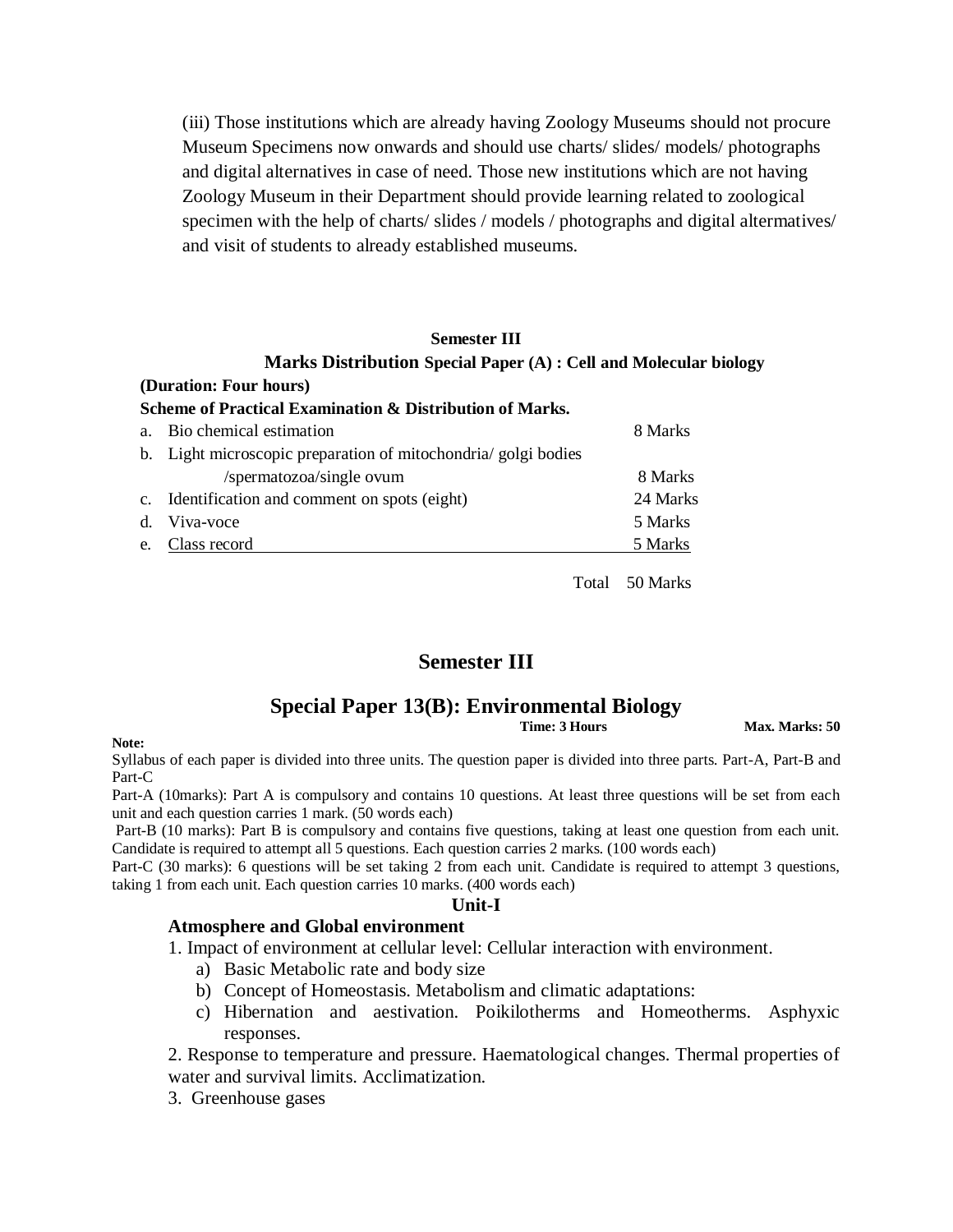(iii) Those institutions which are already having Zoology Museums should not procure Museum Specimens now onwards and should use charts/ slides/ models/ photographs and digital alternatives in case of need. Those new institutions which are not having Zoology Museum in their Department should provide learning related to zoological specimen with the help of charts/ slides / models / photographs and digital altermatives/ and visit of students to already established museums.

**Semester III**

**Marks Distribution Special Paper (A) : Cell and Molecular biology**

**(Duration: Four hours)**

**Scheme of Practical Examination & Distribution of Marks.**

| | | |
|---|---|---|
| a. | Bio chemical estimation | 8 Marks |
| b. | Light microscopic preparation of mitochondria/ golgi bodies /spermatozoa/single ovum | 8 Marks |
| c. | Identification and comment on spots (eight) | 24 Marks |
| d. | Viva-voce | 5 Marks |
| e. | Class record | 5 Marks |
| | Total | 50 Marks |

## Semester III

## Special Paper 13(B): Environmental Biology

**Time: 3 Hours** **Max. Marks: 50**

**Note:**

Syllabus of each paper is divided into three units. The question paper is divided into three parts. Part-A, Part-B and Part-C

Part-A (10marks): Part A is compulsory and contains 10 questions. At least three questions will be set from each unit and each question carries 1 mark. (50 words each)

Part-B (10 marks): Part B is compulsory and contains five questions, taking at least one question from each unit. Candidate is required to attempt all 5 questions. Each question carries 2 marks. (100 words each)

Part-C (30 marks): 6 questions will be set taking 2 from each unit. Candidate is required to attempt 3 questions, taking 1 from each unit. Each question carries 10 marks. (400 words each)

**Unit-I**

**Atmosphere and Global environment**

1. Impact of environment at cellular level: Cellular interaction with environment.
   a) Basic Metabolic rate and body size
   b) Concept of Homeostasis. Metabolism and climatic adaptations:
   c) Hibernation and aestivation. Poikilotherms and Homeotherms. Asphyxic responses.
2. Response to temperature and pressure. Haematological changes. Thermal properties of water and survival limits. Acclimatization.
3. Greenhouse gases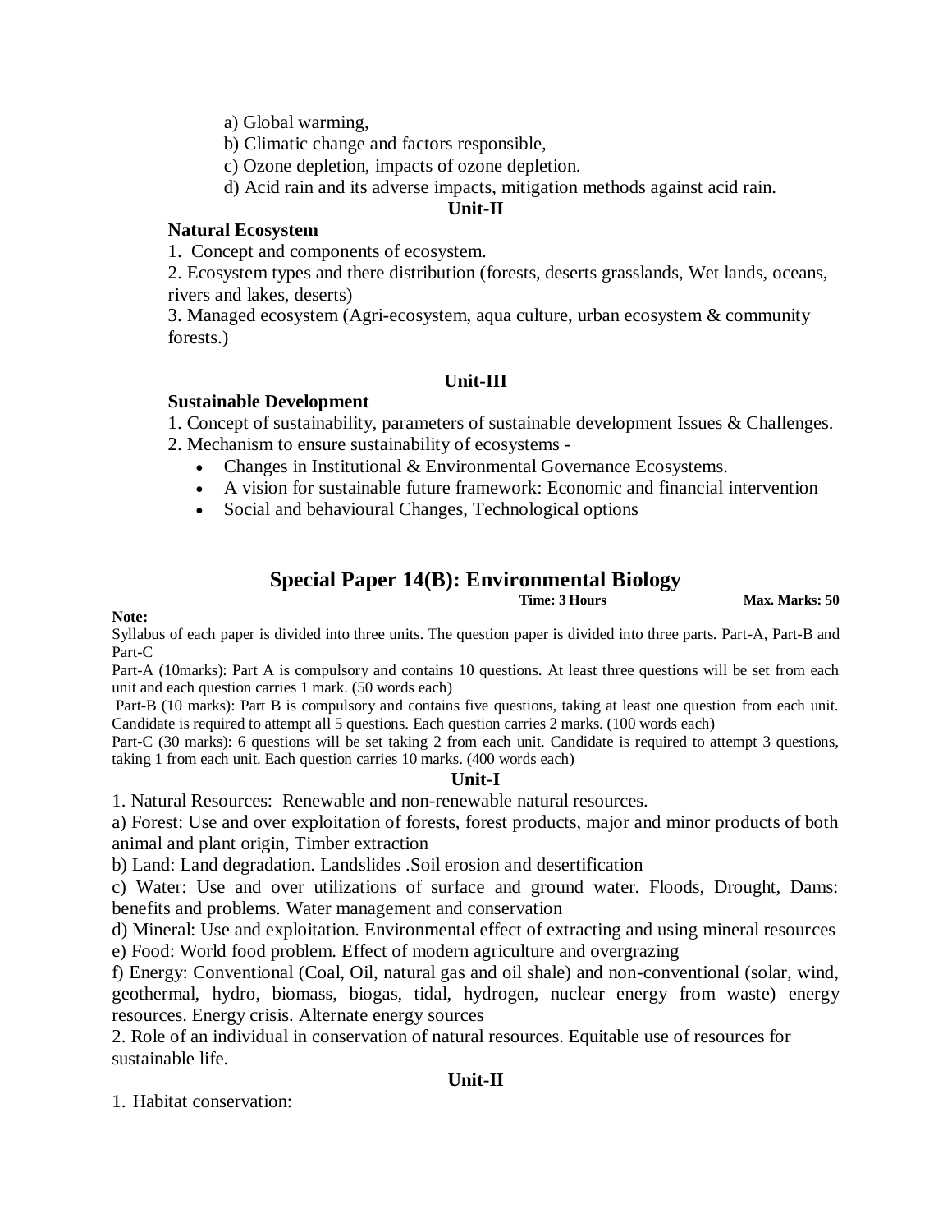a) Global warming,

b) Climatic change and factors responsible,

c) Ozone depletion, impacts of ozone depletion.

d) Acid rain and its adverse impacts, mitigation methods against acid rain.

**Unit-II**

**Natural Ecosystem**

1. Concept and components of ecosystem.
2. Ecosystem types and there distribution (forests, deserts grasslands, Wet lands, oceans, rivers and lakes, deserts)
3. Managed ecosystem (Agri-ecosystem, aqua culture, urban ecosystem & community forests.)

**Unit-III**

**Sustainable Development**

1. Concept of sustainability, parameters of sustainable development Issues & Challenges.
2. Mechanism to ensure sustainability of ecosystems -
   - Changes in Institutional & Environmental Governance Ecosystems.
   - A vision for sustainable future framework: Economic and financial intervention
   - Social and behavioural Changes, Technological options

## Special Paper 14(B): Environmental Biology

**Time: 3 Hours** **Max. Marks: 50**

**Note:**

Syllabus of each paper is divided into three units. The question paper is divided into three parts. Part-A, Part-B and Part-C

Part-A (10marks): Part A is compulsory and contains 10 questions. At least three questions will be set from each unit and each question carries 1 mark. (50 words each)

Part-B (10 marks): Part B is compulsory and contains five questions, taking at least one question from each unit. Candidate is required to attempt all 5 questions. Each question carries 2 marks. (100 words each)

Part-C (30 marks): 6 questions will be set taking 2 from each unit. Candidate is required to attempt 3 questions, taking 1 from each unit. Each question carries 10 marks. (400 words each)

**Unit-I**

1. Natural Resources: Renewable and non-renewable natural resources.

a) Forest: Use and over exploitation of forests, forest products, major and minor products of both animal and plant origin, Timber extraction

b) Land: Land degradation. Landslides .Soil erosion and desertification

c) Water: Use and over utilizations of surface and ground water. Floods, Drought, Dams: benefits and problems. Water management and conservation

d) Mineral: Use and exploitation. Environmental effect of extracting and using mineral resources

e) Food: World food problem. Effect of modern agriculture and overgrazing

f) Energy: Conventional (Coal, Oil, natural gas and oil shale) and non-conventional (solar, wind, geothermal, hydro, biomass, biogas, tidal, hydrogen, nuclear energy from waste) energy resources. Energy crisis. Alternate energy sources

2. Role of an individual in conservation of natural resources. Equitable use of resources for sustainable life.

**Unit-II**

1. Habitat conservation: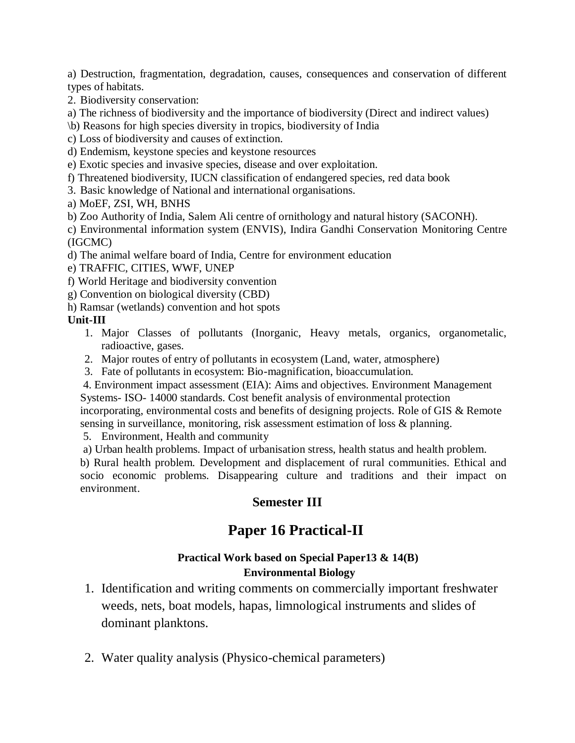a) Destruction, fragmentation, degradation, causes, consequences and conservation of different types of habitats.

2. Biodiversity conservation:

a) The richness of biodiversity and the importance of biodiversity (Direct and indirect values)

\b) Reasons for high species diversity in tropics, biodiversity of India

c) Loss of biodiversity and causes of extinction.

d) Endemism, keystone species and keystone resources

e) Exotic species and invasive species, disease and over exploitation.

f) Threatened biodiversity, IUCN classification of endangered species, red data book

3. Basic knowledge of National and international organisations.

a) MoEF, ZSI, WH, BNHS

b) Zoo Authority of India, Salem Ali centre of ornithology and natural history (SACONH).

c) Environmental information system (ENVIS), Indira Gandhi Conservation Monitoring Centre (IGCMC)

d) The animal welfare board of India, Centre for environment education

e) TRAFFIC, CITIES, WWF, UNEP

f) World Heritage and biodiversity convention

g) Convention on biological diversity (CBD)

h) Ramsar (wetlands) convention and hot spots

**Unit-III**

1. Major Classes of pollutants (Inorganic, Heavy metals, organics, organometalic, radioactive, gases.
2. Major routes of entry of pollutants in ecosystem (Land, water, atmosphere)
3. Fate of pollutants in ecosystem: Bio-magnification, bioaccumulation.
4. Environment impact assessment (EIA): Aims and objectives. Environment Management Systems- ISO- 14000 standards. Cost benefit analysis of environmental protection incorporating, environmental costs and benefits of designing projects. Role of GIS & Remote sensing in surveillance, monitoring, risk assessment estimation of loss & planning.
5. Environment, Health and community

a) Urban health problems. Impact of urbanisation stress, health status and health problem.

b) Rural health problem. Development and displacement of rural communities. Ethical and socio economic problems. Disappearing culture and traditions and their impact on environment.

## Semester III

# Paper 16 Practical-II

### Practical Work based on Special Paper13 & 14(B) Environmental Biology

1. Identification and writing comments on commercially important freshwater weeds, nets, boat models, hapas, limnological instruments and slides of dominant planktons.

2. Water quality analysis (Physico-chemical parameters)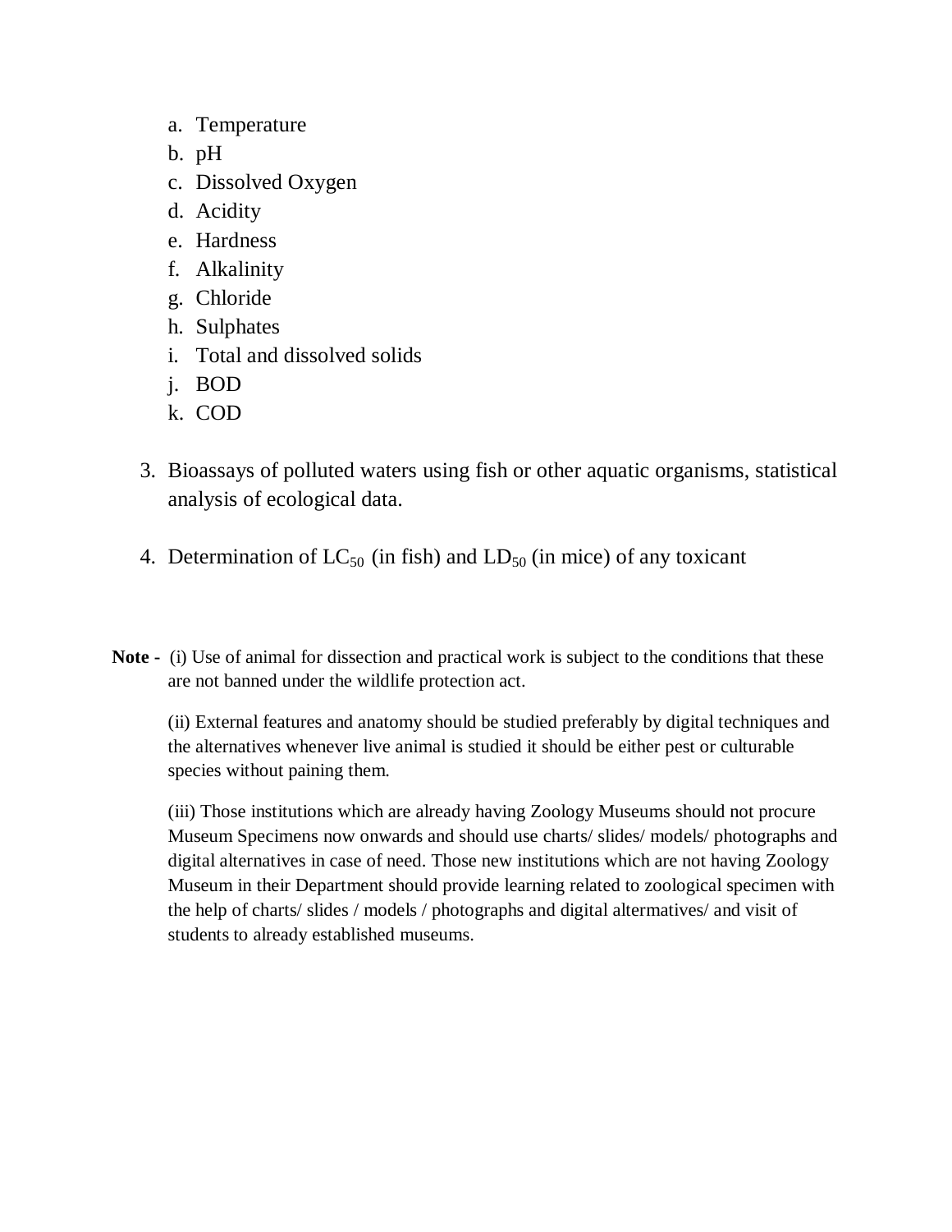a. Temperature
   b. pH
   c. Dissolved Oxygen
   d. Acidity
   e. Hardness
   f. Alkalinity
   g. Chloride
   h. Sulphates
   i. Total and dissolved solids
   j. BOD
   k. COD

3. Bioassays of polluted waters using fish or other aquatic organisms, statistical analysis of ecological data.

4. Determination of $LC_{50}$ (in fish) and $LD_{50}$ (in mice) of any toxicant

**Note -** (i) Use of animal for dissection and practical work is subject to the conditions that these are not banned under the wildlife protection act.

(ii) External features and anatomy should be studied preferably by digital techniques and the alternatives whenever live animal is studied it should be either pest or culturable species without paining them.

(iii) Those institutions which are already having Zoology Museums should not procure Museum Specimens now onwards and should use charts/ slides/ models/ photographs and digital alternatives in case of need. Those new institutions which are not having Zoology Museum in their Department should provide learning related to zoological specimen with the help of charts/ slides / models / photographs and digital altermatives/ and visit of students to already established museums.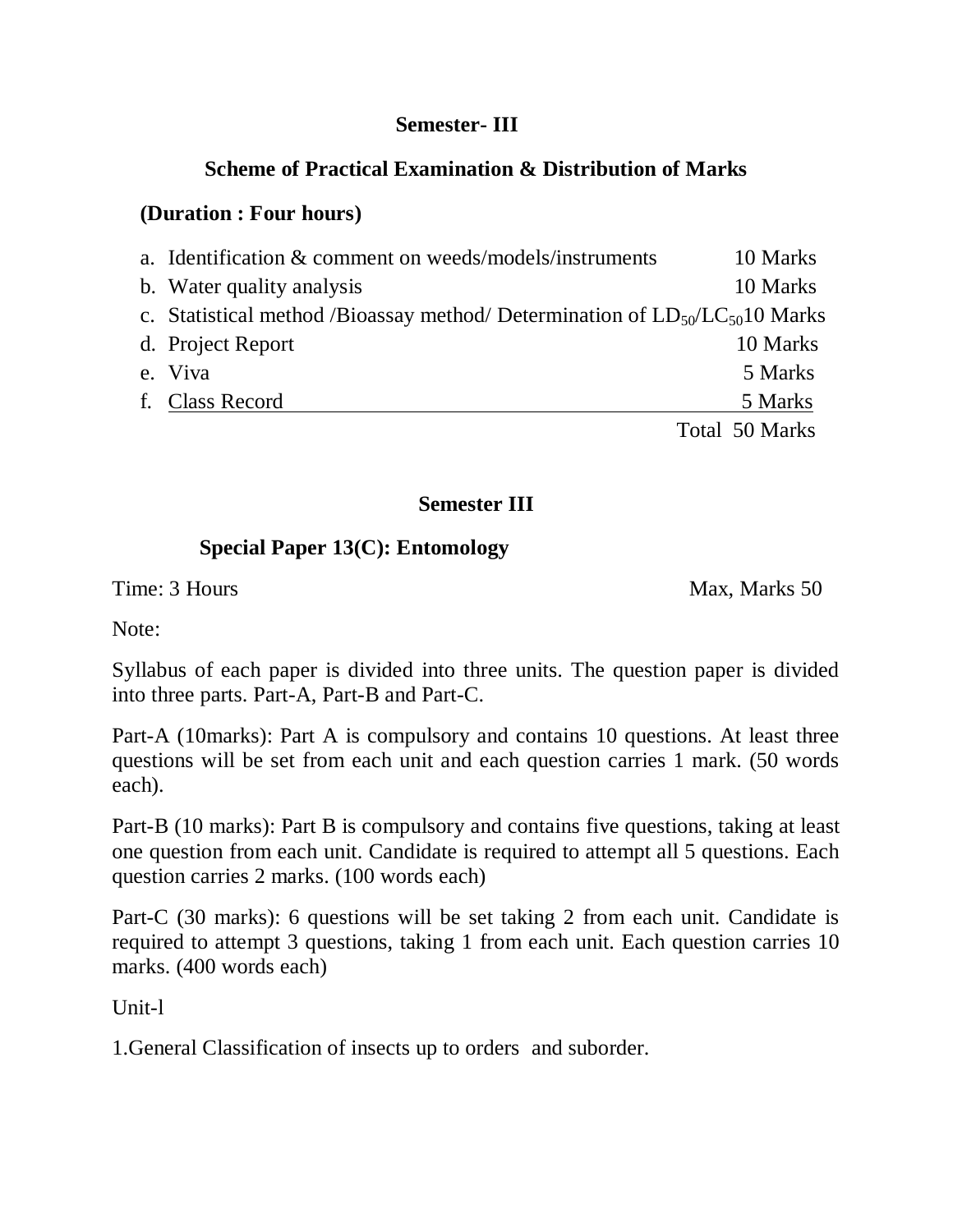**Semester- III**

**Scheme of Practical Examination & Distribution of Marks**

**(Duration : Four hours)**

| | | |
|---|---|---|
| a. | Identification & comment on weeds/models/instruments | 10 Marks |
| b. | Water quality analysis | 10 Marks |
| c. | Statistical method /Bioassay method/ Determination of $LD_{50}$/$LC_{50}$ | 10 Marks |
| d. | Project Report | 10 Marks |
| e. | Viva | 5 Marks |
| f. | Class Record | 5 Marks |
| | | Total 50 Marks |

**Semester III**

**Special Paper 13(C): Entomology**

Time: 3 Hours Max, Marks 50

Note:

Syllabus of each paper is divided into three units. The question paper is divided into three parts. Part-A, Part-B and Part-C.

Part-A (10marks): Part A is compulsory and contains 10 questions. At least three questions will be set from each unit and each question carries 1 mark. (50 words each).

Part-B (10 marks): Part B is compulsory and contains five questions, taking at least one question from each unit. Candidate is required to attempt all 5 questions. Each question carries 2 marks. (100 words each)

Part-C (30 marks): 6 questions will be set taking 2 from each unit. Candidate is required to attempt 3 questions, taking 1 from each unit. Each question carries 10 marks. (400 words each)

Unit-l

1.General Classification of insects up to orders and suborder.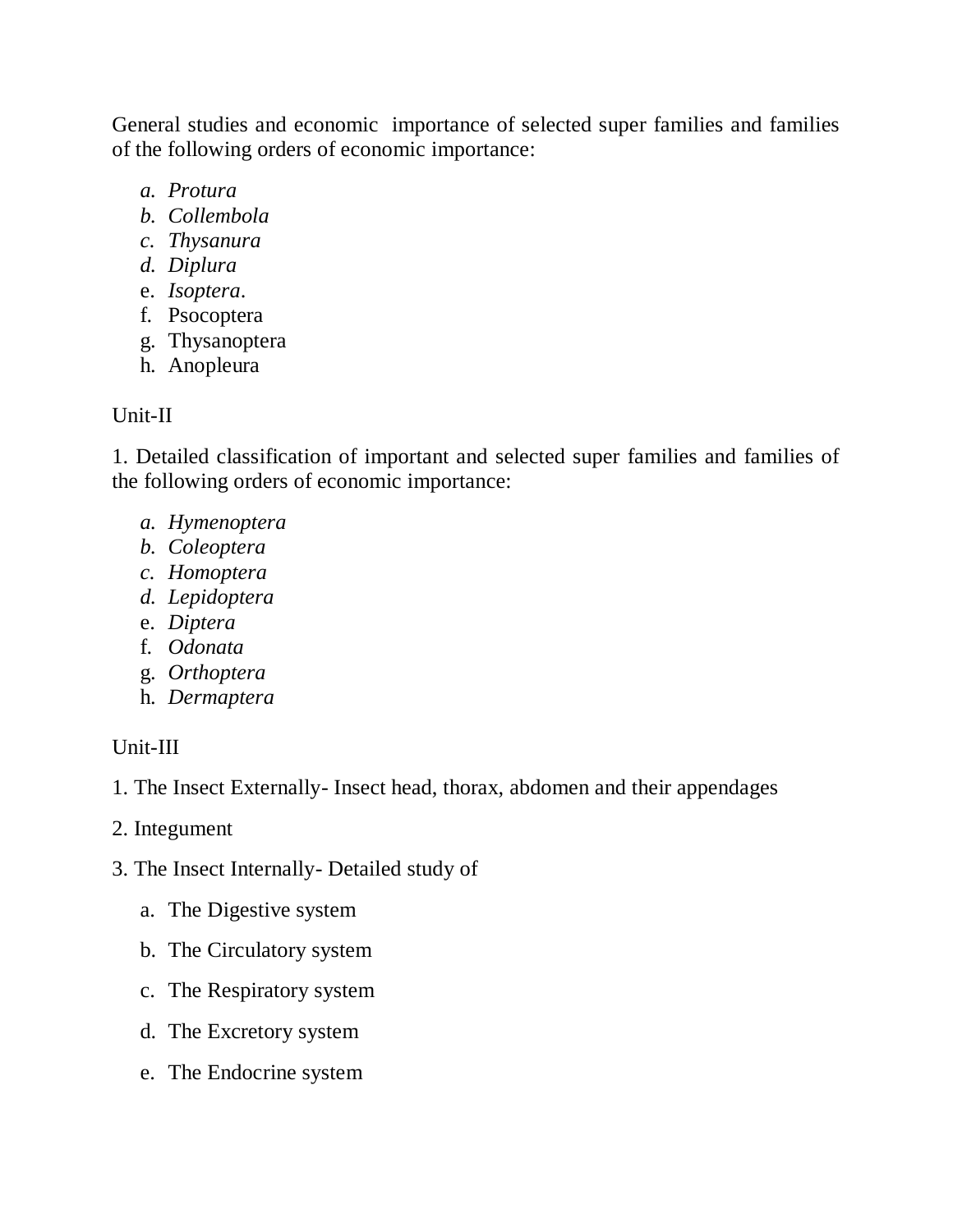General studies and economic importance of selected super families and families of the following orders of economic importance:

*a.* *Protura*
*b.* *Collembola*
*c.* *Thysanura*
*d.* *Diplura*
e. *Isoptera*.
f. Psocoptera
g. Thysanoptera
h. Anopleura

Unit-II

1. Detailed classification of important and selected super families and families of the following orders of economic importance:

*a.* *Hymenoptera*
*b.* *Coleoptera*
*c.* *Homoptera*
*d.* *Lepidoptera*
e. *Diptera*
f. *Odonata*
g. *Orthoptera*
h. *Dermaptera*

Unit-III

1. The Insect Externally- Insect head, thorax, abdomen and their appendages

2. Integument

3. The Insect Internally- Detailed study of

a. The Digestive system

b. The Circulatory system

c. The Respiratory system

d. The Excretory system

e. The Endocrine system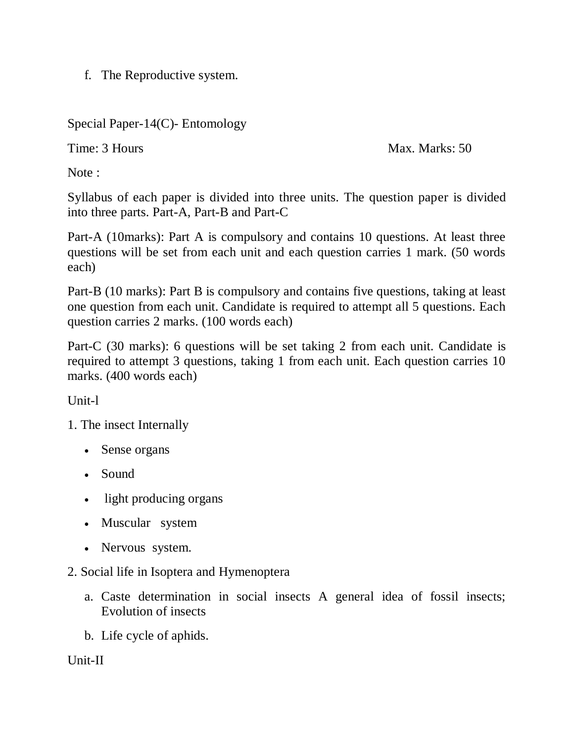f. The Reproductive system.

Special Paper-14(C)- Entomology

Time: 3 Hours Max. Marks: 50

Note :

Syllabus of each paper is divided into three units. The question paper is divided into three parts. Part-A, Part-B and Part-C

Part-A (10marks): Part A is compulsory and contains 10 questions. At least three questions will be set from each unit and each question carries 1 mark. (50 words each)

Part-B (10 marks): Part B is compulsory and contains five questions, taking at least one question from each unit. Candidate is required to attempt all 5 questions. Each question carries 2 marks. (100 words each)

Part-C (30 marks): 6 questions will be set taking 2 from each unit. Candidate is required to attempt 3 questions, taking 1 from each unit. Each question carries 10 marks. (400 words each)

Unit-l

1. The insect Internally

- Sense organs
- Sound
- light producing organs
- Muscular system
- Nervous system.

2. Social life in Isoptera and Hymenoptera

a. Caste determination in social insects A general idea of fossil insects; Evolution of insects

b. Life cycle of aphids.

Unit-II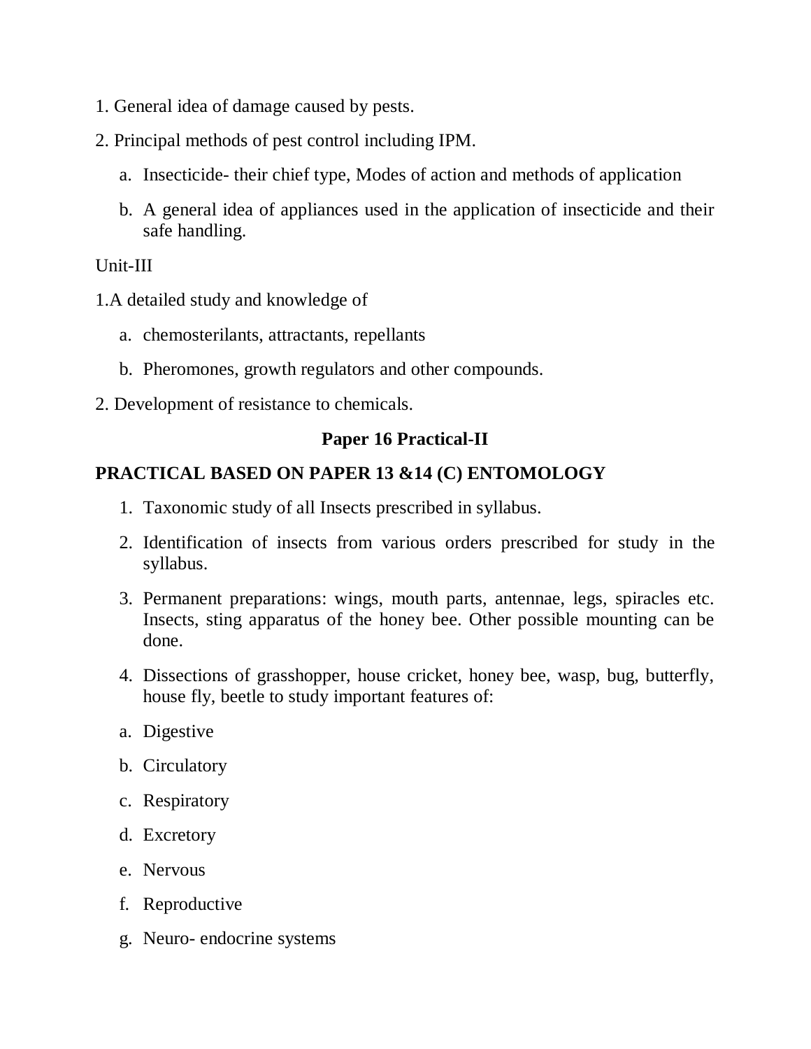1. General idea of damage caused by pests.
2. Principal methods of pest control including IPM.
    a. Insecticide- their chief type, Modes of action and methods of application
    b. A general idea of appliances used in the application of insecticide and their safe handling.

Unit-III

1.A detailed study and knowledge of
    a. chemosterilants, attractants, repellants
    b. Pheromones, growth regulators and other compounds.

2. Development of resistance to chemicals.

### Paper 16 Practical-II

**PRACTICAL BASED ON PAPER 13 &14 (C) ENTOMOLOGY**

1. Taxonomic study of all Insects prescribed in syllabus.
2. Identification of insects from various orders prescribed for study in the syllabus.
3. Permanent preparations: wings, mouth parts, antennae, legs, spiracles etc. Insects, sting apparatus of the honey bee. Other possible mounting can be done.
4. Dissections of grasshopper, house cricket, honey bee, wasp, bug, butterfly, house fly, beetle to study important features of:
    a. Digestive
    b. Circulatory
    c. Respiratory
    d. Excretory
    e. Nervous
    f. Reproductive
    g. Neuro- endocrine systems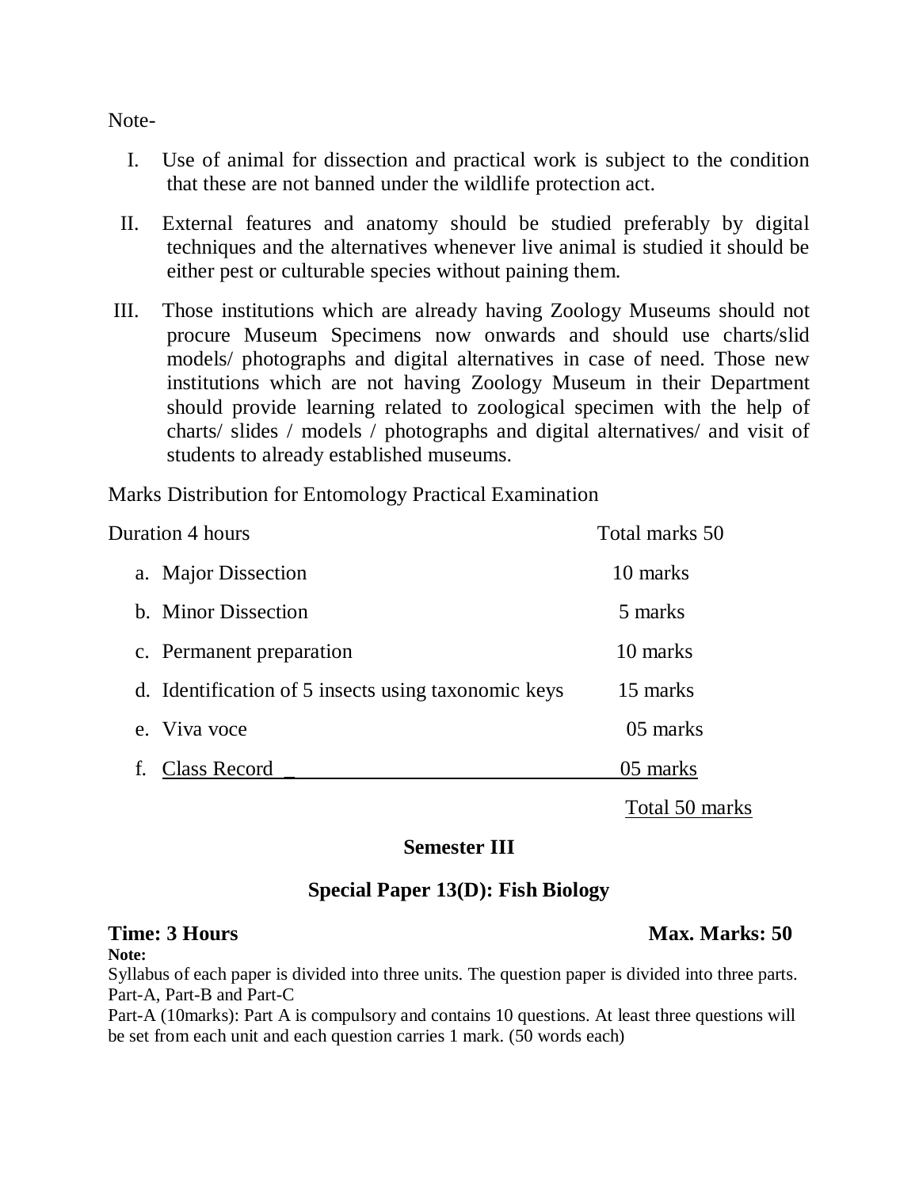Note-

I. Use of animal for dissection and practical work is subject to the condition that these are not banned under the wildlife protection act.

II. External features and anatomy should be studied preferably by digital techniques and the alternatives whenever live animal is studied it should be either pest or culturable species without paining them.

III. Those institutions which are already having Zoology Museums should not procure Museum Specimens now onwards and should use charts/slid models/ photographs and digital alternatives in case of need. Those new institutions which are not having Zoology Museum in their Department should provide learning related to zoological specimen with the help of charts/ slides / models / photographs and digital alternatives/ and visit of students to already established museums.

Marks Distribution for Entomology Practical Examination

| Duration 4 hours | Total marks 50 |
|---|---|
| a. Major Dissection | 10 marks |
| b. Minor Dissection | 5 marks |
| c. Permanent preparation | 10 marks |
| d. Identification of 5 insects using taxonomic keys | 15 marks |
| e. Viva voce | 05 marks |
| f. Class Record | 05 marks |
| | Total 50 marks |

## Semester III

## Special Paper 13(D): Fish Biology

**Time: 3 Hours** **Max. Marks: 50**

**Note:**

Syllabus of each paper is divided into three units. The question paper is divided into three parts. Part-A, Part-B and Part-C

Part-A (10marks): Part A is compulsory and contains 10 questions. At least three questions will be set from each unit and each question carries 1 mark. (50 words each)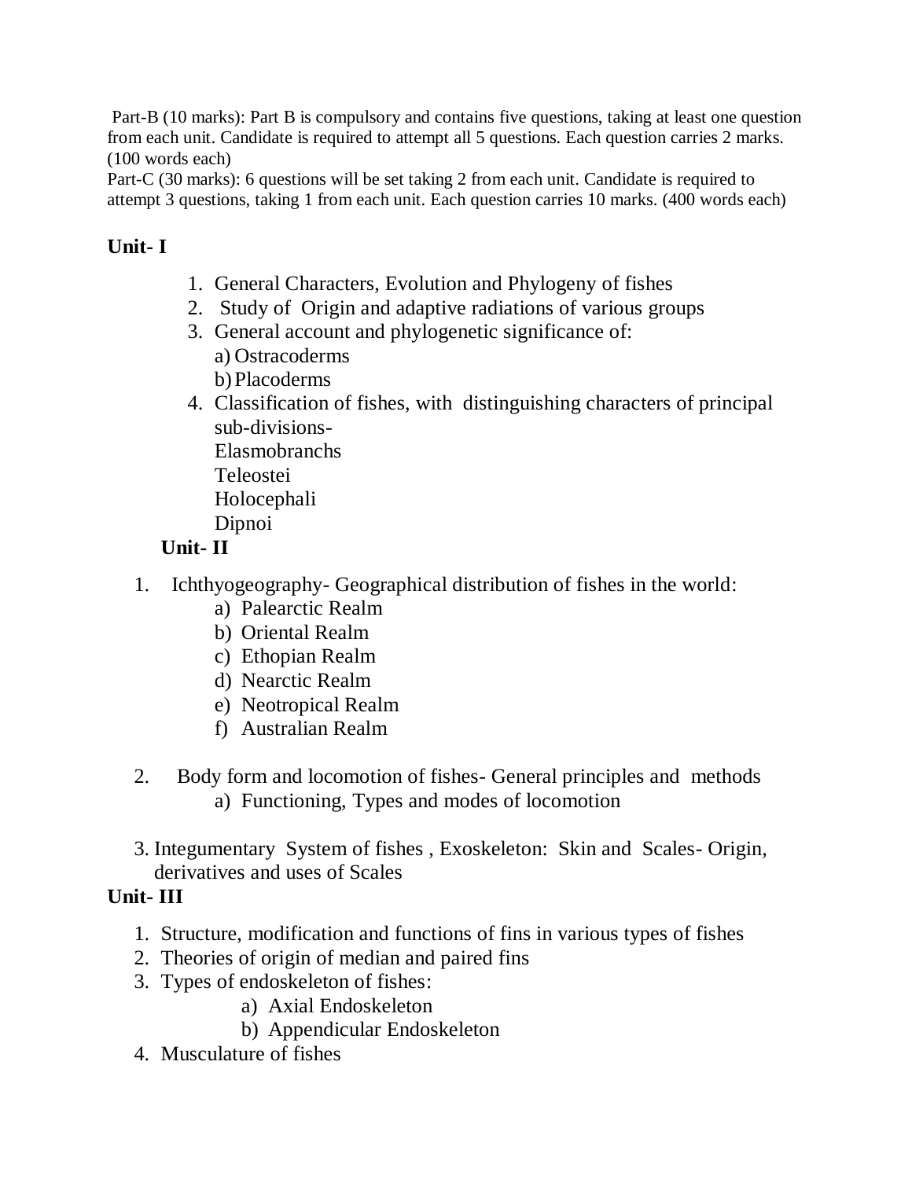Part-B (10 marks): Part B is compulsory and contains five questions, taking at least one question from each unit. Candidate is required to attempt all 5 questions. Each question carries 2 marks. (100 words each)

Part-C (30 marks): 6 questions will be set taking 2 from each unit. Candidate is required to attempt 3 questions, taking 1 from each unit. Each question carries 10 marks. (400 words each)

## Unit- I

1. General Characters, Evolution and Phylogeny of fishes
2. Study of Origin and adaptive radiations of various groups
3. General account and phylogenetic significance of:
   a) Ostracoderms
   b) Placoderms
4. Classification of fishes, with distinguishing characters of principal sub-divisions-
   Elasmobranchs
   Teleostei
   Holocephali
   Dipnoi

## Unit- II

1. Ichthyogeography- Geographical distribution of fishes in the world:
   a) Palearctic Realm
   b) Oriental Realm
   c) Ethopian Realm
   d) Nearctic Realm
   e) Neotropical Realm
   f) Australian Realm

2. Body form and locomotion of fishes- General principles and methods
   a) Functioning, Types and modes of locomotion

3. Integumentary System of fishes , Exoskeleton: Skin and Scales- Origin, derivatives and uses of Scales

## Unit- III

1. Structure, modification and functions of fins in various types of fishes
2. Theories of origin of median and paired fins
3. Types of endoskeleton of fishes:
   a) Axial Endoskeleton
   b) Appendicular Endoskeleton
4. Musculature of fishes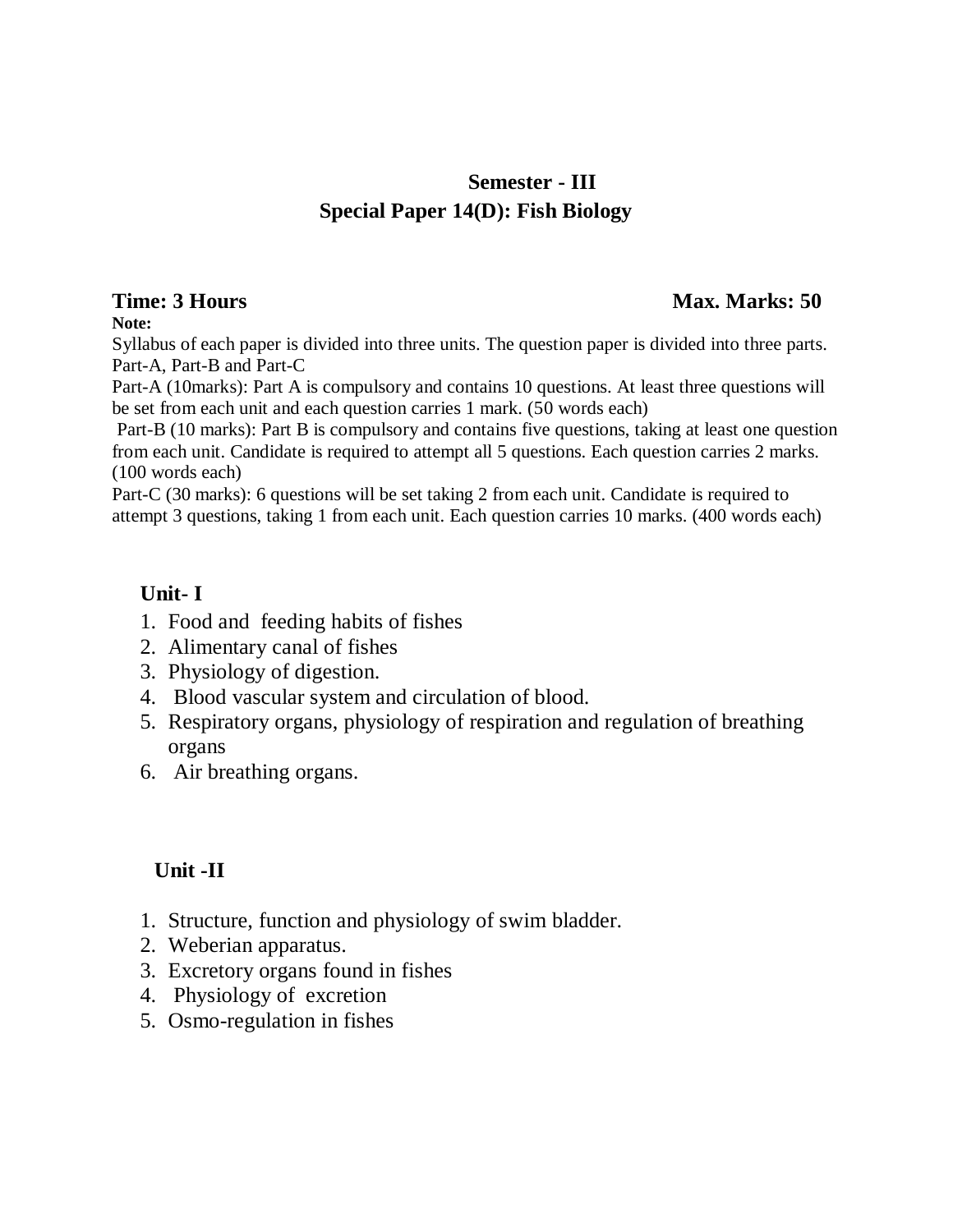## Semester - III

## Special Paper 14(D): Fish Biology

**Time: 3 Hours** **Max. Marks: 50**

**Note:**

Syllabus of each paper is divided into three units. The question paper is divided into three parts. Part-A, Part-B and Part-C

Part-A (10marks): Part A is compulsory and contains 10 questions. At least three questions will be set from each unit and each question carries 1 mark. (50 words each)

Part-B (10 marks): Part B is compulsory and contains five questions, taking at least one question from each unit. Candidate is required to attempt all 5 questions. Each question carries 2 marks. (100 words each)

Part-C (30 marks): 6 questions will be set taking 2 from each unit. Candidate is required to attempt 3 questions, taking 1 from each unit. Each question carries 10 marks. (400 words each)

### Unit- I

1. Food and feeding habits of fishes
2. Alimentary canal of fishes
3. Physiology of digestion.
4. Blood vascular system and circulation of blood.
5. Respiratory organs, physiology of respiration and regulation of breathing organs
6. Air breathing organs.

### Unit -II

1. Structure, function and physiology of swim bladder.
2. Weberian apparatus.
3. Excretory organs found in fishes
4. Physiology of excretion
5. Osmo-regulation in fishes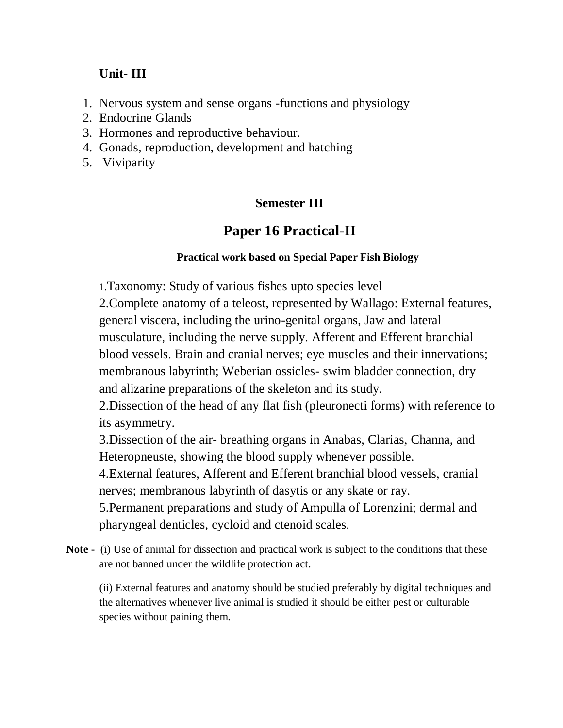**Unit- III**

1. Nervous system and sense organs -functions and physiology
2. Endocrine Glands
3. Hormones and reproductive behaviour.
4. Gonads, reproduction, development and hatching
5. Viviparity

**Semester III**

# Paper 16 Practical-II

**Practical work based on Special Paper Fish Biology**

1.Taxonomy: Study of various fishes upto species level

2.Complete anatomy of a teleost, represented by Wallago: External features, general viscera, including the urino-genital organs, Jaw and lateral musculature, including the nerve supply. Afferent and Efferent branchial blood vessels. Brain and cranial nerves; eye muscles and their innervations; membranous labyrinth; Weberian ossicles- swim bladder connection, dry and alizarine preparations of the skeleton and its study.

2.Dissection of the head of any flat fish (pleuronecti forms) with reference to its asymmetry.

3.Dissection of the air- breathing organs in Anabas, Clarias, Channa, and Heteropneuste, showing the blood supply whenever possible.

4.External features, Afferent and Efferent branchial blood vessels, cranial nerves; membranous labyrinth of dasytis or any skate or ray.

5.Permanent preparations and study of Ampulla of Lorenzini; dermal and pharyngeal denticles, cycloid and ctenoid scales.

**Note -** (i) Use of animal for dissection and practical work is subject to the conditions that these are not banned under the wildlife protection act.

(ii) External features and anatomy should be studied preferably by digital techniques and the alternatives whenever live animal is studied it should be either pest or culturable species without paining them.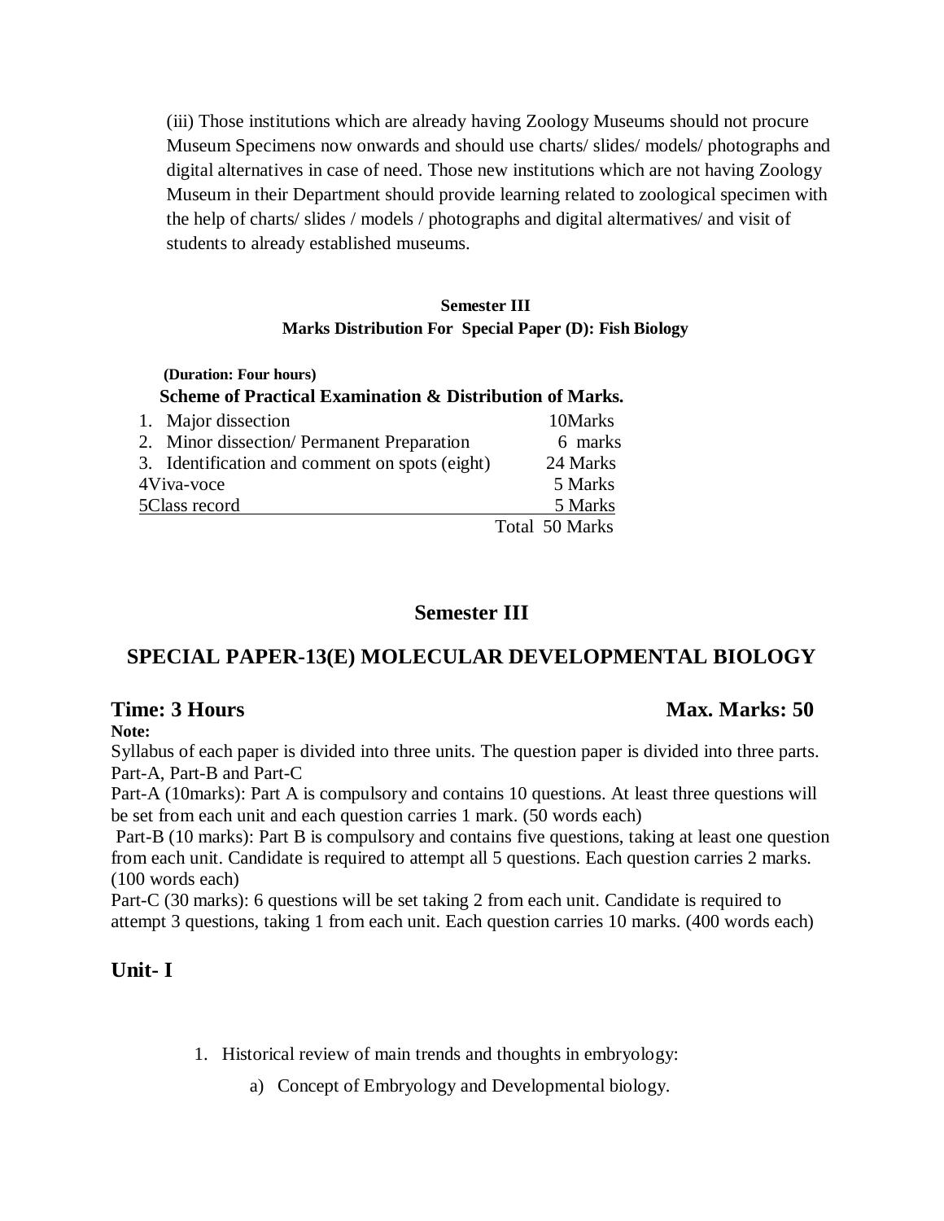(iii) Those institutions which are already having Zoology Museums should not procure Museum Specimens now onwards and should use charts/ slides/ models/ photographs and digital alternatives in case of need. Those new institutions which are not having Zoology Museum in their Department should provide learning related to zoological specimen with the help of charts/ slides / models / photographs and digital altermatives/ and visit of students to already established museums.

**Semester III**

**Marks Distribution For Special Paper (D): Fish Biology**

**(Duration: Four hours)**

**Scheme of Practical Examination & Distribution of Marks.**

| | |
|---|---|
| 1. Major dissection | 10Marks |
| 2. Minor dissection/ Permanent Preparation | 6 marks |
| 3. Identification and comment on spots (eight) | 24 Marks |
| 4Viva-voce | 5 Marks |
| 5Class record | 5 Marks |
| | Total 50 Marks |

## Semester III

## SPECIAL PAPER-13(E) MOLECULAR DEVELOPMENTAL BIOLOGY

**Time: 3 Hours** **Max. Marks: 50**

**Note:**

Syllabus of each paper is divided into three units. The question paper is divided into three parts. Part-A, Part-B and Part-C

Part-A (10marks): Part A is compulsory and contains 10 questions. At least three questions will be set from each unit and each question carries 1 mark. (50 words each)

Part-B (10 marks): Part B is compulsory and contains five questions, taking at least one question from each unit. Candidate is required to attempt all 5 questions. Each question carries 2 marks. (100 words each)

Part-C (30 marks): 6 questions will be set taking 2 from each unit. Candidate is required to attempt 3 questions, taking 1 from each unit. Each question carries 10 marks. (400 words each)

### Unit- I

1. Historical review of main trends and thoughts in embryology:
   a) Concept of Embryology and Developmental biology.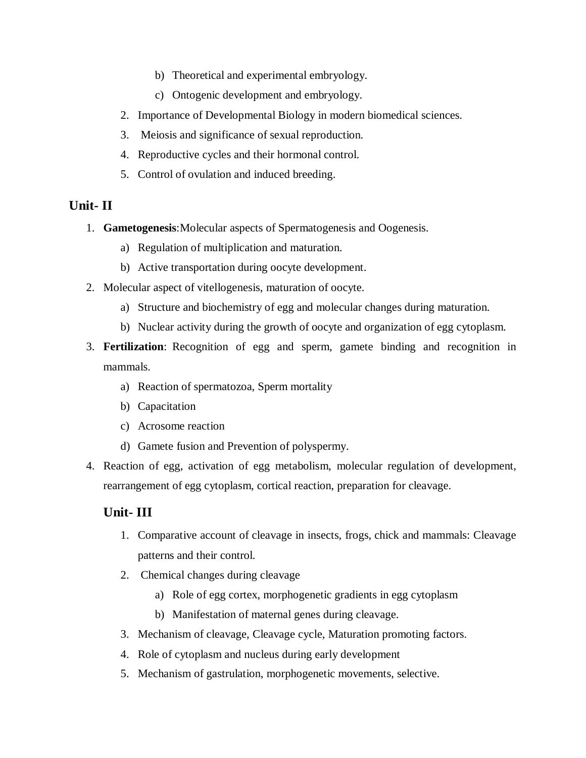b) Theoretical and experimental embryology.
   c) Ontogenic development and embryology.
2. Importance of Developmental Biology in modern biomedical sciences.
3. Meiosis and significance of sexual reproduction.
4. Reproductive cycles and their hormonal control.
5. Control of ovulation and induced breeding.

## Unit- II

1. **Gametogenesis**:Molecular aspects of Spermatogenesis and Oogenesis.
   a) Regulation of multiplication and maturation.
   b) Active transportation during oocyte development.
2. Molecular aspect of vitellogenesis, maturation of oocyte.
   a) Structure and biochemistry of egg and molecular changes during maturation.
   b) Nuclear activity during the growth of oocyte and organization of egg cytoplasm.
3. **Fertilization**: Recognition of egg and sperm, gamete binding and recognition in mammals.
   a) Reaction of spermatozoa, Sperm mortality
   b) Capacitation
   c) Acrosome reaction
   d) Gamete fusion and Prevention of polyspermy.
4. Reaction of egg, activation of egg metabolism, molecular regulation of development, rearrangement of egg cytoplasm, cortical reaction, preparation for cleavage.

## Unit- III

1. Comparative account of cleavage in insects, frogs, chick and mammals: Cleavage patterns and their control.
2. Chemical changes during cleavage
   a) Role of egg cortex, morphogenetic gradients in egg cytoplasm
   b) Manifestation of maternal genes during cleavage.
3. Mechanism of cleavage, Cleavage cycle, Maturation promoting factors.
4. Role of cytoplasm and nucleus during early development
5. Mechanism of gastrulation, morphogenetic movements, selective.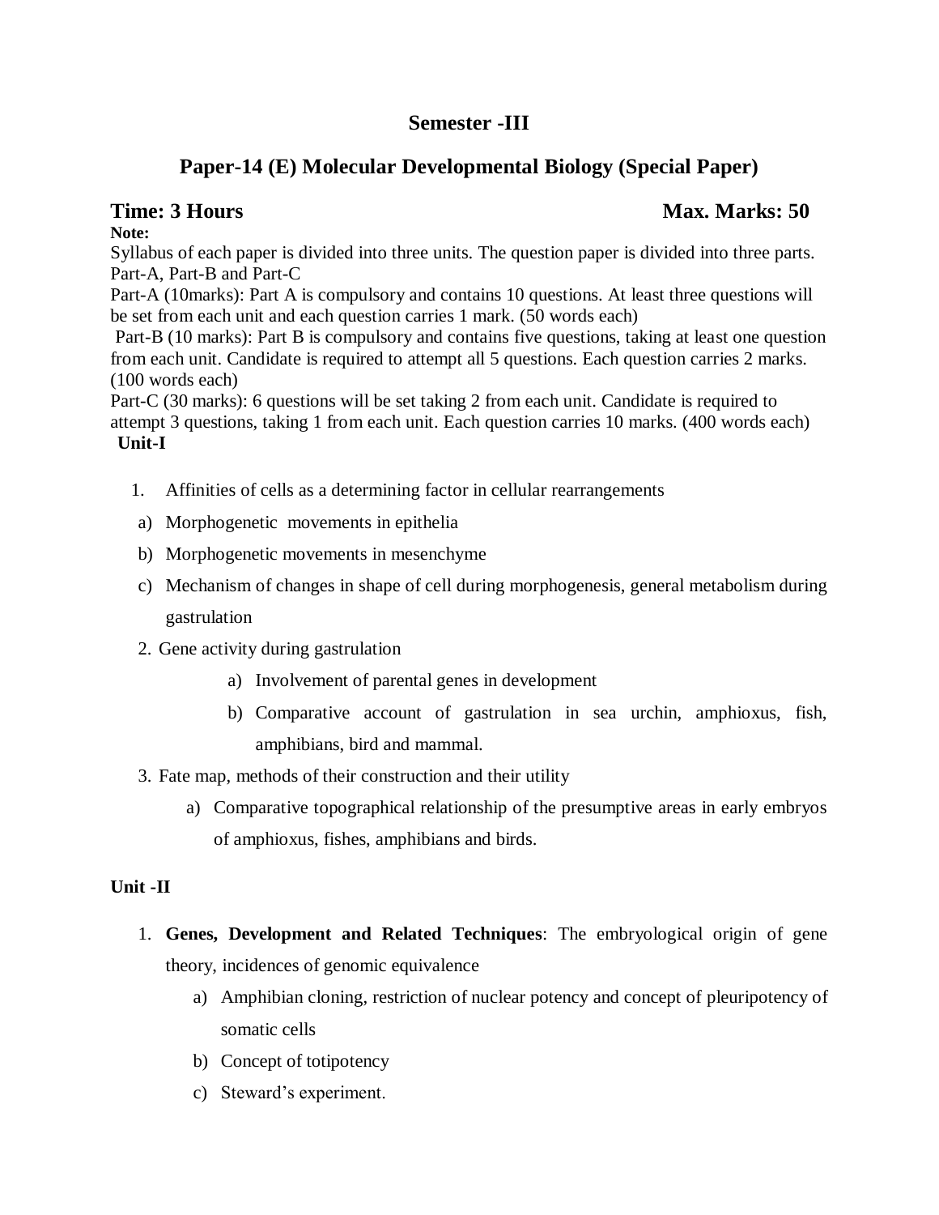## Semester -III

## Paper-14 (E) Molecular Developmental Biology (Special Paper)

**Time: 3 Hours** **Max. Marks: 50**

**Note:**

Syllabus of each paper is divided into three units. The question paper is divided into three parts. Part-A, Part-B and Part-C

Part-A (10marks): Part A is compulsory and contains 10 questions. At least three questions will be set from each unit and each question carries 1 mark. (50 words each)

Part-B (10 marks): Part B is compulsory and contains five questions, taking at least one question from each unit. Candidate is required to attempt all 5 questions. Each question carries 2 marks. (100 words each)

Part-C (30 marks): 6 questions will be set taking 2 from each unit. Candidate is required to attempt 3 questions, taking 1 from each unit. Each question carries 10 marks. (400 words each)

**Unit-I**

1. Affinities of cells as a determining factor in cellular rearrangements
   a) Morphogenetic movements in epithelia
   b) Morphogenetic movements in mesenchyme
   c) Mechanism of changes in shape of cell during morphogenesis, general metabolism during gastrulation
2. Gene activity during gastrulation
   a) Involvement of parental genes in development
   b) Comparative account of gastrulation in sea urchin, amphioxus, fish, amphibians, bird and mammal.
3. Fate map, methods of their construction and their utility
   a) Comparative topographical relationship of the presumptive areas in early embryos of amphioxus, fishes, amphibians and birds.

**Unit -II**

1. **Genes, Development and Related Techniques**: The embryological origin of gene theory, incidences of genomic equivalence
   a) Amphibian cloning, restriction of nuclear potency and concept of pleuripotency of somatic cells
   b) Concept of totipotency
   c) Steward's experiment.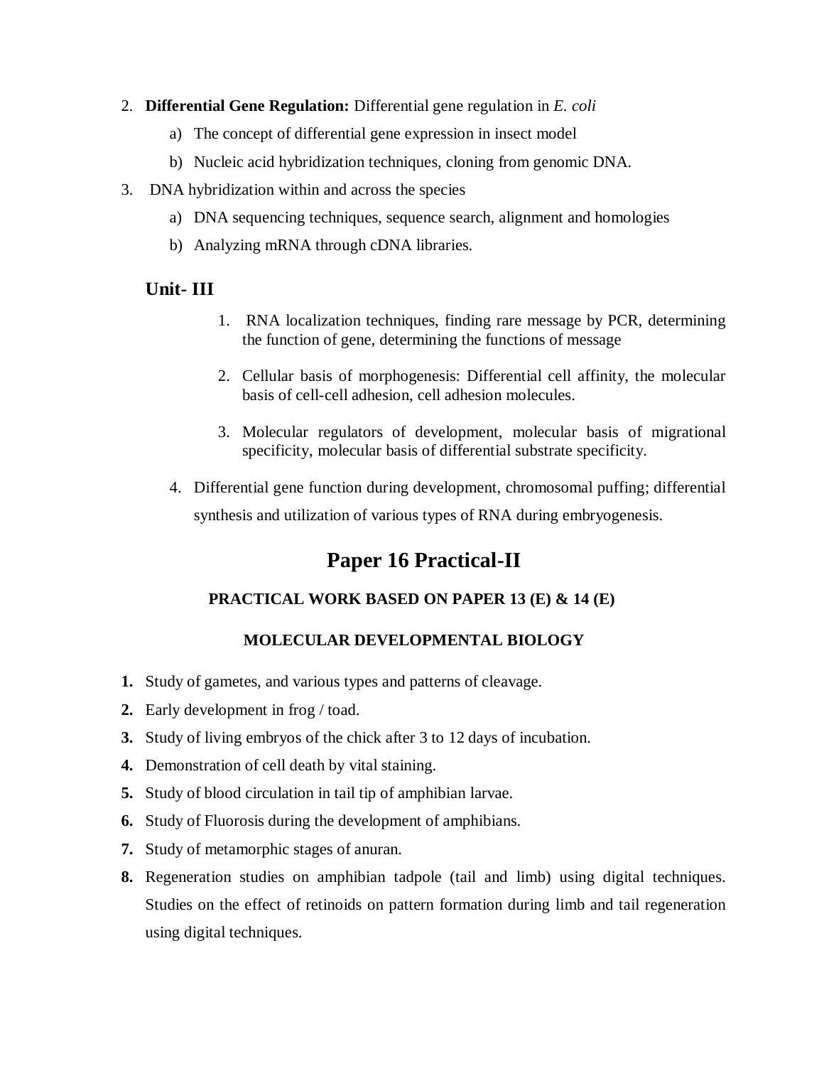2. **Differential Gene Regulation:** Differential gene regulation in *E. coli*
    a) The concept of differential gene expression in insect model
    b) Nucleic acid hybridization techniques, cloning from genomic DNA.
3. DNA hybridization within and across the species
    a) DNA sequencing techniques, sequence search, alignment and homologies
    b) Analyzing mRNA through cDNA libraries.

## Unit- III

1. RNA localization techniques, finding rare message by PCR, determining the function of gene, determining the functions of message
2. Cellular basis of morphogenesis: Differential cell affinity, the molecular basis of cell-cell adhesion, cell adhesion molecules.
3. Molecular regulators of development, molecular basis of migrational specificity, molecular basis of differential substrate specificity.
4. Differential gene function during development, chromosomal puffing; differential synthesis and utilization of various types of RNA during embryogenesis.

# Paper 16 Practical-II

### PRACTICAL WORK BASED ON PAPER 13 (E) & 14 (E)

### MOLECULAR DEVELOPMENTAL BIOLOGY

1. Study of gametes, and various types and patterns of cleavage.
2. Early development in frog / toad.
3. Study of living embryos of the chick after 3 to 12 days of incubation.
4. Demonstration of cell death by vital staining.
5. Study of blood circulation in tail tip of amphibian larvae.
6. Study of Fluorosis during the development of amphibians.
7. Study of metamorphic stages of anuran.
8. Regeneration studies on amphibian tadpole (tail and limb) using digital techniques. Studies on the effect of retinoids on pattern formation during limb and tail regeneration using digital techniques.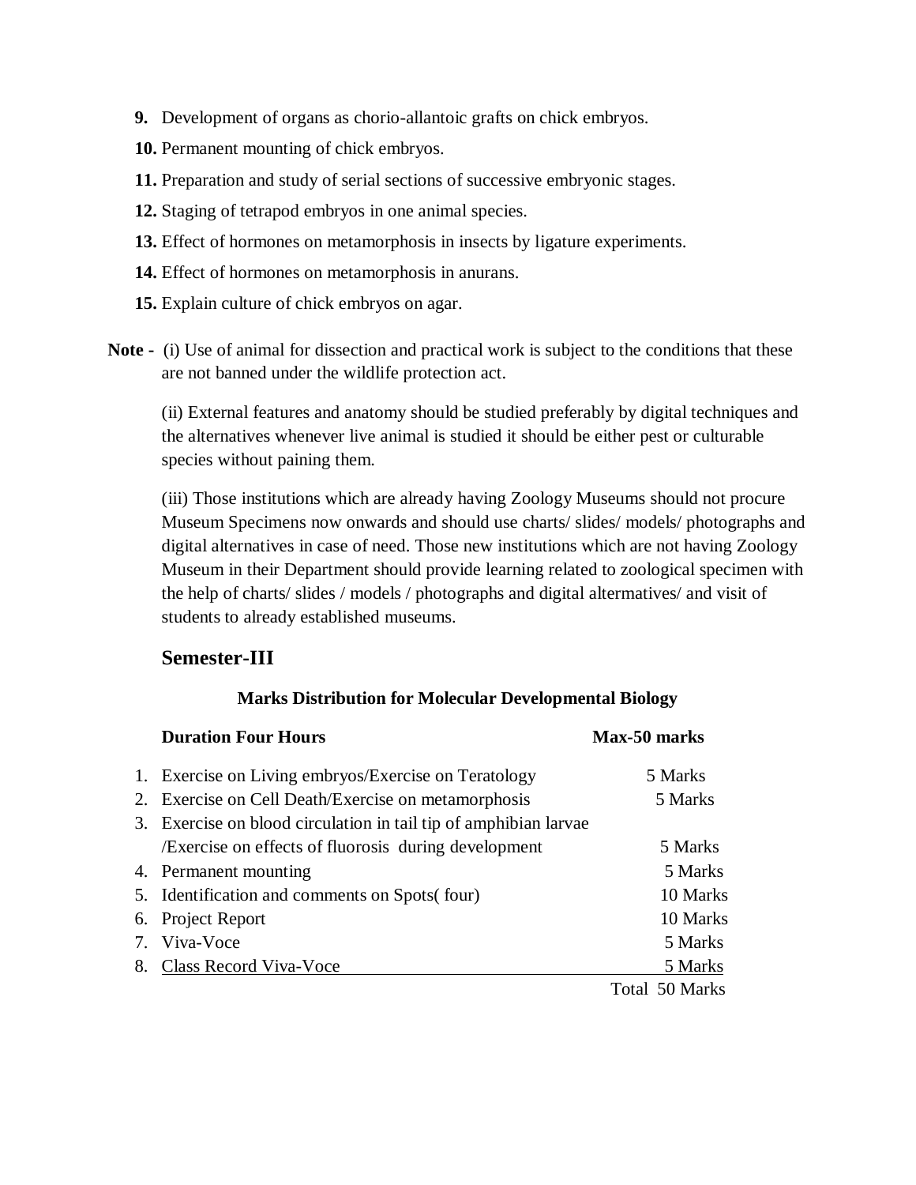9. Development of organs as chorio-allantoic grafts on chick embryos.
10. Permanent mounting of chick embryos.
11. Preparation and study of serial sections of successive embryonic stages.
12. Staging of tetrapod embryos in one animal species.
13. Effect of hormones on metamorphosis in insects by ligature experiments.
14. Effect of hormones on metamorphosis in anurans.
15. Explain culture of chick embryos on agar.

**Note -** (i) Use of animal for dissection and practical work is subject to the conditions that these are not banned under the wildlife protection act.

(ii) External features and anatomy should be studied preferably by digital techniques and the alternatives whenever live animal is studied it should be either pest or culturable species without paining them.

(iii) Those institutions which are already having Zoology Museums should not procure Museum Specimens now onwards and should use charts/ slides/ models/ photographs and digital alternatives in case of need. Those new institutions which are not having Zoology Museum in their Department should provide learning related to zoological specimen with the help of charts/ slides / models / photographs and digital altermatives/ and visit of students to already established museums.

## Semester-III

### Marks Distribution for Molecular Developmental Biology

| **Duration Four Hours** | **Max-50 marks** |
|---|---|
| 1. Exercise on Living embryos/Exercise on Teratology | 5 Marks |
| 2. Exercise on Cell Death/Exercise on metamorphosis | 5 Marks |
| 3. Exercise on blood circulation in tail tip of amphibian larvae /Exercise on effects of fluorosis during development | 5 Marks |
| 4. Permanent mounting | 5 Marks |
| 5. Identification and comments on Spots( four) | 10 Marks |
| 6. Project Report | 10 Marks |
| 7. Viva-Voce | 5 Marks |
| 8. Class Record Viva-Voce | 5 Marks |
| | Total 50 Marks |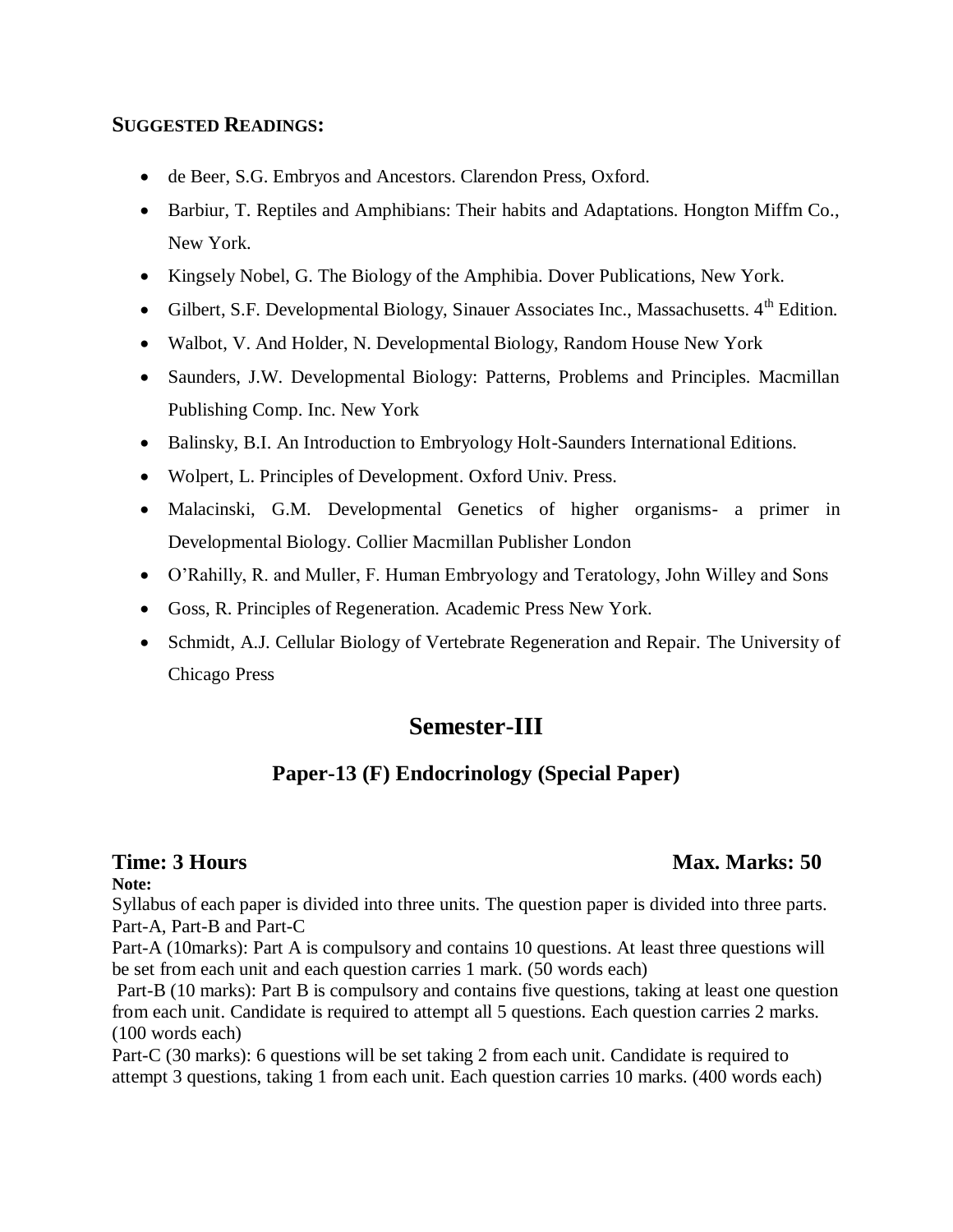**SUGGESTED READINGS:**

- de Beer, S.G. Embryos and Ancestors. Clarendon Press, Oxford.
- Barbiur, T. Reptiles and Amphibians: Their habits and Adaptations. Hongton Miffm Co., New York.
- Kingsely Nobel, G. The Biology of the Amphibia. Dover Publications, New York.
- Gilbert, S.F. Developmental Biology, Sinauer Associates Inc., Massachusetts. 4th Edition.
- Walbot, V. And Holder, N. Developmental Biology, Random House New York
- Saunders, J.W. Developmental Biology: Patterns, Problems and Principles. Macmillan Publishing Comp. Inc. New York
- Balinsky, B.I. An Introduction to Embryology Holt-Saunders International Editions.
- Wolpert, L. Principles of Development. Oxford Univ. Press.
- Malacinski, G.M. Developmental Genetics of higher organisms- a primer in Developmental Biology. Collier Macmillan Publisher London
- O'Rahilly, R. and Muller, F. Human Embryology and Teratology, John Willey and Sons
- Goss, R. Principles of Regeneration. Academic Press New York.
- Schmidt, A.J. Cellular Biology of Vertebrate Regeneration and Repair. The University of Chicago Press

## Semester-III

### Paper-13 (F) Endocrinology (Special Paper)

**Time: 3 Hours** **Max. Marks: 50**

**Note:**

Syllabus of each paper is divided into three units. The question paper is divided into three parts. Part-A, Part-B and Part-C

Part-A (10marks): Part A is compulsory and contains 10 questions. At least three questions will be set from each unit and each question carries 1 mark. (50 words each)

Part-B (10 marks): Part B is compulsory and contains five questions, taking at least one question from each unit. Candidate is required to attempt all 5 questions. Each question carries 2 marks. (100 words each)

Part-C (30 marks): 6 questions will be set taking 2 from each unit. Candidate is required to attempt 3 questions, taking 1 from each unit. Each question carries 10 marks. (400 words each)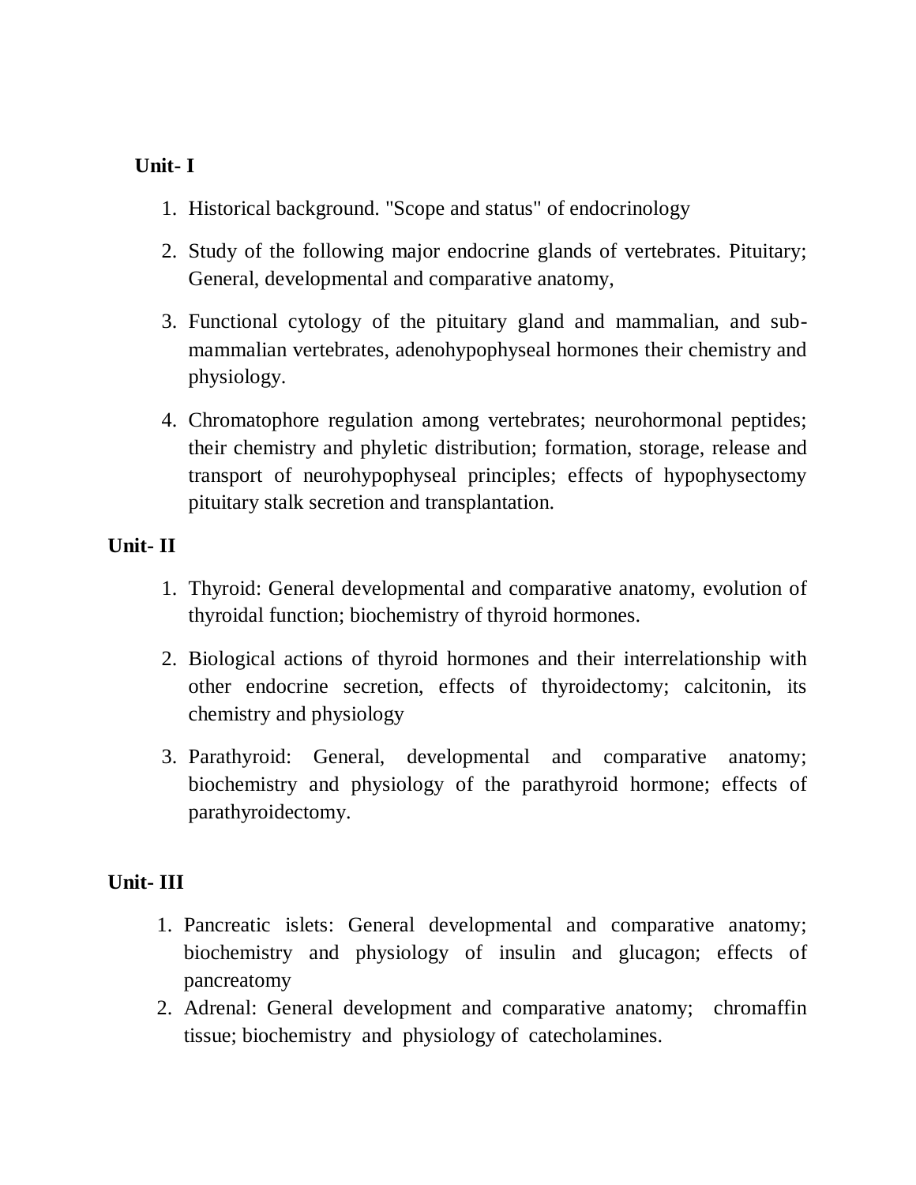**Unit- I**

1. Historical background. "Scope and status" of endocrinology
2. Study of the following major endocrine glands of vertebrates. Pituitary; General, developmental and comparative anatomy,
3. Functional cytology of the pituitary gland and mammalian, and sub-mammalian vertebrates, adenohypophyseal hormones their chemistry and physiology.
4. Chromatophore regulation among vertebrates; neurohormonal peptides; their chemistry and phyletic distribution; formation, storage, release and transport of neurohypophyseal principles; effects of hypophysectomy pituitary stalk secretion and transplantation.

**Unit- II**

1. Thyroid: General developmental and comparative anatomy, evolution of thyroidal function; biochemistry of thyroid hormones.
2. Biological actions of thyroid hormones and their interrelationship with other endocrine secretion, effects of thyroidectomy; calcitonin, its chemistry and physiology
3. Parathyroid: General, developmental and comparative anatomy; biochemistry and physiology of the parathyroid hormone; effects of parathyroidectomy.

**Unit- III**

1. Pancreatic islets: General developmental and comparative anatomy; biochemistry and physiology of insulin and glucagon; effects of pancreatomy
2. Adrenal: General development and comparative anatomy; chromaffin tissue; biochemistry and physiology of catecholamines.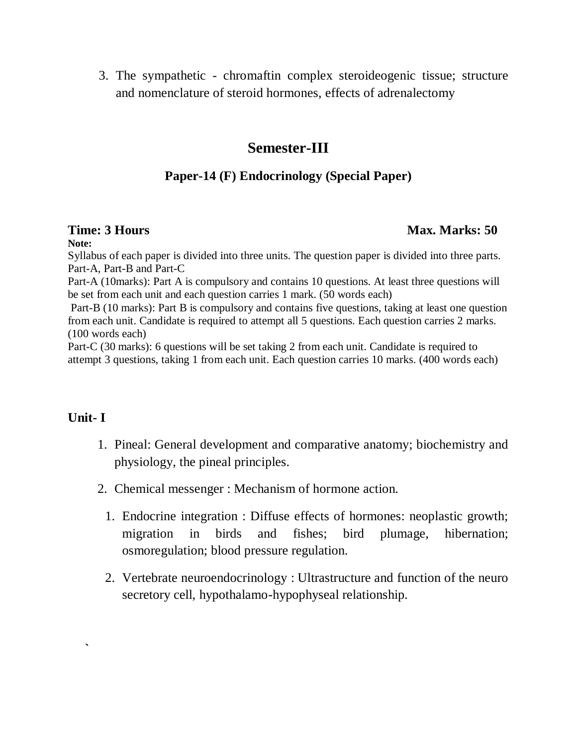3. The sympathetic - chromaftin complex steroideogenic tissue; structure and nomenclature of steroid hormones, effects of adrenalectomy

## Semester-III

### Paper-14 (F) Endocrinology (Special Paper)

**Time: 3 Hours** **Max. Marks: 50**

**Note:**

Syllabus of each paper is divided into three units. The question paper is divided into three parts. Part-A, Part-B and Part-C

Part-A (10marks): Part A is compulsory and contains 10 questions. At least three questions will be set from each unit and each question carries 1 mark. (50 words each)

Part-B (10 marks): Part B is compulsory and contains five questions, taking at least one question from each unit. Candidate is required to attempt all 5 questions. Each question carries 2 marks. (100 words each)

Part-C (30 marks): 6 questions will be set taking 2 from each unit. Candidate is required to attempt 3 questions, taking 1 from each unit. Each question carries 10 marks. (400 words each)

**Unit- I**

1. Pineal: General development and comparative anatomy; biochemistry and physiology, the pineal principles.
2. Chemical messenger : Mechanism of hormone action.

1. Endocrine integration : Diffuse effects of hormones: neoplastic growth; migration in birds and fishes; bird plumage, hibernation; osmoregulation; blood pressure regulation.
2. Vertebrate neuroendocrinology : Ultrastructure and function of the neuro secretory cell, hypothalamo-hypophyseal relationship.

`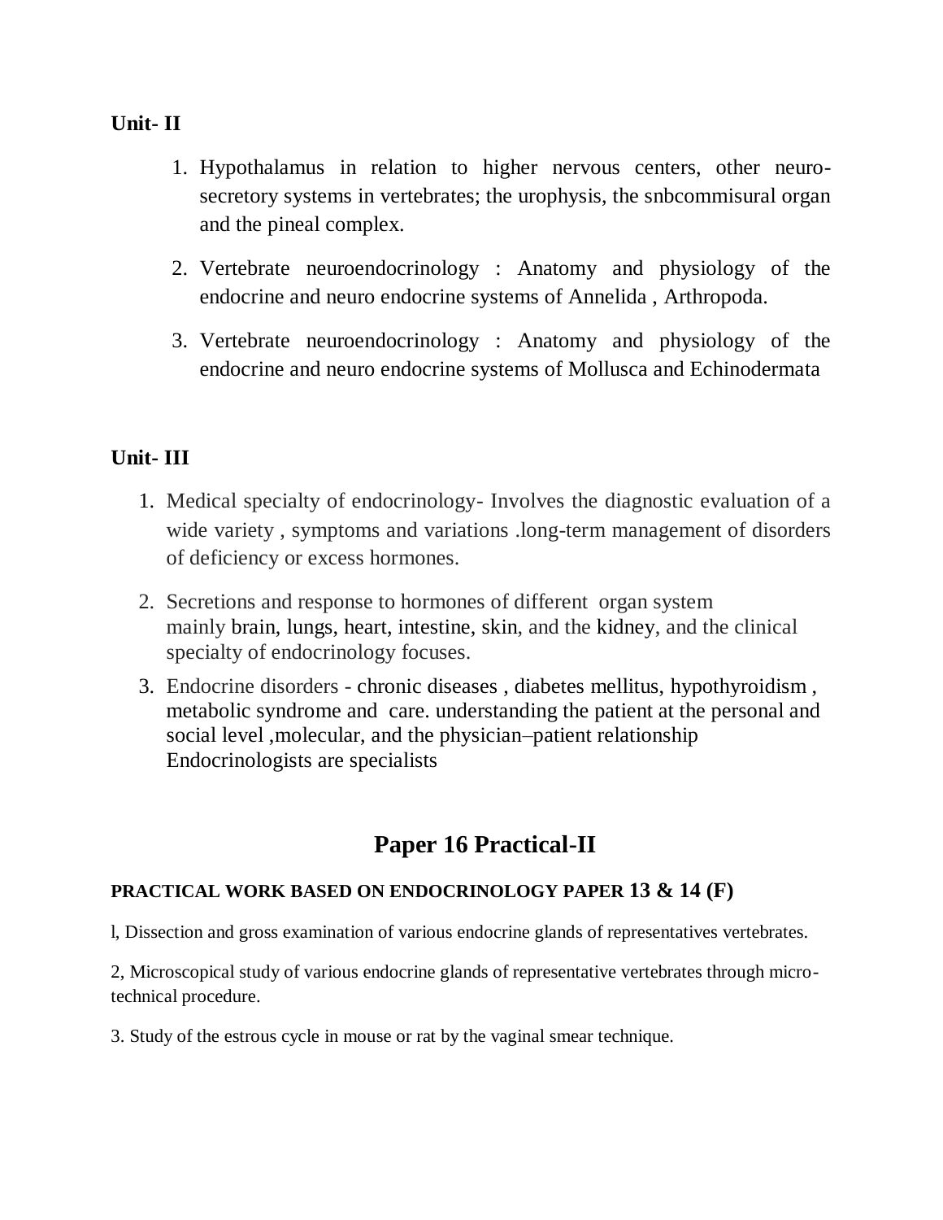**Unit- II**

1. Hypothalamus in relation to higher nervous centers, other neuro-secretory systems in vertebrates; the urophysis, the snbcommisural organ and the pineal complex.
2. Vertebrate neuroendocrinology : Anatomy and physiology of the endocrine and neuro endocrine systems of Annelida , Arthropoda.
3. Vertebrate neuroendocrinology : Anatomy and physiology of the endocrine and neuro endocrine systems of Mollusca and Echinodermata

**Unit- III**

1. Medical specialty of endocrinology- Involves the diagnostic evaluation of a wide variety , symptoms and variations .long-term management of disorders of deficiency or excess hormones.
2. Secretions and response to hormones of different organ system mainly brain, lungs, heart, intestine, skin, and the kidney, and the clinical specialty of endocrinology focuses.
3. Endocrine disorders - chronic diseases , diabetes mellitus, hypothyroidism , metabolic syndrome and care. understanding the patient at the personal and social level ,molecular, and the physician–patient relationship Endocrinologists are specialists

## Paper 16 Practical-II

**PRACTICAL WORK BASED ON ENDOCRINOLOGY PAPER 13 & 14 (F)**

l, Dissection and gross examination of various endocrine glands of representatives vertebrates.

2, Microscopical study of various endocrine glands of representative vertebrates through micro-technical procedure.

3. Study of the estrous cycle in mouse or rat by the vaginal smear technique.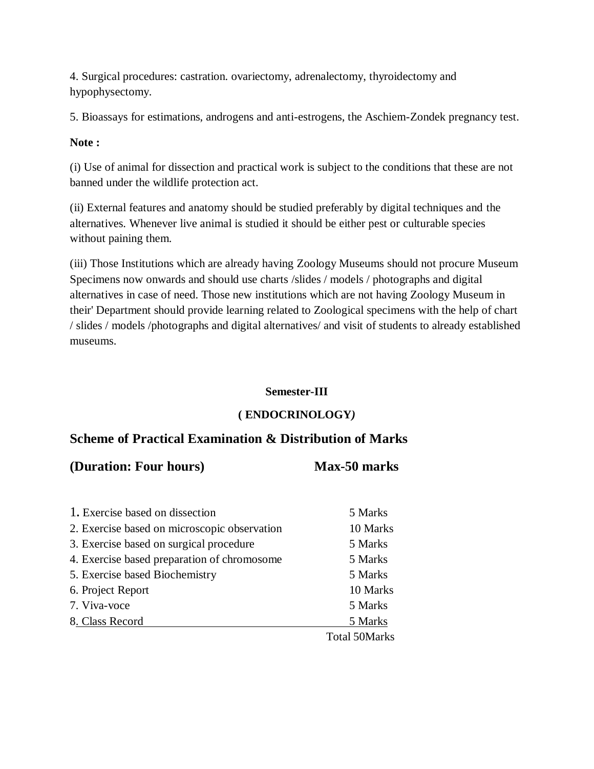4. Surgical procedures: castration. ovariectomy, adrenalectomy, thyroidectomy and hypophysectomy.

5. Bioassays for estimations, androgens and anti-estrogens, the Aschiem-Zondek pregnancy test.

**Note :**

(i) Use of animal for dissection and practical work is subject to the conditions that these are not banned under the wildlife protection act.

(ii) External features and anatomy should be studied preferably by digital techniques and the alternatives. Whenever live animal is studied it should be either pest or culturable species without paining them.

(iii) Those Institutions which are already having Zoology Museums should not procure Museum Specimens now onwards and should use charts /slides / models / photographs and digital alternatives in case of need. Those new institutions which are not having Zoology Museum in their' Department should provide learning related to Zoological specimens with the help of chart / slides / models /photographs and digital alternatives/ and visit of students to already established museums.

**Semester-III**

**( ENDOCRINOLOGY*)***

## Scheme of Practical Examination & Distribution of Marks

**(Duration: Four hours) Max-50 marks**

| | |
|---|---|
| 1. Exercise based on dissection | 5 Marks |
| 2. Exercise based on microscopic observation | 10 Marks |
| 3. Exercise based on surgical procedure | 5 Marks |
| 4. Exercise based preparation of chromosome | 5 Marks |
| 5. Exercise based Biochemistry | 5 Marks |
| 6. Project Report | 10 Marks |
| 7. Viva-voce | 5 Marks |
| 8. Class Record | 5 Marks |
| | Total 50Marks |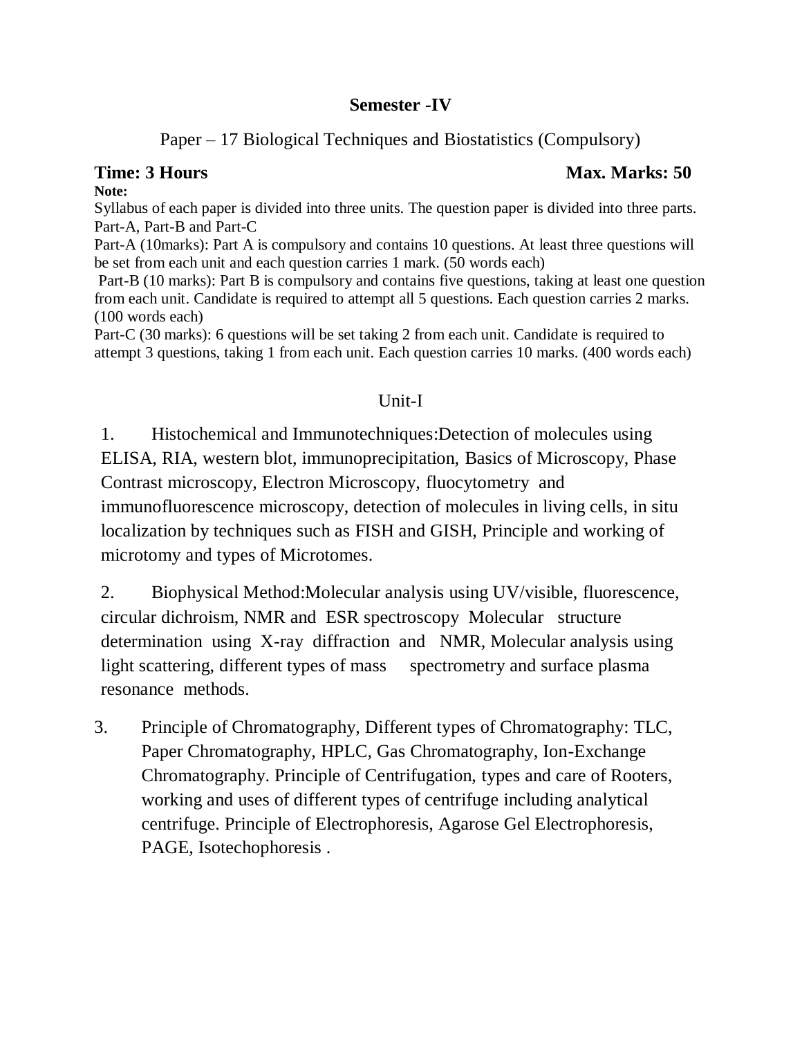## Semester -IV

Paper – 17 Biological Techniques and Biostatistics (Compulsory)

**Time: 3 Hours** **Max. Marks: 50**

**Note:**

Syllabus of each paper is divided into three units. The question paper is divided into three parts. Part-A, Part-B and Part-C

Part-A (10marks): Part A is compulsory and contains 10 questions. At least three questions will be set from each unit and each question carries 1 mark. (50 words each)

Part-B (10 marks): Part B is compulsory and contains five questions, taking at least one question from each unit. Candidate is required to attempt all 5 questions. Each question carries 2 marks. (100 words each)

Part-C (30 marks): 6 questions will be set taking 2 from each unit. Candidate is required to attempt 3 questions, taking 1 from each unit. Each question carries 10 marks. (400 words each)

### Unit-I

1. Histochemical and Immunotechniques:Detection of molecules using ELISA, RIA, western blot, immunoprecipitation, Basics of Microscopy, Phase Contrast microscopy, Electron Microscopy, fluocytometry and immunofluorescence microscopy, detection of molecules in living cells, in situ localization by techniques such as FISH and GISH, Principle and working of microtomy and types of Microtomes.

2. Biophysical Method:Molecular analysis using UV/visible, fluorescence, circular dichroism, NMR and ESR spectroscopy Molecular structure determination using X-ray diffraction and NMR, Molecular analysis using light scattering, different types of mass spectrometry and surface plasma resonance methods.

3. Principle of Chromatography, Different types of Chromatography: TLC, Paper Chromatography, HPLC, Gas Chromatography, Ion-Exchange Chromatography. Principle of Centrifugation, types and care of Rooters, working and uses of different types of centrifuge including analytical centrifuge. Principle of Electrophoresis, Agarose Gel Electrophoresis, PAGE, Isotechophoresis .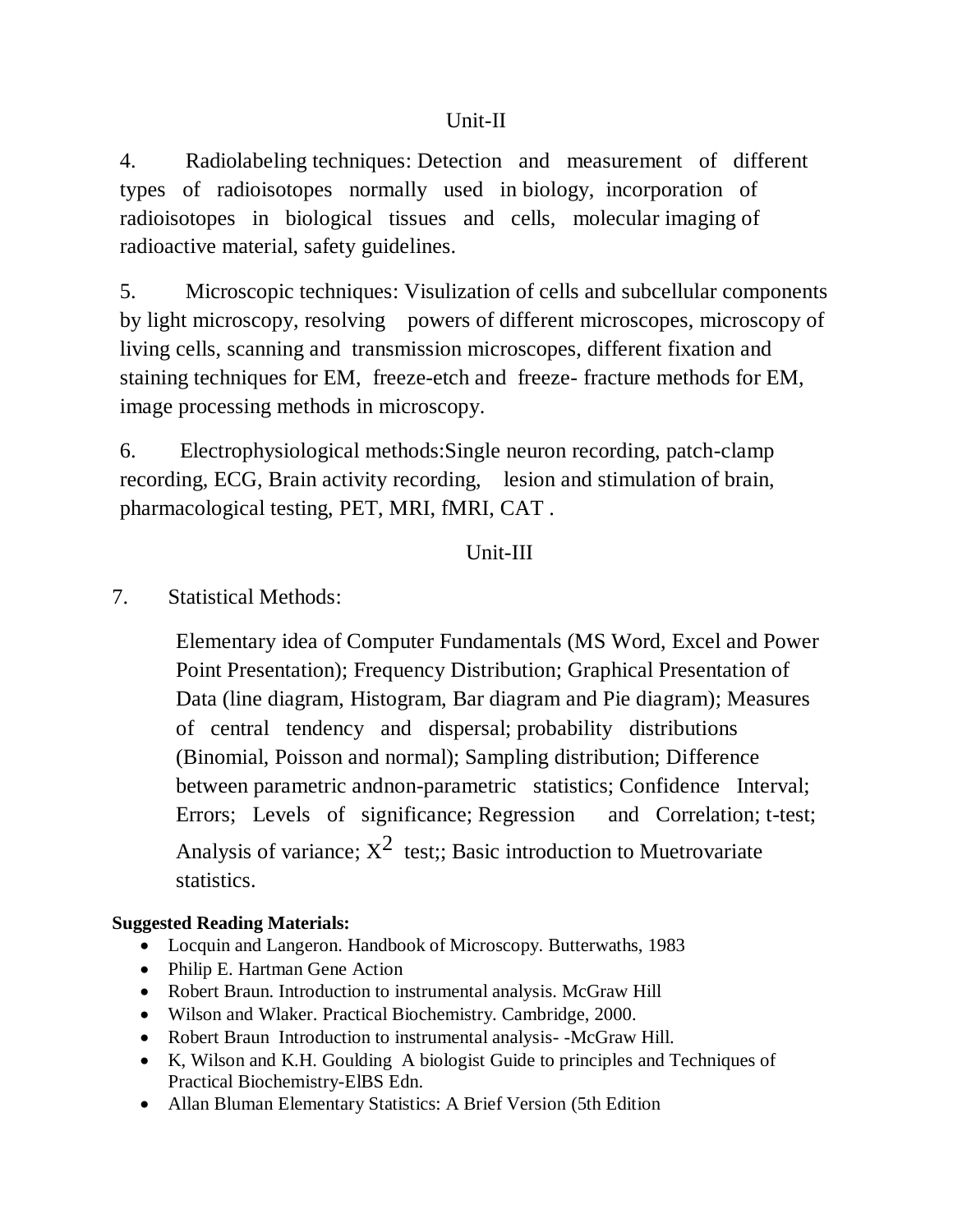## Unit-II

4. Radiolabeling techniques: Detection and measurement of different types of radioisotopes normally used in biology, incorporation of radioisotopes in biological tissues and cells, molecular imaging of radioactive material, safety guidelines.

5. Microscopic techniques: Visulization of cells and subcellular components by light microscopy, resolving powers of different microscopes, microscopy of living cells, scanning and transmission microscopes, different fixation and staining techniques for EM, freeze-etch and freeze- fracture methods for EM, image processing methods in microscopy.

6. Electrophysiological methods:Single neuron recording, patch-clamp recording, ECG, Brain activity recording, lesion and stimulation of brain, pharmacological testing, PET, MRI, fMRI, CAT .

## Unit-III

7. Statistical Methods:

Elementary idea of Computer Fundamentals (MS Word, Excel and Power Point Presentation); Frequency Distribution; Graphical Presentation of Data (line diagram, Histogram, Bar diagram and Pie diagram); Measures of central tendency and dispersal; probability distributions (Binomial, Poisson and normal); Sampling distribution; Difference between parametric andnon-parametric statistics; Confidence Interval; Errors; Levels of significance; Regression and Correlation; t-test; Analysis of variance; $X^2$ test;; Basic introduction to Muetrovariate statistics.

**Suggested Reading Materials:**

- Locquin and Langeron. Handbook of Microscopy. Butterwaths, 1983
- Philip E. Hartman Gene Action
- Robert Braun. Introduction to instrumental analysis. McGraw Hill
- Wilson and Wlaker. Practical Biochemistry. Cambridge, 2000.
- Robert Braun Introduction to instrumental analysis- -McGraw Hill.
- K, Wilson and K.H. Goulding A biologist Guide to principles and Techniques of Practical Biochemistry-ElBS Edn.
- Allan Bluman Elementary Statistics: A Brief Version (5th Edition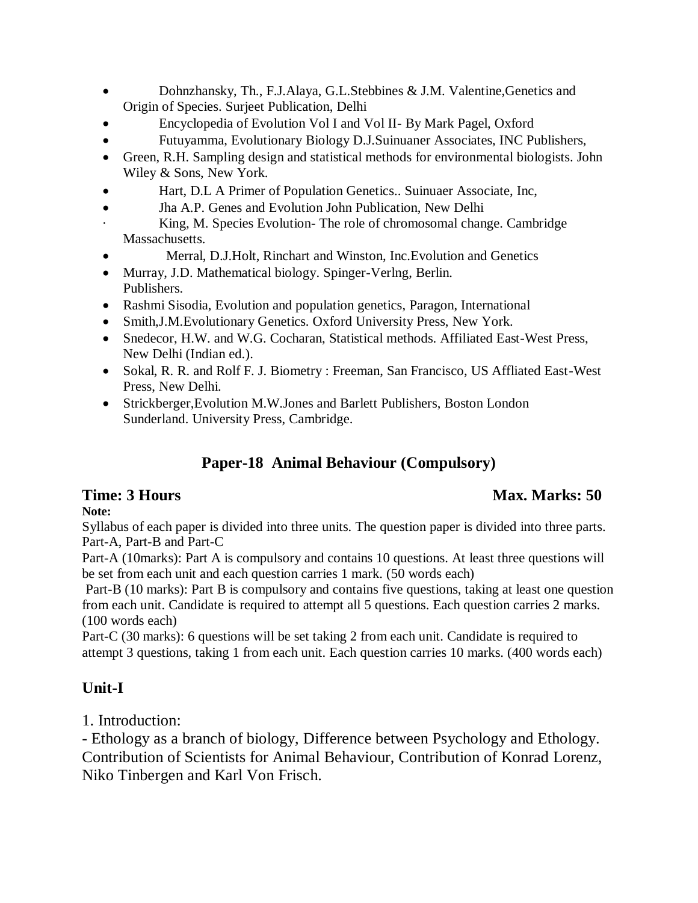- Dohnzhansky, Th., F.J.Alaya, G.L.Stebbines & J.M. Valentine,Genetics and Origin of Species. Surjeet Publication, Delhi
- Encyclopedia of Evolution Vol I and Vol II- By Mark Pagel, Oxford
- Futuyamma, Evolutionary Biology D.J.Suinuaner Associates, INC Publishers,
- Green, R.H. Sampling design and statistical methods for environmental biologists. John Wiley & Sons, New York.
- Hart, D.L A Primer of Population Genetics.. Suinuaer Associate, Inc,
- Jha A.P. Genes and Evolution John Publication, New Delhi
- King, M. Species Evolution- The role of chromosomal change. Cambridge Massachusetts.
- Merral, D.J.Holt, Rinchart and Winston, Inc.Evolution and Genetics
- Murray, J.D. Mathematical biology. Spinger-Verlng, Berlin. Publishers.
- Rashmi Sisodia, Evolution and population genetics, Paragon, International
- Smith,J.M.Evolutionary Genetics. Oxford University Press, New York.
- Snedecor, H.W. and W.G. Cocharan, Statistical methods. Affiliated East-West Press, New Delhi (Indian ed.).
- Sokal, R. R. and Rolf F. J. Biometry : Freeman, San Francisco, US Affliated East-West Press, New Delhi.
- Strickberger,Evolution M.W.Jones and Barlett Publishers, Boston London Sunderland. University Press, Cambridge.

## Paper-18 Animal Behaviour (Compulsory)

**Time: 3 Hours** **Max. Marks: 50**

**Note:**

Syllabus of each paper is divided into three units. The question paper is divided into three parts. Part-A, Part-B and Part-C

Part-A (10marks): Part A is compulsory and contains 10 questions. At least three questions will be set from each unit and each question carries 1 mark. (50 words each)

Part-B (10 marks): Part B is compulsory and contains five questions, taking at least one question from each unit. Candidate is required to attempt all 5 questions. Each question carries 2 marks. (100 words each)

Part-C (30 marks): 6 questions will be set taking 2 from each unit. Candidate is required to attempt 3 questions, taking 1 from each unit. Each question carries 10 marks. (400 words each)

### Unit-I

1. Introduction:

- Ethology as a branch of biology, Difference between Psychology and Ethology. Contribution of Scientists for Animal Behaviour, Contribution of Konrad Lorenz, Niko Tinbergen and Karl Von Frisch.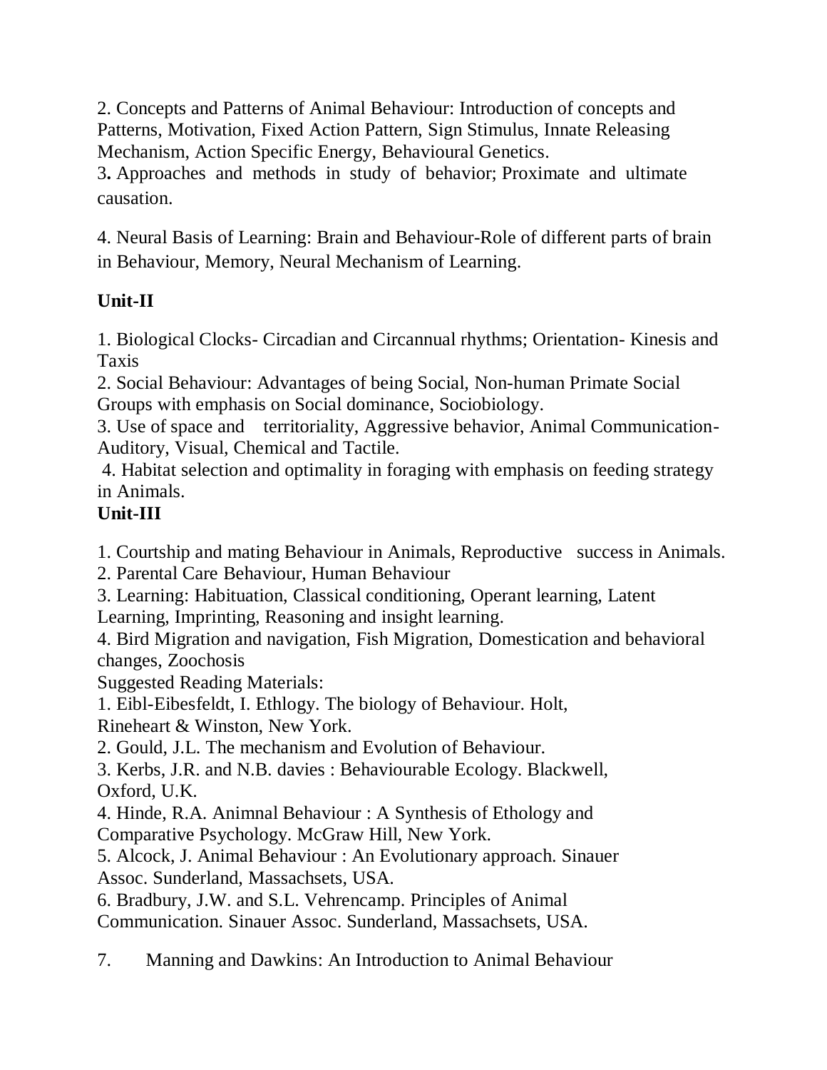2. Concepts and Patterns of Animal Behaviour: Introduction of concepts and Patterns, Motivation, Fixed Action Pattern, Sign Stimulus, Innate Releasing Mechanism, Action Specific Energy, Behavioural Genetics.

3. Approaches and methods in study of behavior; Proximate and ultimate causation.

4. Neural Basis of Learning: Brain and Behaviour-Role of different parts of brain in Behaviour, Memory, Neural Mechanism of Learning.

**Unit-II**

1. Biological Clocks- Circadian and Circannual rhythms; Orientation- Kinesis and Taxis
2. Social Behaviour: Advantages of being Social, Non-human Primate Social Groups with emphasis on Social dominance, Sociobiology.
3. Use of space and territoriality, Aggressive behavior, Animal Communication- Auditory, Visual, Chemical and Tactile.
4. Habitat selection and optimality in foraging with emphasis on feeding strategy in Animals.

**Unit-III**

1. Courtship and mating Behaviour in Animals, Reproductive success in Animals.
2. Parental Care Behaviour, Human Behaviour
3. Learning: Habituation, Classical conditioning, Operant learning, Latent Learning, Imprinting, Reasoning and insight learning.
4. Bird Migration and navigation, Fish Migration, Domestication and behavioral changes, Zoochosis

Suggested Reading Materials:

1. Eibl-Eibesfeldt, I. Ethlogy. The biology of Behaviour. Holt, Rineheart & Winston, New York.
2. Gould, J.L. The mechanism and Evolution of Behaviour.
3. Kerbs, J.R. and N.B. davies : Behaviourable Ecology. Blackwell, Oxford, U.K.
4. Hinde, R.A. Animnal Behaviour : A Synthesis of Ethology and Comparative Psychology. McGraw Hill, New York.
5. Alcock, J. Animal Behaviour : An Evolutionary approach. Sinauer Assoc. Sunderland, Massachsets, USA.
6. Bradbury, J.W. and S.L. Vehrencamp. Principles of Animal Communication. Sinauer Assoc. Sunderland, Massachsets, USA.
7. Manning and Dawkins: An Introduction to Animal Behaviour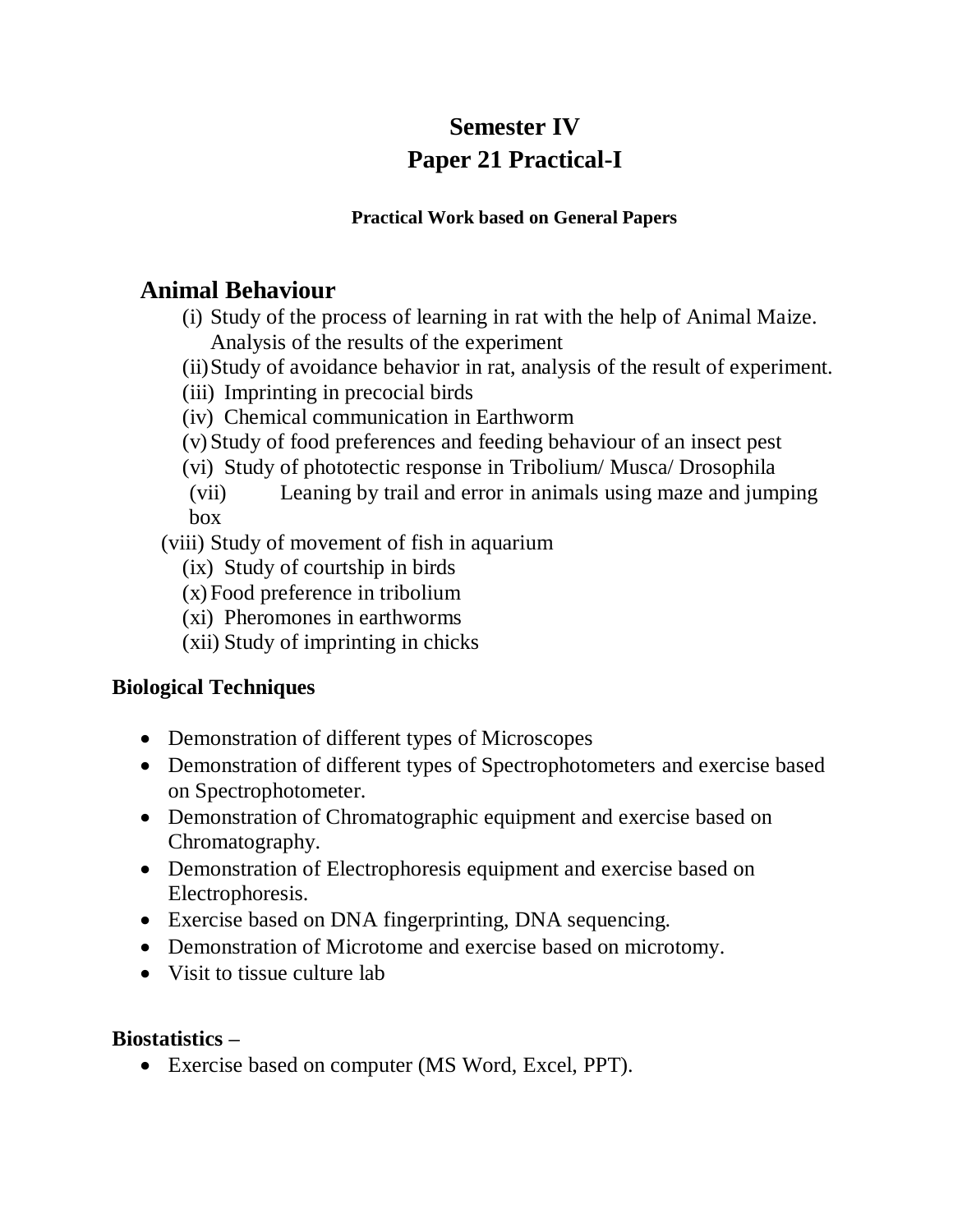# Semester IV

# Paper 21 Practical-I

**Practical Work based on General Papers**

## Animal Behaviour

(i) Study of the process of learning in rat with the help of Animal Maize. Analysis of the results of the experiment

(ii) Study of avoidance behavior in rat, analysis of the result of experiment.

(iii) Imprinting in precocial birds

(iv) Chemical communication in Earthworm

(v) Study of food preferences and feeding behaviour of an insect pest

(vi) Study of phototectic response in Tribolium/ Musca/ Drosophila

(vii) Leaning by trail and error in animals using maze and jumping box

(viii) Study of movement of fish in aquarium

(ix) Study of courtship in birds

(x) Food preference in tribolium

(xi) Pheromones in earthworms

(xii) Study of imprinting in chicks

### Biological Techniques

- Demonstration of different types of Microscopes
- Demonstration of different types of Spectrophotometers and exercise based on Spectrophotometer.
- Demonstration of Chromatographic equipment and exercise based on Chromatography.
- Demonstration of Electrophoresis equipment and exercise based on Electrophoresis.
- Exercise based on DNA fingerprinting, DNA sequencing.
- Demonstration of Microtome and exercise based on microtomy.
- Visit to tissue culture lab

### Biostatistics –

- Exercise based on computer (MS Word, Excel, PPT).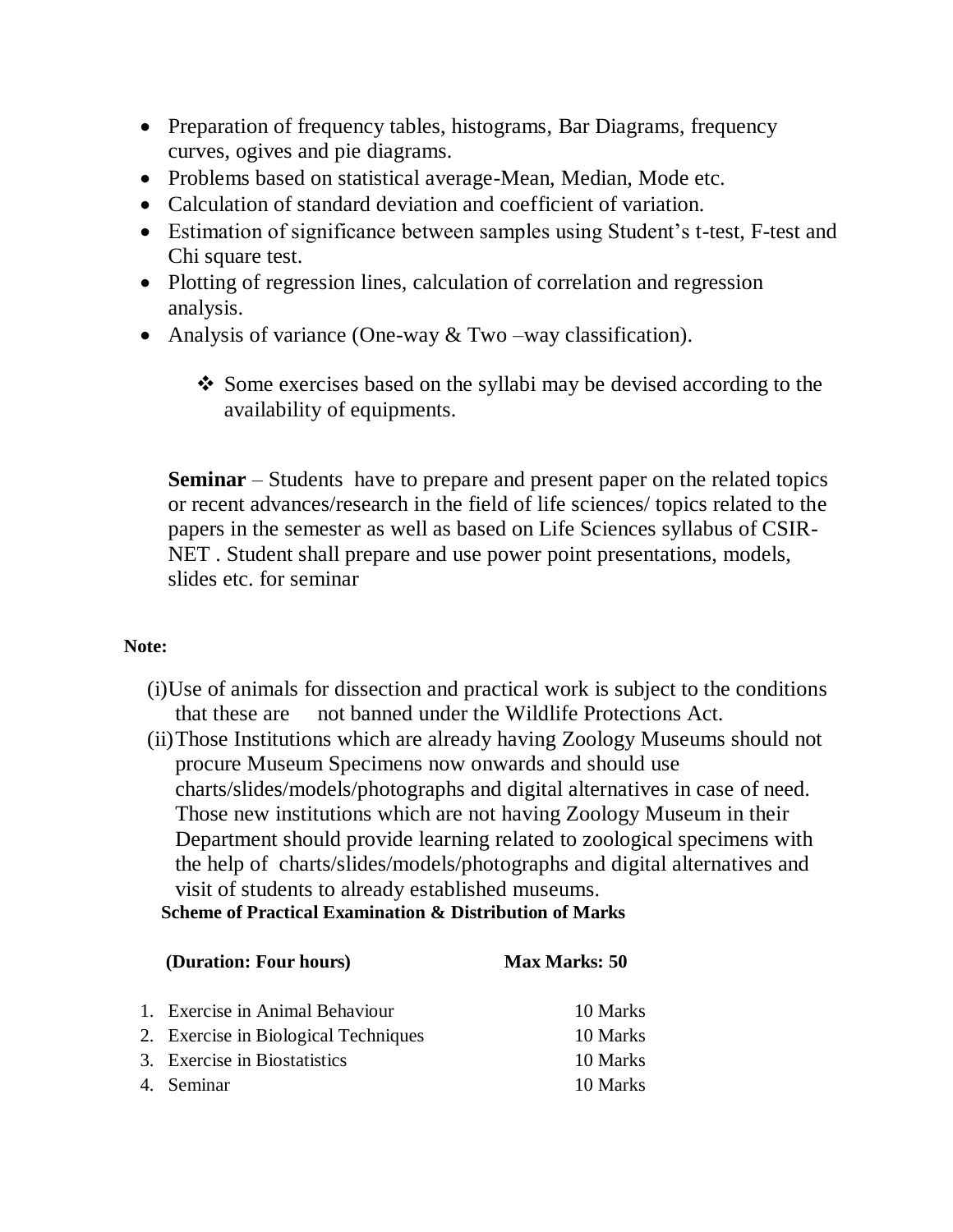- Preparation of frequency tables, histograms, Bar Diagrams, frequency curves, ogives and pie diagrams.
- Problems based on statistical average-Mean, Median, Mode etc.
- Calculation of standard deviation and coefficient of variation.
- Estimation of significance between samples using Student's t-test, F-test and Chi square test.
- Plotting of regression lines, calculation of correlation and regression analysis.
- Analysis of variance (One-way & Two –way classification).

  - ❖ Some exercises based on the syllabi may be devised according to the availability of equipments.

**Seminar** – Students have to prepare and present paper on the related topics or recent advances/research in the field of life sciences/ topics related to the papers in the semester as well as based on Life Sciences syllabus of CSIR-NET . Student shall prepare and use power point presentations, models, slides etc. for seminar

**Note:**

(i) Use of animals for dissection and practical work is subject to the conditions that these are not banned under the Wildlife Protections Act.

(ii) Those Institutions which are already having Zoology Museums should not procure Museum Specimens now onwards and should use charts/slides/models/photographs and digital alternatives in case of need. Those new institutions which are not having Zoology Museum in their Department should provide learning related to zoological specimens with the help of charts/slides/models/photographs and digital alternatives and visit of students to already established museums.

**Scheme of Practical Examination & Distribution of Marks**

**(Duration: Four hours)** **Max Marks: 50**

| | |
|---|---|
| 1. Exercise in Animal Behaviour | 10 Marks |
| 2. Exercise in Biological Techniques | 10 Marks |
| 3. Exercise in Biostatistics | 10 Marks |
| 4. Seminar | 10 Marks |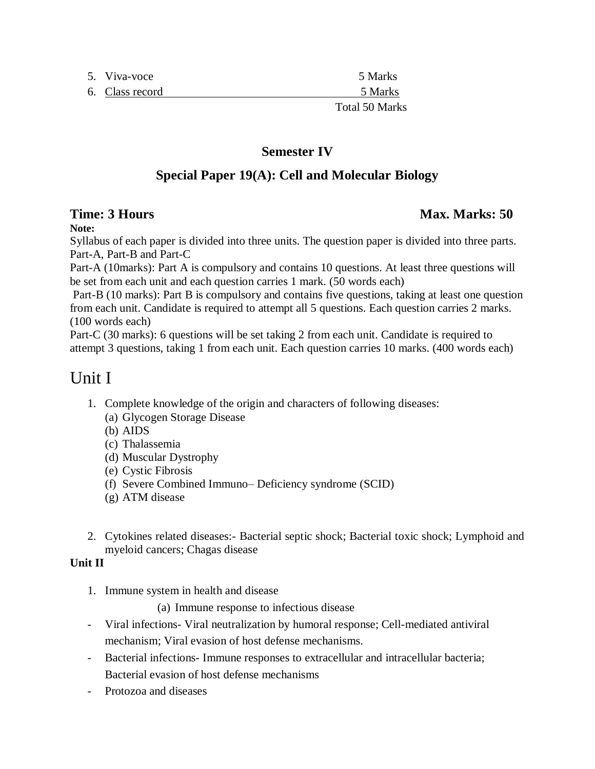5. Viva-voce 5 Marks
6. Class record 5 Marks

Total 50 Marks

## Semester IV

## Special Paper 19(A): Cell and Molecular Biology

**Time: 3 Hours** **Max. Marks: 50**

**Note:**

Syllabus of each paper is divided into three units. The question paper is divided into three parts. Part-A, Part-B and Part-C

Part-A (10marks): Part A is compulsory and contains 10 questions. At least three questions will be set from each unit and each question carries 1 mark. (50 words each)

Part-B (10 marks): Part B is compulsory and contains five questions, taking at least one question from each unit. Candidate is required to attempt all 5 questions. Each question carries 2 marks. (100 words each)

Part-C (30 marks): 6 questions will be set taking 2 from each unit. Candidate is required to attempt 3 questions, taking 1 from each unit. Each question carries 10 marks. (400 words each)

# Unit I

1. Complete knowledge of the origin and characters of following diseases:
   (a) Glycogen Storage Disease
   (b) AIDS
   (c) Thalassemia
   (d) Muscular Dystrophy
   (e) Cystic Fibrosis
   (f) Severe Combined Immuno– Deficiency syndrome (SCID)
   (g) ATM disease

2. Cytokines related diseases:- Bacterial septic shock; Bacterial toxic shock; Lymphoid and myeloid cancers; Chagas disease

**Unit II**

1. Immune system in health and disease
   (a) Immune response to infectious disease

- Viral infections- Viral neutralization by humoral response; Cell-mediated antiviral mechanism; Viral evasion of host defense mechanisms.
- Bacterial infections- Immune responses to extracellular and intracellular bacteria; Bacterial evasion of host defense mechanisms
- Protozoa and diseases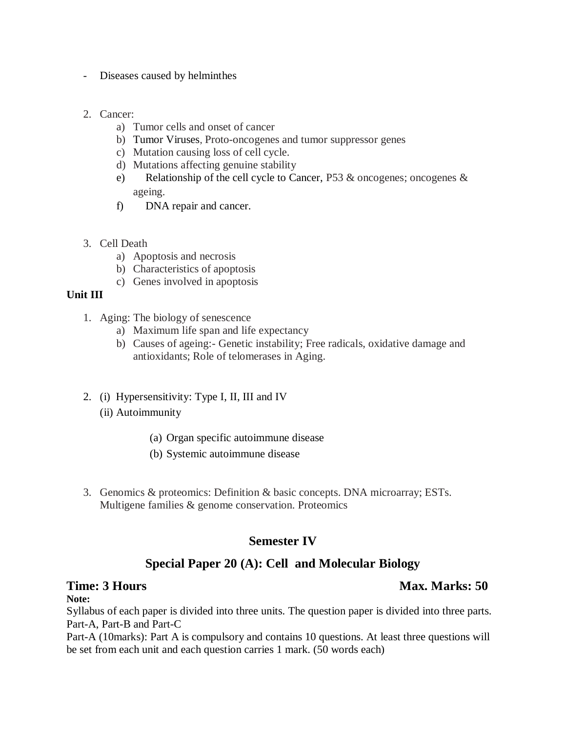- Diseases caused by helminthes

2. Cancer:
    a) Tumor cells and onset of cancer
    b) Tumor Viruses, Proto-oncogenes and tumor suppressor genes
    c) Mutation causing loss of cell cycle.
    d) Mutations affecting genuine stability
    e) Relationship of the cell cycle to Cancer, P53 & oncogenes; oncogenes & ageing.
    f) DNA repair and cancer.

3. Cell Death
    a) Apoptosis and necrosis
    b) Characteristics of apoptosis
    c) Genes involved in apoptosis

**Unit III**

1. Aging: The biology of senescence
    a) Maximum life span and life expectancy
    b) Causes of ageing:- Genetic instability; Free radicals, oxidative damage and antioxidants; Role of telomerases in Aging.

2. (i) Hypersensitivity: Type I, II, III and IV

    (ii) Autoimmunity

    (a) Organ specific autoimmune disease

    (b) Systemic autoimmune disease

3. Genomics & proteomics: Definition & basic concepts. DNA microarray; ESTs. Multigene families & genome conservation. Proteomics

## Semester IV

## Special Paper 20 (A): Cell and Molecular Biology

**Time: 3 Hours** **Max. Marks: 50**

**Note:**

Syllabus of each paper is divided into three units. The question paper is divided into three parts. Part-A, Part-B and Part-C

Part-A (10marks): Part A is compulsory and contains 10 questions. At least three questions will be set from each unit and each question carries 1 mark. (50 words each)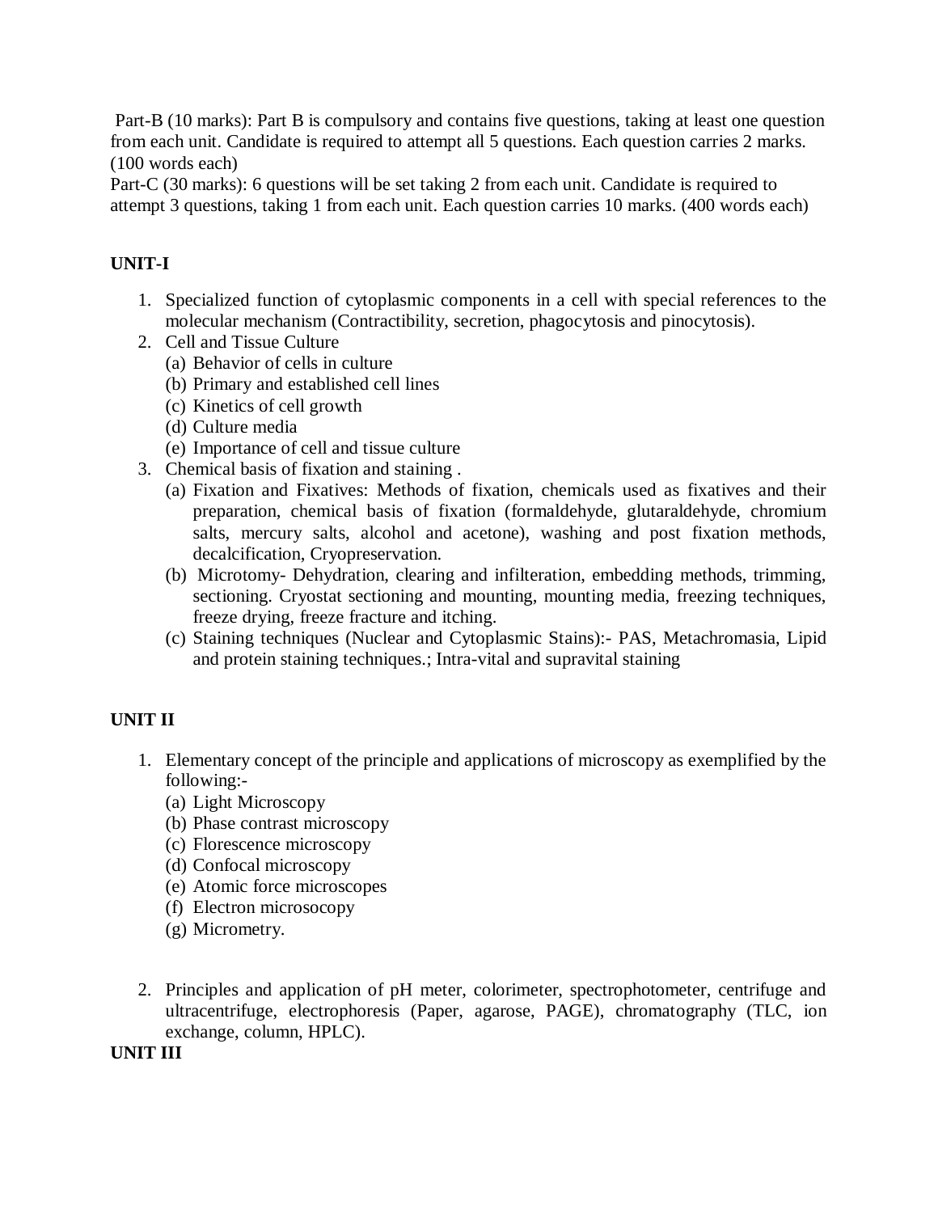Part-B (10 marks): Part B is compulsory and contains five questions, taking at least one question from each unit. Candidate is required to attempt all 5 questions. Each question carries 2 marks. (100 words each)

Part-C (30 marks): 6 questions will be set taking 2 from each unit. Candidate is required to attempt 3 questions, taking 1 from each unit. Each question carries 10 marks. (400 words each)

**UNIT-I**

1. Specialized function of cytoplasmic components in a cell with special references to the molecular mechanism (Contractibility, secretion, phagocytosis and pinocytosis).
2. Cell and Tissue Culture
   (a) Behavior of cells in culture
   (b) Primary and established cell lines
   (c) Kinetics of cell growth
   (d) Culture media
   (e) Importance of cell and tissue culture
3. Chemical basis of fixation and staining .
   (a) Fixation and Fixatives: Methods of fixation, chemicals used as fixatives and their preparation, chemical basis of fixation (formaldehyde, glutaraldehyde, chromium salts, mercury salts, alcohol and acetone), washing and post fixation methods, decalcification, Cryopreservation.
   (b) Microtomy- Dehydration, clearing and infilteration, embedding methods, trimming, sectioning. Cryostat sectioning and mounting, mounting media, freezing techniques, freeze drying, freeze fracture and itching.
   (c) Staining techniques (Nuclear and Cytoplasmic Stains):- PAS, Metachromasia, Lipid and protein staining techniques.; Intra-vital and supravital staining

**UNIT II**

1. Elementary concept of the principle and applications of microscopy as exemplified by the following:-
   (a) Light Microscopy
   (b) Phase contrast microscopy
   (c) Florescence microscopy
   (d) Confocal microscopy
   (e) Atomic force microscopes
   (f) Electron microsocopy
   (g) Micrometry.

2. Principles and application of pH meter, colorimeter, spectrophotometer, centrifuge and ultracentrifuge, electrophoresis (Paper, agarose, PAGE), chromatography (TLC, ion exchange, column, HPLC).

**UNIT III**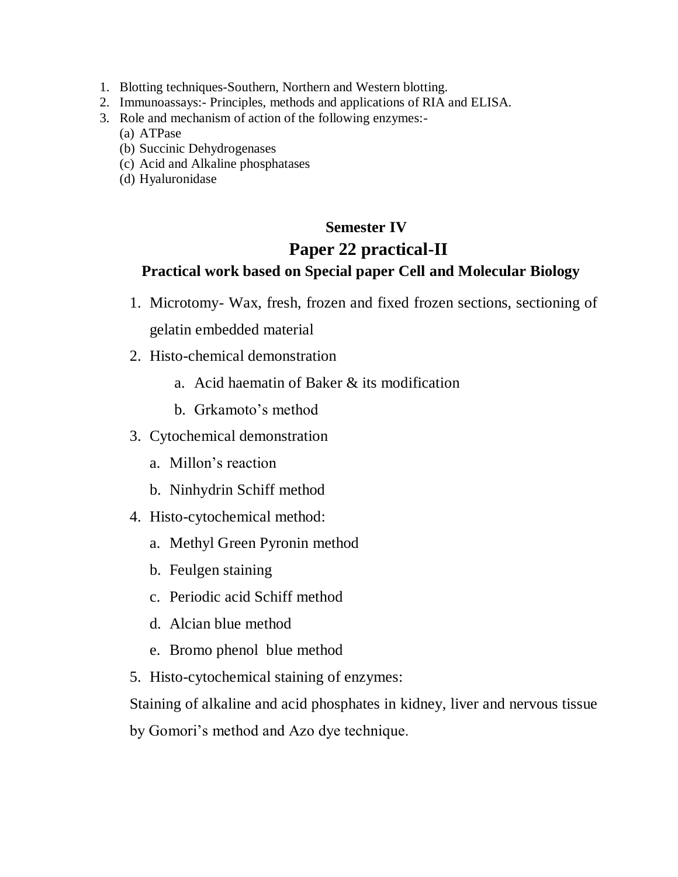1. Blotting techniques-Southern, Northern and Western blotting.
2. Immunoassays:- Principles, methods and applications of RIA and ELISA.
3. Role and mechanism of action of the following enzymes:-
   (a) ATPase
   (b) Succinic Dehydrogenases
   (c) Acid and Alkaline phosphatases
   (d) Hyaluronidase

### Semester IV

## Paper 22 practical-II

### Practical work based on Special paper Cell and Molecular Biology

1. Microtomy- Wax, fresh, frozen and fixed frozen sections, sectioning of gelatin embedded material
2. Histo-chemical demonstration
   a. Acid haematin of Baker & its modification
   b. Grkamoto's method
3. Cytochemical demonstration
   a. Millon's reaction
   b. Ninhydrin Schiff method
4. Histo-cytochemical method:
   a. Methyl Green Pyronin method
   b. Feulgen staining
   c. Periodic acid Schiff method
   d. Alcian blue method
   e. Bromo phenol blue method
5. Histo-cytochemical staining of enzymes:

Staining of alkaline and acid phosphates in kidney, liver and nervous tissue by Gomori's method and Azo dye technique.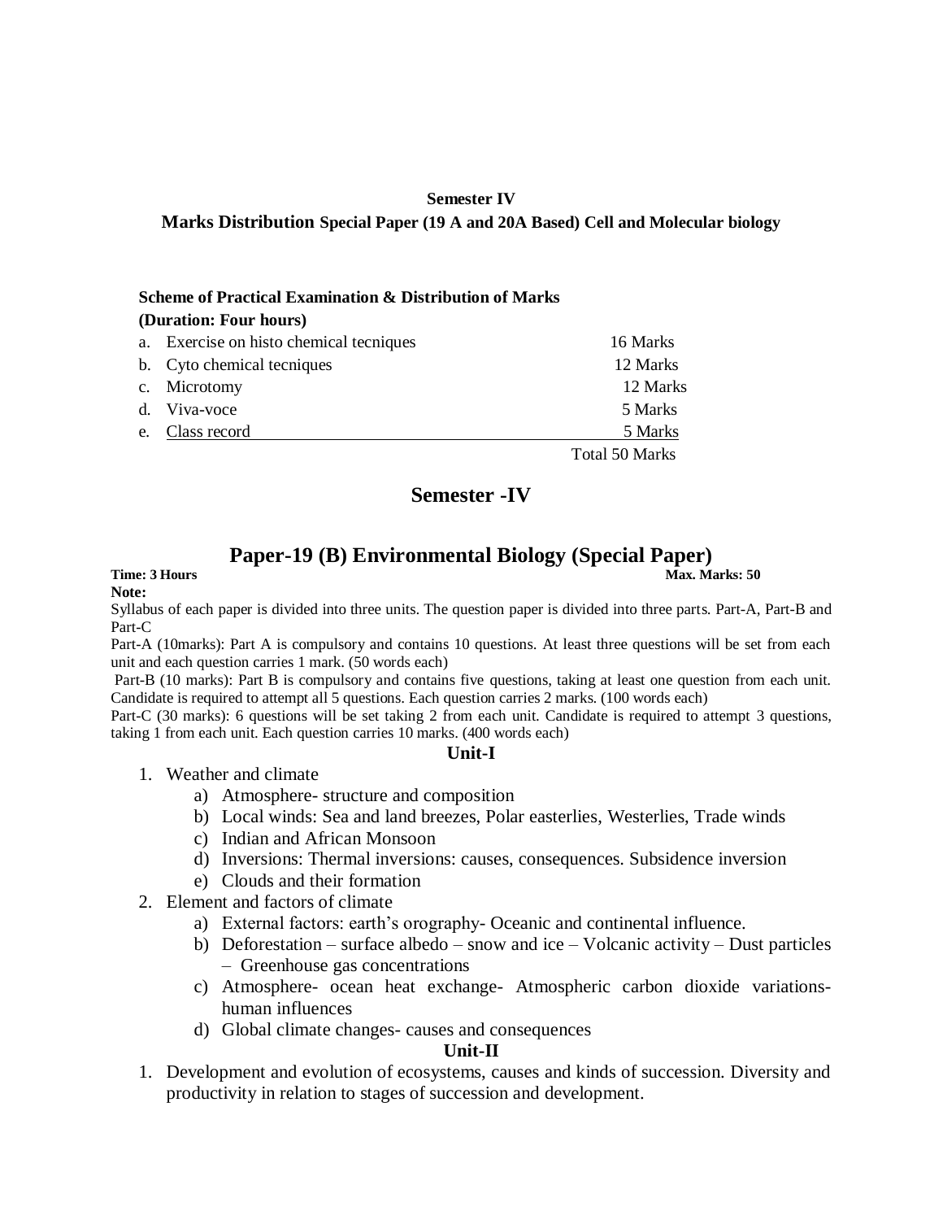**Semester IV**

**Marks Distribution Special Paper (19 A and 20A Based) Cell and Molecular biology**

**Scheme of Practical Examination & Distribution of Marks**
**(Duration: Four hours)**

| | | |
|---|---|---|
| a. | Exercise on histo chemical tecniques | 16 Marks |
| b. | Cyto chemical tecniques | 12 Marks |
| c. | Microtomy | 12 Marks |
| d. | Viva-voce | 5 Marks |
| e. | Class record | 5 Marks |
| | | Total 50 Marks |

## Semester -IV

## Paper-19 (B) Environmental Biology (Special Paper)

**Time: 3 Hours** **Max. Marks: 50**

**Note:**

Syllabus of each paper is divided into three units. The question paper is divided into three parts. Part-A, Part-B and Part-C

Part-A (10marks): Part A is compulsory and contains 10 questions. At least three questions will be set from each unit and each question carries 1 mark. (50 words each)

Part-B (10 marks): Part B is compulsory and contains five questions, taking at least one question from each unit. Candidate is required to attempt all 5 questions. Each question carries 2 marks. (100 words each)

Part-C (30 marks): 6 questions will be set taking 2 from each unit. Candidate is required to attempt 3 questions, taking 1 from each unit. Each question carries 10 marks. (400 words each)

**Unit-I**

1. Weather and climate
   a) Atmosphere- structure and composition
   b) Local winds: Sea and land breezes, Polar easterlies, Westerlies, Trade winds
   c) Indian and African Monsoon
   d) Inversions: Thermal inversions: causes, consequences. Subsidence inversion
   e) Clouds and their formation
2. Element and factors of climate
   a) External factors: earth's orography- Oceanic and continental influence.
   b) Deforestation – surface albedo – snow and ice – Volcanic activity – Dust particles – Greenhouse gas concentrations
   c) Atmosphere- ocean heat exchange- Atmospheric carbon dioxide variations- human influences
   d) Global climate changes- causes and consequences

**Unit-II**

1. Development and evolution of ecosystems, causes and kinds of succession. Diversity and productivity in relation to stages of succession and development.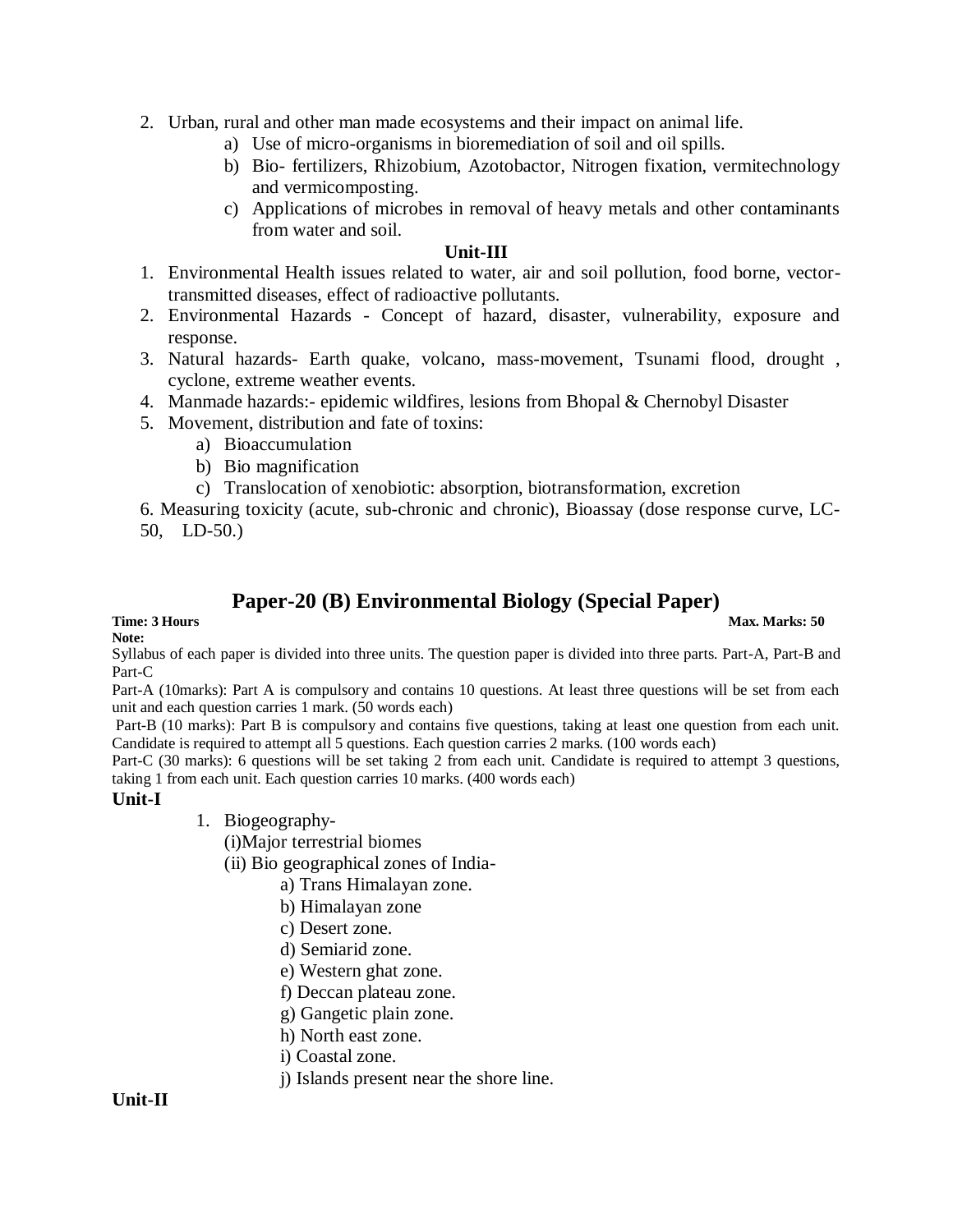2. Urban, rural and other man made ecosystems and their impact on animal life.
    a) Use of micro-organisms in bioremediation of soil and oil spills.
    b) Bio- fertilizers, Rhizobium, Azotobactor, Nitrogen fixation, vermitechnology and vermicomposting.
    c) Applications of microbes in removal of heavy metals and other contaminants from water and soil.

**Unit-III**

1. Environmental Health issues related to water, air and soil pollution, food borne, vector-transmitted diseases, effect of radioactive pollutants.
2. Environmental Hazards - Concept of hazard, disaster, vulnerability, exposure and response.
3. Natural hazards- Earth quake, volcano, mass-movement, Tsunami flood, drought , cyclone, extreme weather events.
4. Manmade hazards:- epidemic wildfires, lesions from Bhopal & Chernobyl Disaster
5. Movement, distribution and fate of toxins:
    a) Bioaccumulation
    b) Bio magnification
    c) Translocation of xenobiotic: absorption, biotransformation, excretion

6. Measuring toxicity (acute, sub-chronic and chronic), Bioassay (dose response curve, LC-50, LD-50.)

## Paper-20 (B) Environmental Biology (Special Paper)

**Time: 3 Hours** **Max. Marks: 50**

**Note:**

Syllabus of each paper is divided into three units. The question paper is divided into three parts. Part-A, Part-B and Part-C

Part-A (10marks): Part A is compulsory and contains 10 questions. At least three questions will be set from each unit and each question carries 1 mark. (50 words each)

Part-B (10 marks): Part B is compulsory and contains five questions, taking at least one question from each unit. Candidate is required to attempt all 5 questions. Each question carries 2 marks. (100 words each)

Part-C (30 marks): 6 questions will be set taking 2 from each unit. Candidate is required to attempt 3 questions, taking 1 from each unit. Each question carries 10 marks. (400 words each)

**Unit-I**

1. Biogeography-
    (i)Major terrestrial biomes
    (ii) Bio geographical zones of India-
        a) Trans Himalayan zone.
        b) Himalayan zone
        c) Desert zone.
        d) Semiarid zone.
        e) Western ghat zone.
        f) Deccan plateau zone.
        g) Gangetic plain zone.
        h) North east zone.
        i) Coastal zone.
        j) Islands present near the shore line.

**Unit-II**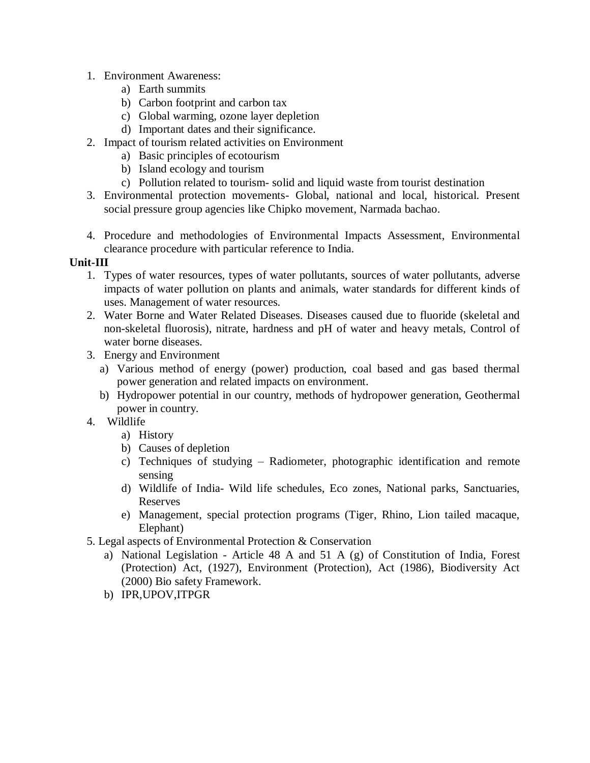1. Environment Awareness:
    a) Earth summits
    b) Carbon footprint and carbon tax
    c) Global warming, ozone layer depletion
    d) Important dates and their significance.
2. Impact of tourism related activities on Environment
    a) Basic principles of ecotourism
    b) Island ecology and tourism
    c) Pollution related to tourism- solid and liquid waste from tourist destination
3. Environmental protection movements- Global, national and local, historical. Present social pressure group agencies like Chipko movement, Narmada bachao.

4. Procedure and methodologies of Environmental Impacts Assessment, Environmental clearance procedure with particular reference to India.

**Unit-III**

1. Types of water resources, types of water pollutants, sources of water pollutants, adverse impacts of water pollution on plants and animals, water standards for different kinds of uses. Management of water resources.
2. Water Borne and Water Related Diseases. Diseases caused due to fluoride (skeletal and non-skeletal fluorosis), nitrate, hardness and pH of water and heavy metals, Control of water borne diseases.
3. Energy and Environment
    a) Various method of energy (power) production, coal based and gas based thermal power generation and related impacts on environment.
    b) Hydropower potential in our country, methods of hydropower generation, Geothermal power in country.
4. Wildlife
    a) History
    b) Causes of depletion
    c) Techniques of studying – Radiometer, photographic identification and remote sensing
    d) Wildlife of India- Wild life schedules, Eco zones, National parks, Sanctuaries, Reserves
    e) Management, special protection programs (Tiger, Rhino, Lion tailed macaque, Elephant)
5. Legal aspects of Environmental Protection & Conservation
    a) National Legislation - Article 48 A and 51 A (g) of Constitution of India, Forest (Protection) Act, (1927), Environment (Protection), Act (1986), Biodiversity Act (2000) Bio safety Framework.
    b) IPR,UPOV,ITPGR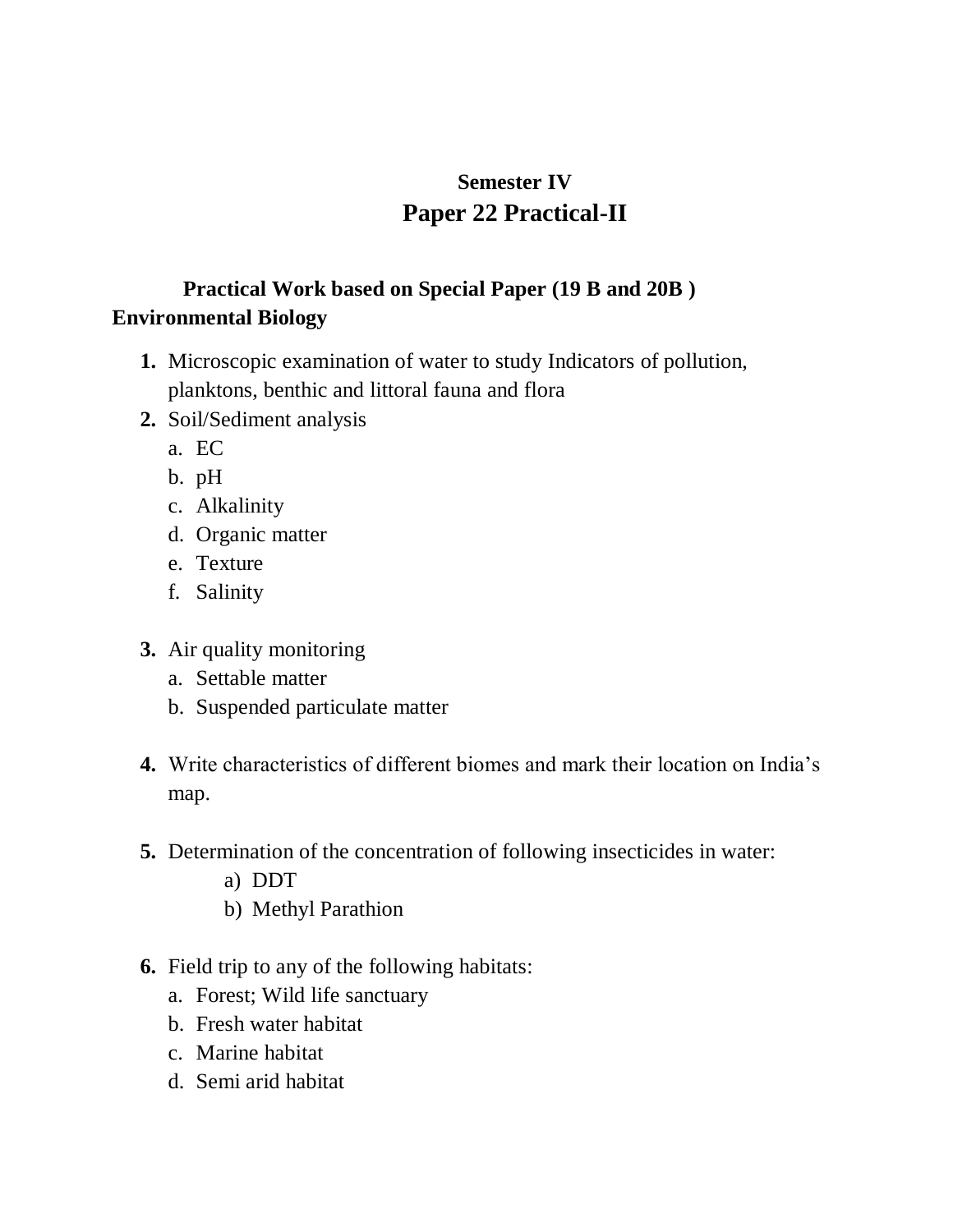## Semester IV

# Paper 22 Practical-II

### Practical Work based on Special Paper (19 B and 20B )

### Environmental Biology

1. Microscopic examination of water to study Indicators of pollution, planktons, benthic and littoral fauna and flora
2. Soil/Sediment analysis
   a. EC
   b. pH
   c. Alkalinity
   d. Organic matter
   e. Texture
   f. Salinity

3. Air quality monitoring
   a. Settable matter
   b. Suspended particulate matter

4. Write characteristics of different biomes and mark their location on India's map.

5. Determination of the concentration of following insecticides in water:
   a) DDT
   b) Methyl Parathion

6. Field trip to any of the following habitats:
   a. Forest; Wild life sanctuary
   b. Fresh water habitat
   c. Marine habitat
   d. Semi arid habitat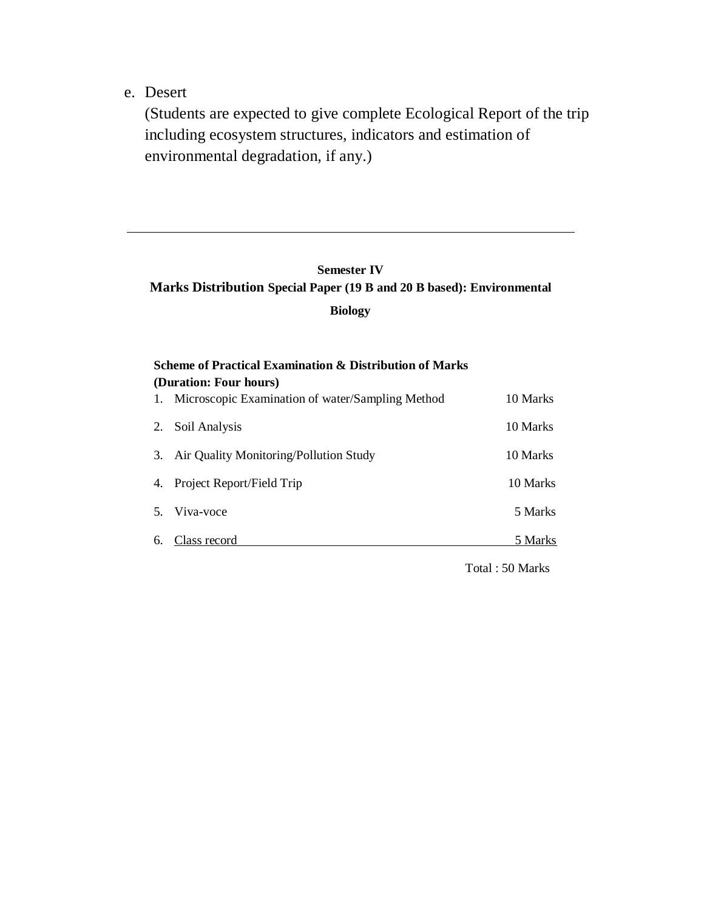e. Desert
   (Students are expected to give complete Ecological Report of the trip including ecosystem structures, indicators and estimation of environmental degradation, if any.)

---

**Semester IV**

**Marks Distribution Special Paper (19 B and 20 B based): Environmental Biology**

**Scheme of Practical Examination & Distribution of Marks**
**(Duration: Four hours)**

| | | |
|---|---|---|
| 1. | Microscopic Examination of water/Sampling Method | 10 Marks |
| 2. | Soil Analysis | 10 Marks |
| 3. | Air Quality Monitoring/Pollution Study | 10 Marks |
| 4. | Project Report/Field Trip | 10 Marks |
| 5. | Viva-voce | 5 Marks |
| 6. | Class record | 5 Marks |
| | | Total : 50 Marks |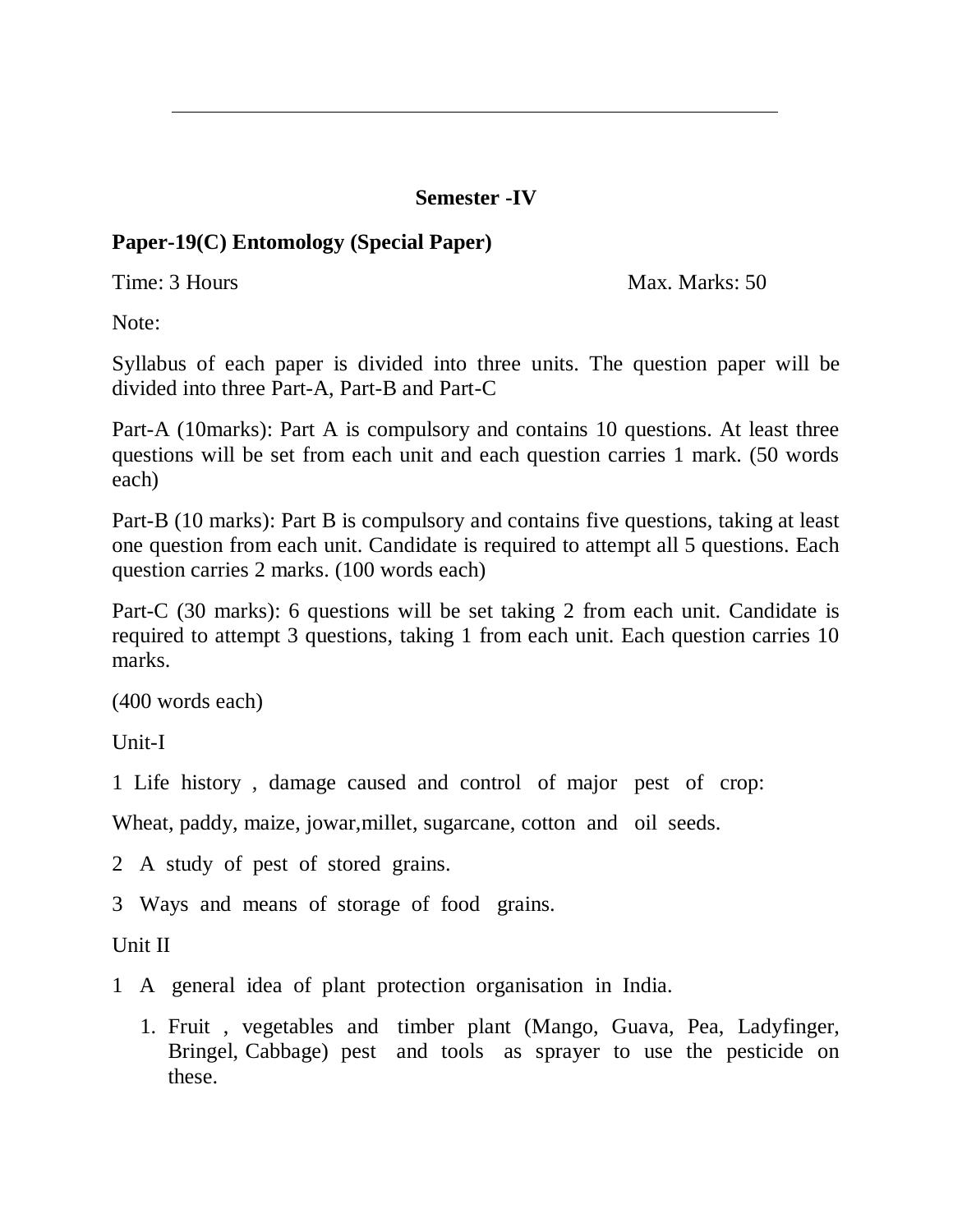---

**Semester -IV**

**Paper-19(C) Entomology (Special Paper)**

Time: 3 Hours Max. Marks: 50

Note:

Syllabus of each paper is divided into three units. The question paper will be divided into three Part-A, Part-B and Part-C

Part-A (10marks): Part A is compulsory and contains 10 questions. At least three questions will be set from each unit and each question carries 1 mark. (50 words each)

Part-B (10 marks): Part B is compulsory and contains five questions, taking at least one question from each unit. Candidate is required to attempt all 5 questions. Each question carries 2 marks. (100 words each)

Part-C (30 marks): 6 questions will be set taking 2 from each unit. Candidate is required to attempt 3 questions, taking 1 from each unit. Each question carries 10 marks.

(400 words each)

Unit-I

1 Life history , damage caused and control of major pest of crop:

Wheat, paddy, maize, jowar,millet, sugarcane, cotton and oil seeds.

2 A study of pest of stored grains.

3 Ways and means of storage of food grains.

Unit II

1 A general idea of plant protection organisation in India.

1. Fruit , vegetables and timber plant (Mango, Guava, Pea, Ladyfinger, Bringel, Cabbage) pest and tools as sprayer to use the pesticide on these.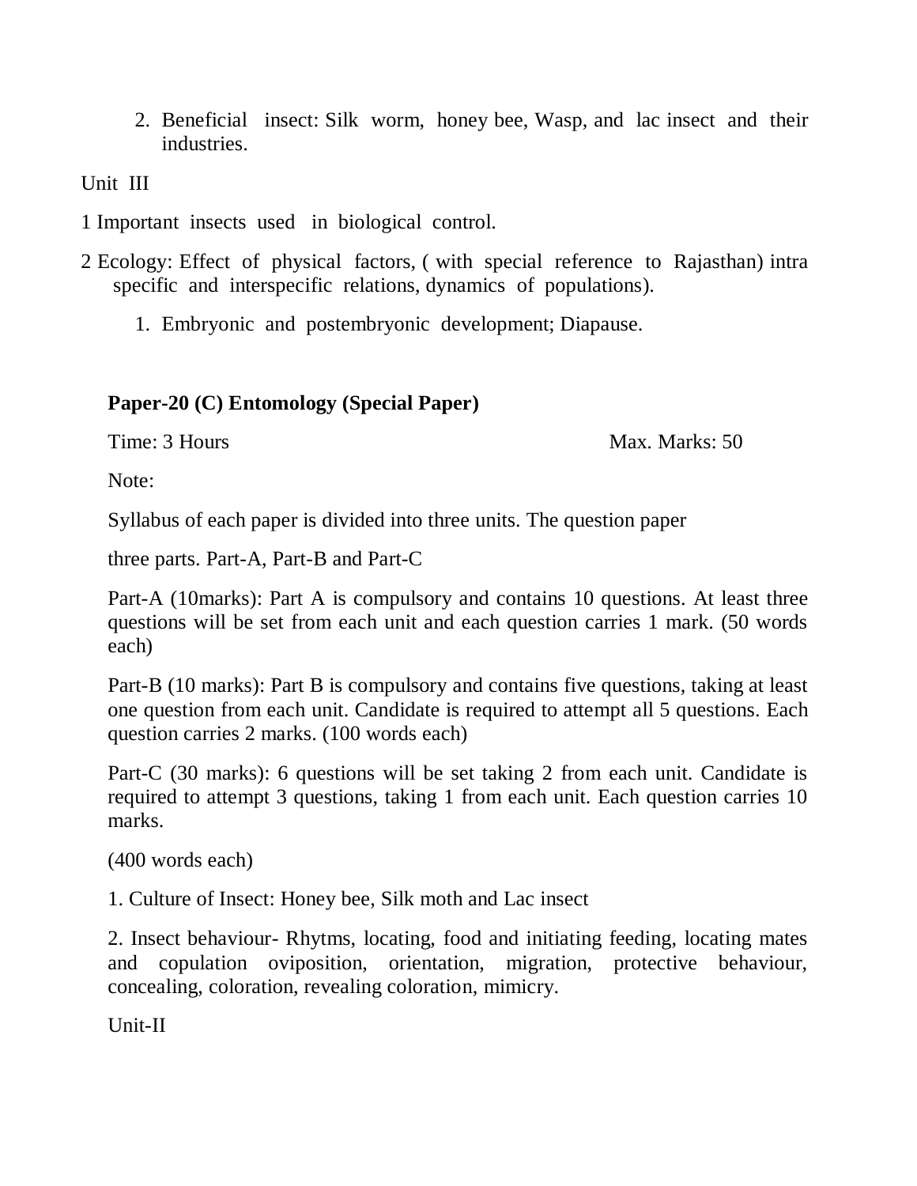2. Beneficial insect: Silk worm, honey bee, Wasp, and lac insect and their industries.

Unit III

1 Important insects used in biological control.

2 Ecology: Effect of physical factors, ( with special reference to Rajasthan) intra specific and interspecific relations, dynamics of populations).

1. Embryonic and postembryonic development; Diapause.

**Paper-20 (C) Entomology (Special Paper)**

Time: 3 Hours　　　　　　　　　　　　　　　　Max. Marks: 50

Note:

Syllabus of each paper is divided into three units. The question paper

three parts. Part-A, Part-B and Part-C

Part-A (10marks): Part A is compulsory and contains 10 questions. At least three questions will be set from each unit and each question carries 1 mark. (50 words each)

Part-B (10 marks): Part B is compulsory and contains five questions, taking at least one question from each unit. Candidate is required to attempt all 5 questions. Each question carries 2 marks. (100 words each)

Part-C (30 marks): 6 questions will be set taking 2 from each unit. Candidate is required to attempt 3 questions, taking 1 from each unit. Each question carries 10 marks.

(400 words each)

1. Culture of Insect: Honey bee, Silk moth and Lac insect

2. Insect behaviour- Rhytms, locating, food and initiating feeding, locating mates and copulation oviposition, orientation, migration, protective behaviour, concealing, coloration, revealing coloration, mimicry.

Unit-II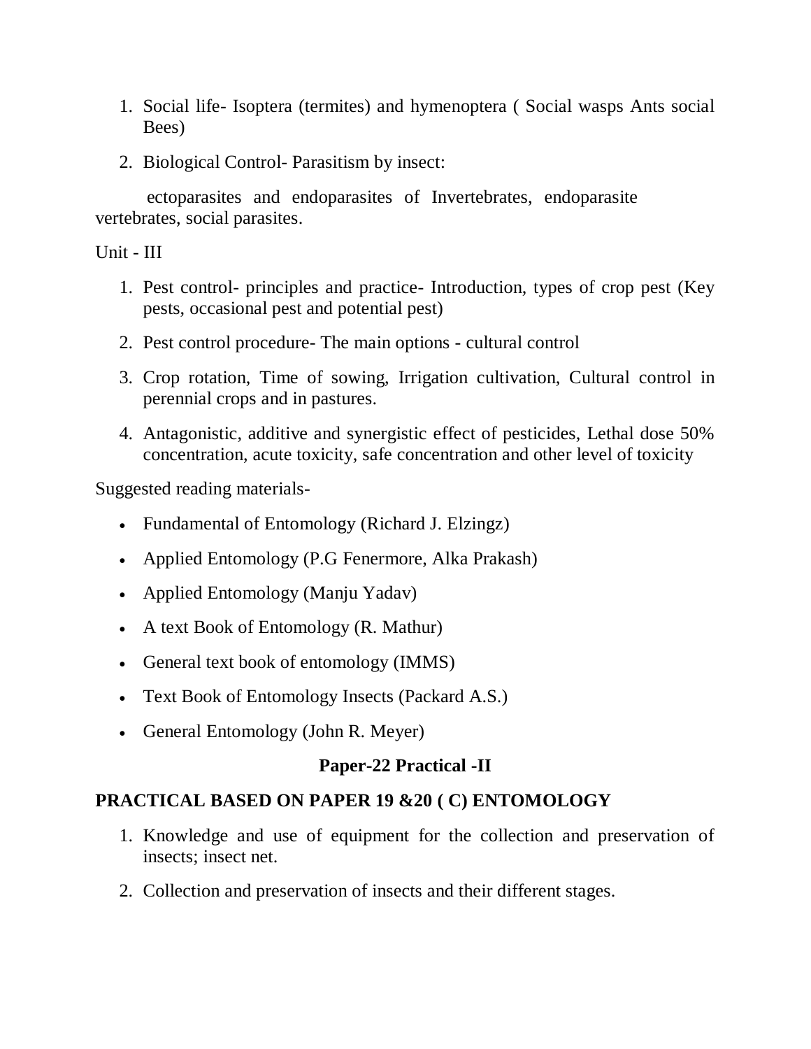1. Social life- Isoptera (termites) and hymenoptera ( Social wasps Ants social Bees)
2. Biological Control- Parasitism by insect:

ectoparasites and endoparasites of Invertebrates, endoparasite vertebrates, social parasites.

Unit - III

1. Pest control- principles and practice- Introduction, types of crop pest (Key pests, occasional pest and potential pest)
2. Pest control procedure- The main options - cultural control
3. Crop rotation, Time of sowing, Irrigation cultivation, Cultural control in perennial crops and in pastures.
4. Antagonistic, additive and synergistic effect of pesticides, Lethal dose 50% concentration, acute toxicity, safe concentration and other level of toxicity

Suggested reading materials-

- Fundamental of Entomology (Richard J. Elzingz)
- Applied Entomology (P.G Fenermore, Alka Prakash)
- Applied Entomology (Manju Yadav)
- A text Book of Entomology (R. Mathur)
- General text book of entomology (IMMS)
- Text Book of Entomology Insects (Packard A.S.)
- General Entomology (John R. Meyer)

## Paper-22 Practical -II

## PRACTICAL BASED ON PAPER 19 &20 ( C) ENTOMOLOGY

1. Knowledge and use of equipment for the collection and preservation of insects; insect net.
2. Collection and preservation of insects and their different stages.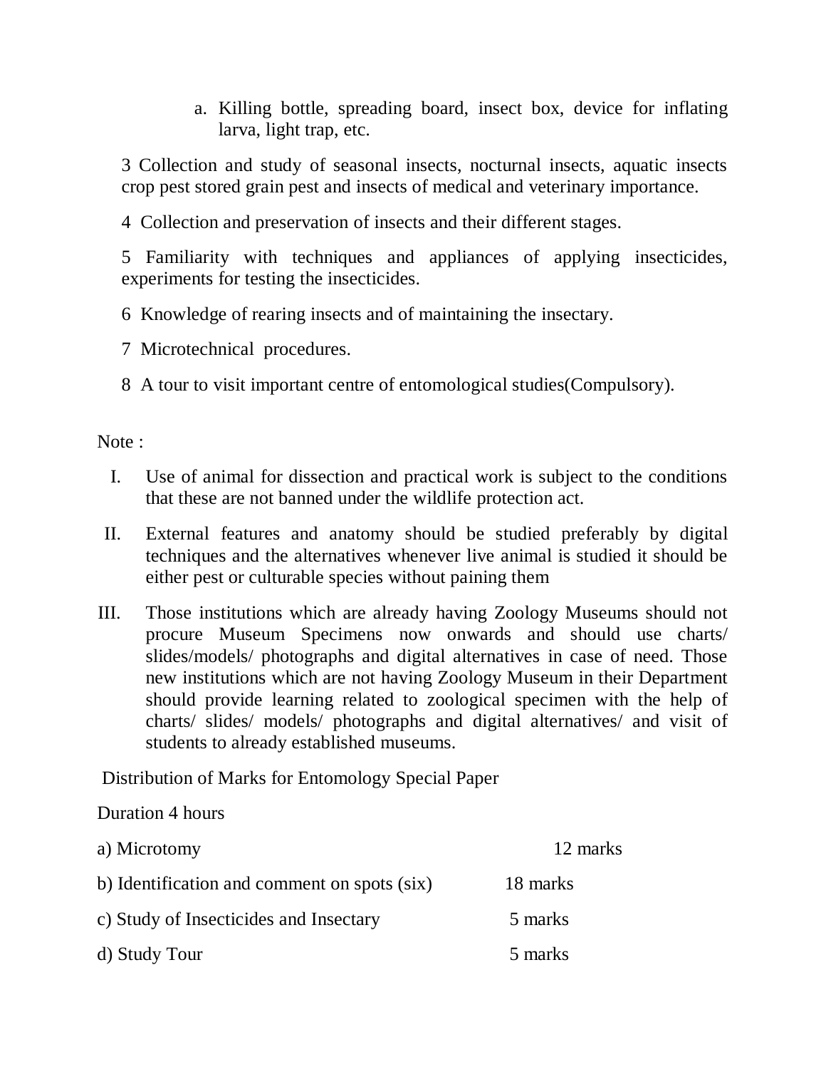a. Killing bottle, spreading board, insect box, device for inflating larva, light trap, etc.

3 Collection and study of seasonal insects, nocturnal insects, aquatic insects crop pest stored grain pest and insects of medical and veterinary importance.

4 Collection and preservation of insects and their different stages.

5 Familiarity with techniques and appliances of applying insecticides, experiments for testing the insecticides.

6 Knowledge of rearing insects and of maintaining the insectary.

7 Microtechnical procedures.

8 A tour to visit important centre of entomological studies(Compulsory).

Note :

I. Use of animal for dissection and practical work is subject to the conditions that these are not banned under the wildlife protection act.

II. External features and anatomy should be studied preferably by digital techniques and the alternatives whenever live animal is studied it should be either pest or culturable species without paining them

III. Those institutions which are already having Zoology Museums should not procure Museum Specimens now onwards and should use charts/ slides/models/ photographs and digital alternatives in case of need. Those new institutions which are not having Zoology Museum in their Department should provide learning related to zoological specimen with the help of charts/ slides/ models/ photographs and digital alternatives/ and visit of students to already established museums.

Distribution of Marks for Entomology Special Paper

Duration 4 hours

| | |
|---|---|
| a) Microtomy | 12 marks |
| b) Identification and comment on spots (six) | 18 marks |
| c) Study of Insecticides and Insectary | 5 marks |
| d) Study Tour | 5 marks |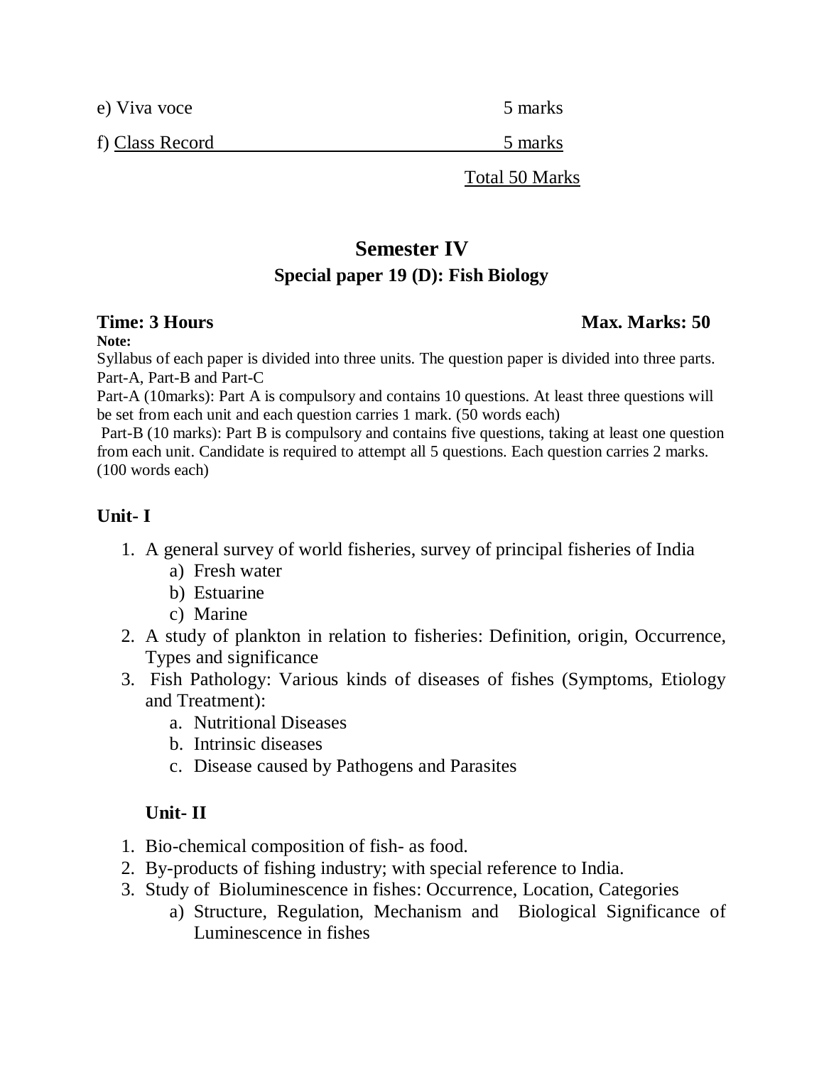e) Viva voce 5 marks

f) Class Record 5 marks

Total 50 Marks

## Semester IV

### Special paper 19 (D): Fish Biology

**Time: 3 Hours** **Max. Marks: 50**

**Note:**

Syllabus of each paper is divided into three units. The question paper is divided into three parts. Part-A, Part-B and Part-C

Part-A (10marks): Part A is compulsory and contains 10 questions. At least three questions will be set from each unit and each question carries 1 mark. (50 words each)

Part-B (10 marks): Part B is compulsory and contains five questions, taking at least one question from each unit. Candidate is required to attempt all 5 questions. Each question carries 2 marks. (100 words each)

### Unit- I

1. A general survey of world fisheries, survey of principal fisheries of India
   a) Fresh water
   b) Estuarine
   c) Marine
2. A study of plankton in relation to fisheries: Definition, origin, Occurrence, Types and significance
3. Fish Pathology: Various kinds of diseases of fishes (Symptoms, Etiology and Treatment):
   a. Nutritional Diseases
   b. Intrinsic diseases
   c. Disease caused by Pathogens and Parasites

### Unit- II

1. Bio-chemical composition of fish- as food.
2. By-products of fishing industry; with special reference to India.
3. Study of Bioluminescence in fishes: Occurrence, Location, Categories
   a) Structure, Regulation, Mechanism and Biological Significance of Luminescence in fishes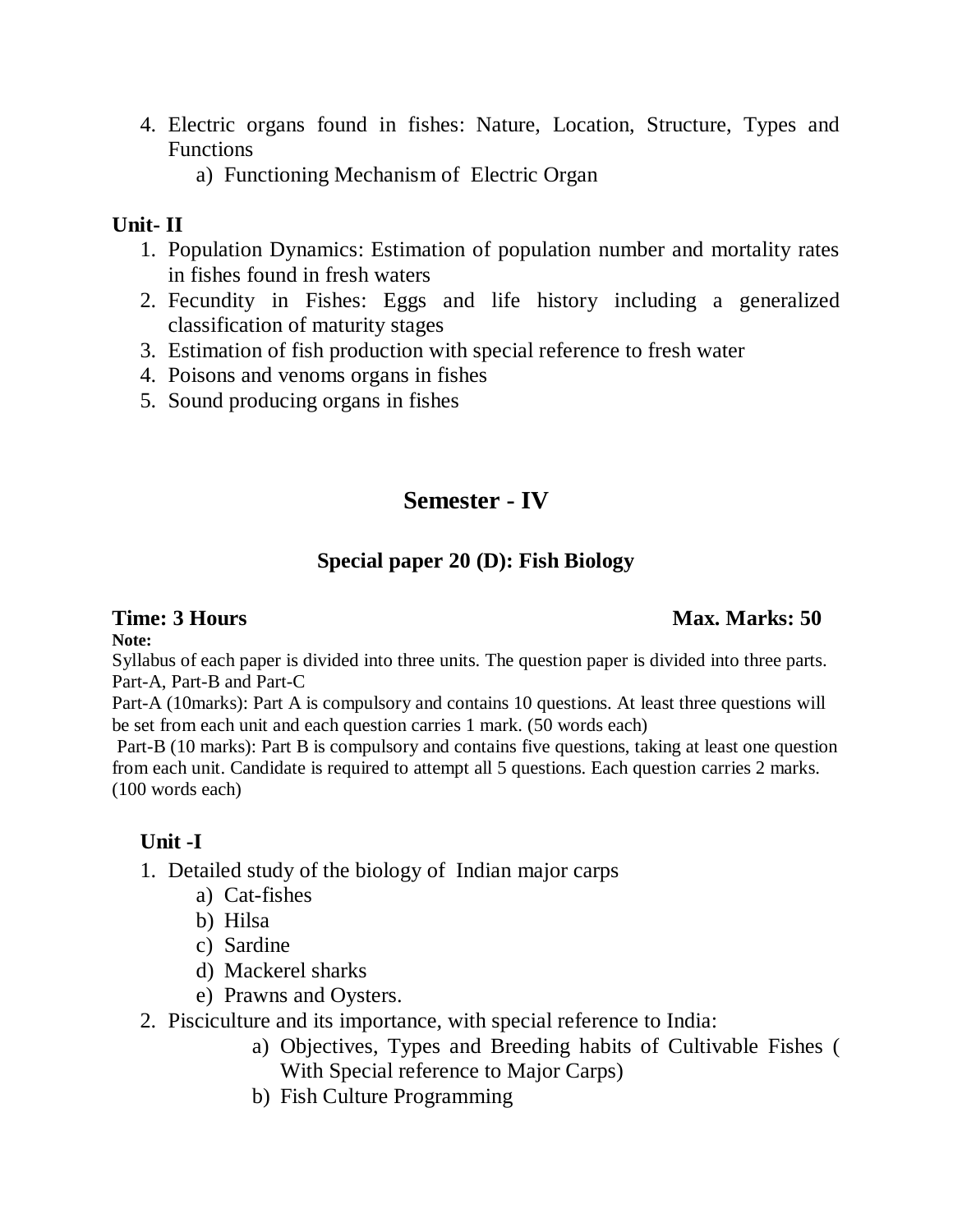4. Electric organs found in fishes: Nature, Location, Structure, Types and Functions
    a) Functioning Mechanism of Electric Organ

**Unit- II**

1. Population Dynamics: Estimation of population number and mortality rates in fishes found in fresh waters
2. Fecundity in Fishes: Eggs and life history including a generalized classification of maturity stages
3. Estimation of fish production with special reference to fresh water
4. Poisons and venoms organs in fishes
5. Sound producing organs in fishes

## Semester - IV

### Special paper 20 (D): Fish Biology

**Time: 3 Hours** **Max. Marks: 50**

**Note:**

Syllabus of each paper is divided into three units. The question paper is divided into three parts. Part-A, Part-B and Part-C

Part-A (10marks): Part A is compulsory and contains 10 questions. At least three questions will be set from each unit and each question carries 1 mark. (50 words each)

Part-B (10 marks): Part B is compulsory and contains five questions, taking at least one question from each unit. Candidate is required to attempt all 5 questions. Each question carries 2 marks. (100 words each)

**Unit -I**

1. Detailed study of the biology of Indian major carps
    a) Cat-fishes
    b) Hilsa
    c) Sardine
    d) Mackerel sharks
    e) Prawns and Oysters.
2. Pisciculture and its importance, with special reference to India:
    a) Objectives, Types and Breeding habits of Cultivable Fishes ( With Special reference to Major Carps)
    b) Fish Culture Programming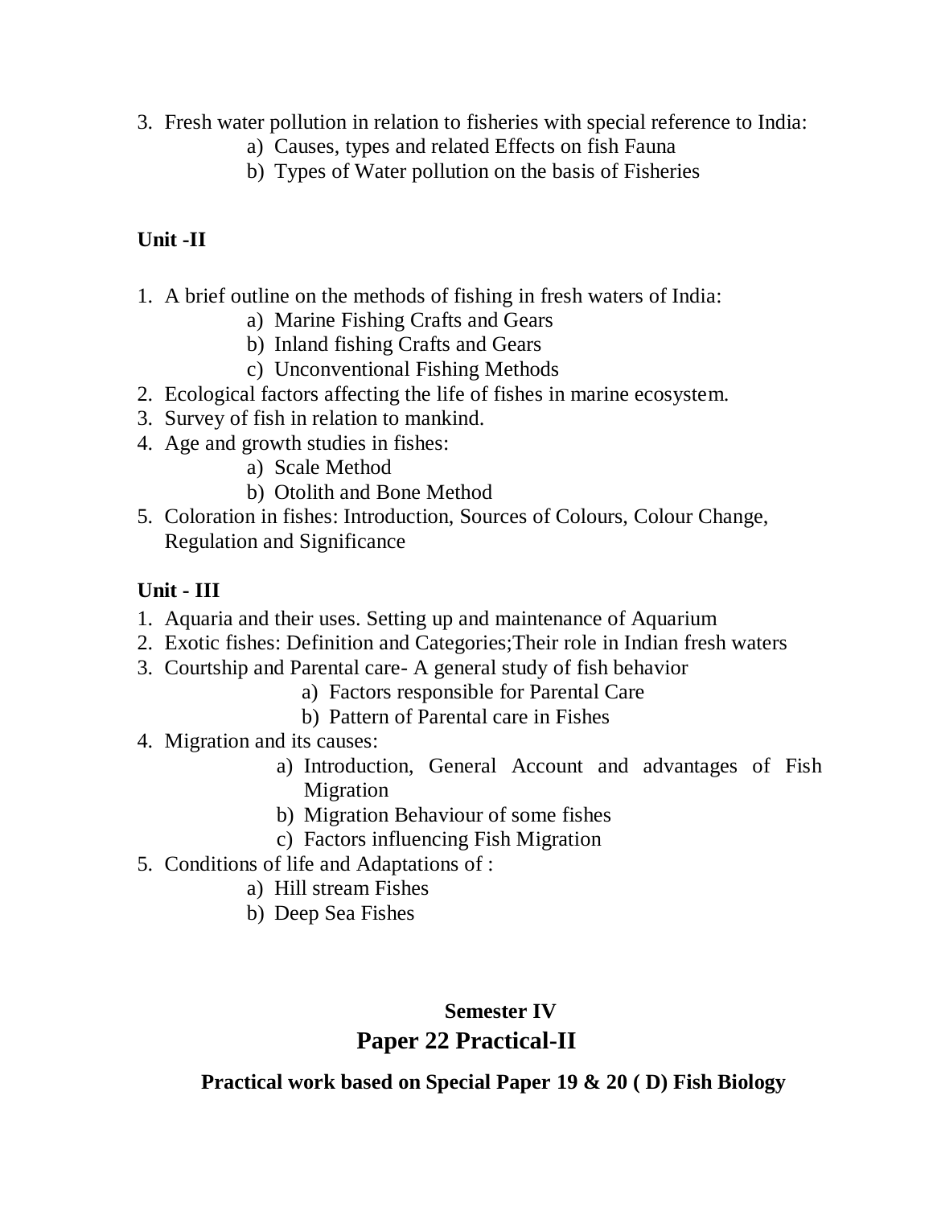3. Fresh water pollution in relation to fisheries with special reference to India:
    a) Causes, types and related Effects on fish Fauna
    b) Types of Water pollution on the basis of Fisheries

**Unit -II**

1. A brief outline on the methods of fishing in fresh waters of India:
    a) Marine Fishing Crafts and Gears
    b) Inland fishing Crafts and Gears
    c) Unconventional Fishing Methods
2. Ecological factors affecting the life of fishes in marine ecosystem.
3. Survey of fish in relation to mankind.
4. Age and growth studies in fishes:
    a) Scale Method
    b) Otolith and Bone Method
5. Coloration in fishes: Introduction, Sources of Colours, Colour Change, Regulation and Significance

**Unit - III**

1. Aquaria and their uses. Setting up and maintenance of Aquarium
2. Exotic fishes: Definition and Categories;Their role in Indian fresh waters
3. Courtship and Parental care- A general study of fish behavior
    a) Factors responsible for Parental Care
    b) Pattern of Parental care in Fishes
4. Migration and its causes:
    a) Introduction, General Account and advantages of Fish Migration
    b) Migration Behaviour of some fishes
    c) Factors influencing Fish Migration
5. Conditions of life and Adaptations of :
    a) Hill stream Fishes
    b) Deep Sea Fishes

**Semester IV**

## Paper 22 Practical-II

**Practical work based on Special Paper 19 & 20 ( D) Fish Biology**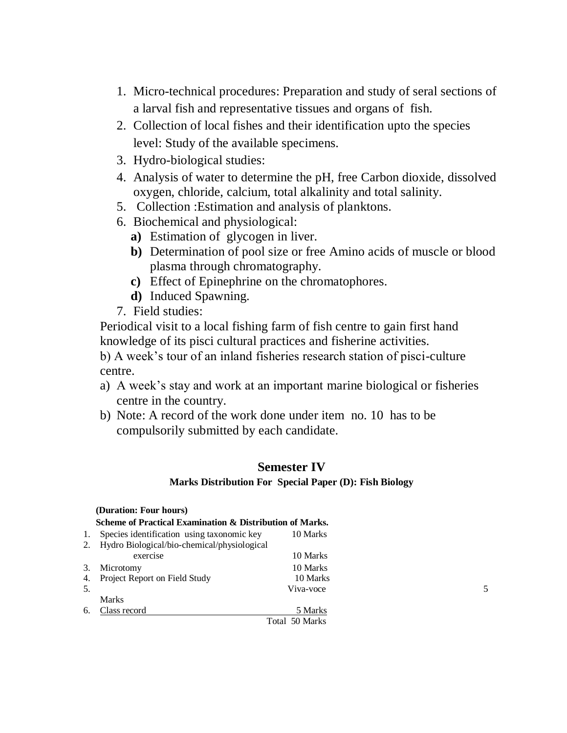1. Micro-technical procedures: Preparation and study of seral sections of a larval fish and representative tissues and organs of fish.
2. Collection of local fishes and their identification upto the species level: Study of the available specimens.
3. Hydro-biological studies:
4. Analysis of water to determine the pH, free Carbon dioxide, dissolved oxygen, chloride, calcium, total alkalinity and total salinity.
5. Collection :Estimation and analysis of planktons.
6. Biochemical and physiological:
   **a)** Estimation of glycogen in liver.
   **b)** Determination of pool size or free Amino acids of muscle or blood plasma through chromatography.
   **c)** Effect of Epinephrine on the chromatophores.
   **d)** Induced Spawning.
7. Field studies:

Periodical visit to a local fishing farm of fish centre to gain first hand knowledge of its pisci cultural practices and fisherine activities.

b) A week's tour of an inland fisheries research station of pisci-culture centre.

a) A week's stay and work at an important marine biological or fisheries centre in the country.

b) Note: A record of the work done under item no. 10 has to be compulsorily submitted by each candidate.

## Semester IV

### Marks Distribution For Special Paper (D): Fish Biology

**(Duration: Four hours)**

**Scheme of Practical Examination & Distribution of Marks.**

| | | |
|---|---|---|
| 1. | Species identification using taxonomic key | 10 Marks |
| 2. | Hydro Biological/bio-chemical/physiological exercise | 10 Marks |
| 3. | Microtomy | 10 Marks |
| 4. | Project Report on Field Study | 10 Marks |
| 5. | Viva-voce | 5 Marks |
| 6. | Class record | 5 Marks |
| | | Total 50 Marks |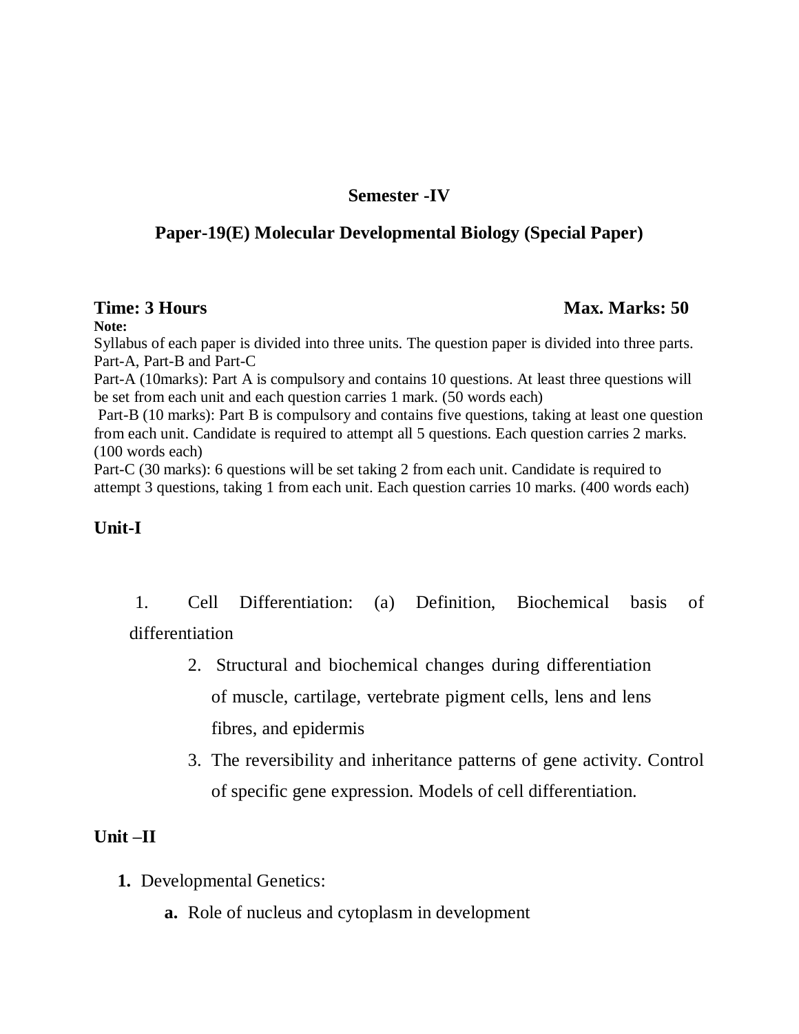## Semester -IV

## Paper-19(E) Molecular Developmental Biology (Special Paper)

**Time: 3 Hours** **Max. Marks: 50**

**Note:**

Syllabus of each paper is divided into three units. The question paper is divided into three parts. Part-A, Part-B and Part-C

Part-A (10marks): Part A is compulsory and contains 10 questions. At least three questions will be set from each unit and each question carries 1 mark. (50 words each)

Part-B (10 marks): Part B is compulsory and contains five questions, taking at least one question from each unit. Candidate is required to attempt all 5 questions. Each question carries 2 marks. (100 words each)

Part-C (30 marks): 6 questions will be set taking 2 from each unit. Candidate is required to attempt 3 questions, taking 1 from each unit. Each question carries 10 marks. (400 words each)

### Unit-I

1. Cell Differentiation: (a) Definition, Biochemical basis of differentiation
2. Structural and biochemical changes during differentiation of muscle, cartilage, vertebrate pigment cells, lens and lens fibres, and epidermis
3. The reversibility and inheritance patterns of gene activity. Control of specific gene expression. Models of cell differentiation.

### Unit –II

1. Developmental Genetics:
   - **a.** Role of nucleus and cytoplasm in development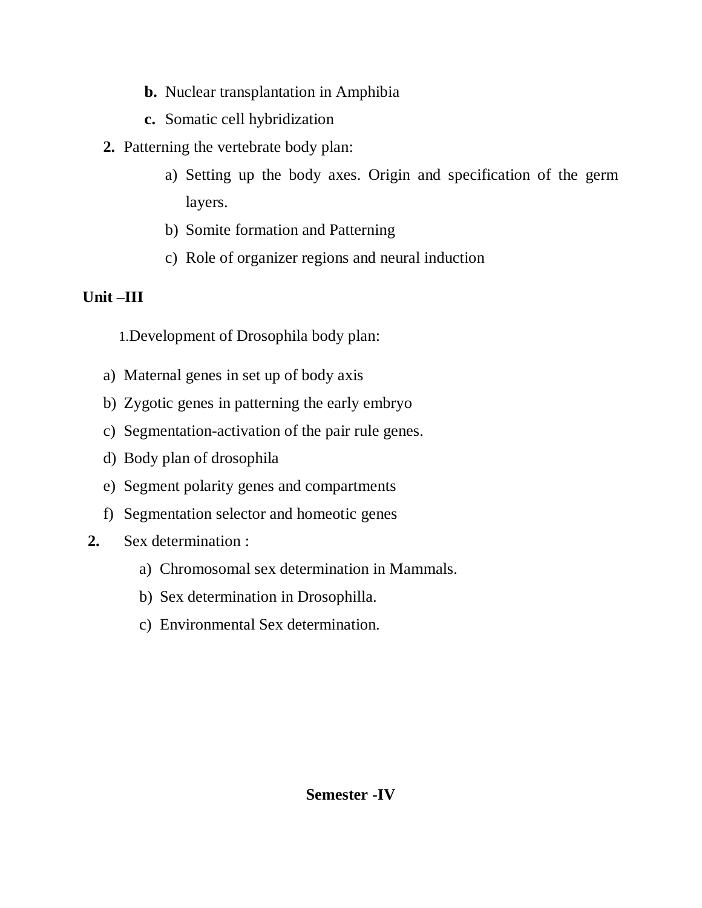b. Nuclear transplantation in Amphibia

c. Somatic cell hybridization

2. Patterning the vertebrate body plan:

    a) Setting up the body axes. Origin and specification of the germ layers.

    b) Somite formation and Patterning

    c) Role of organizer regions and neural induction

**Unit –III**

1.Development of Drosophila body plan:

a) Maternal genes in set up of body axis

b) Zygotic genes in patterning the early embryo

c) Segmentation-activation of the pair rule genes.

d) Body plan of drosophila

e) Segment polarity genes and compartments

f) Segmentation selector and homeotic genes

**2.** Sex determination :

a) Chromosomal sex determination in Mammals.

b) Sex determination in Drosophilla.

c) Environmental Sex determination.

**Semester -IV**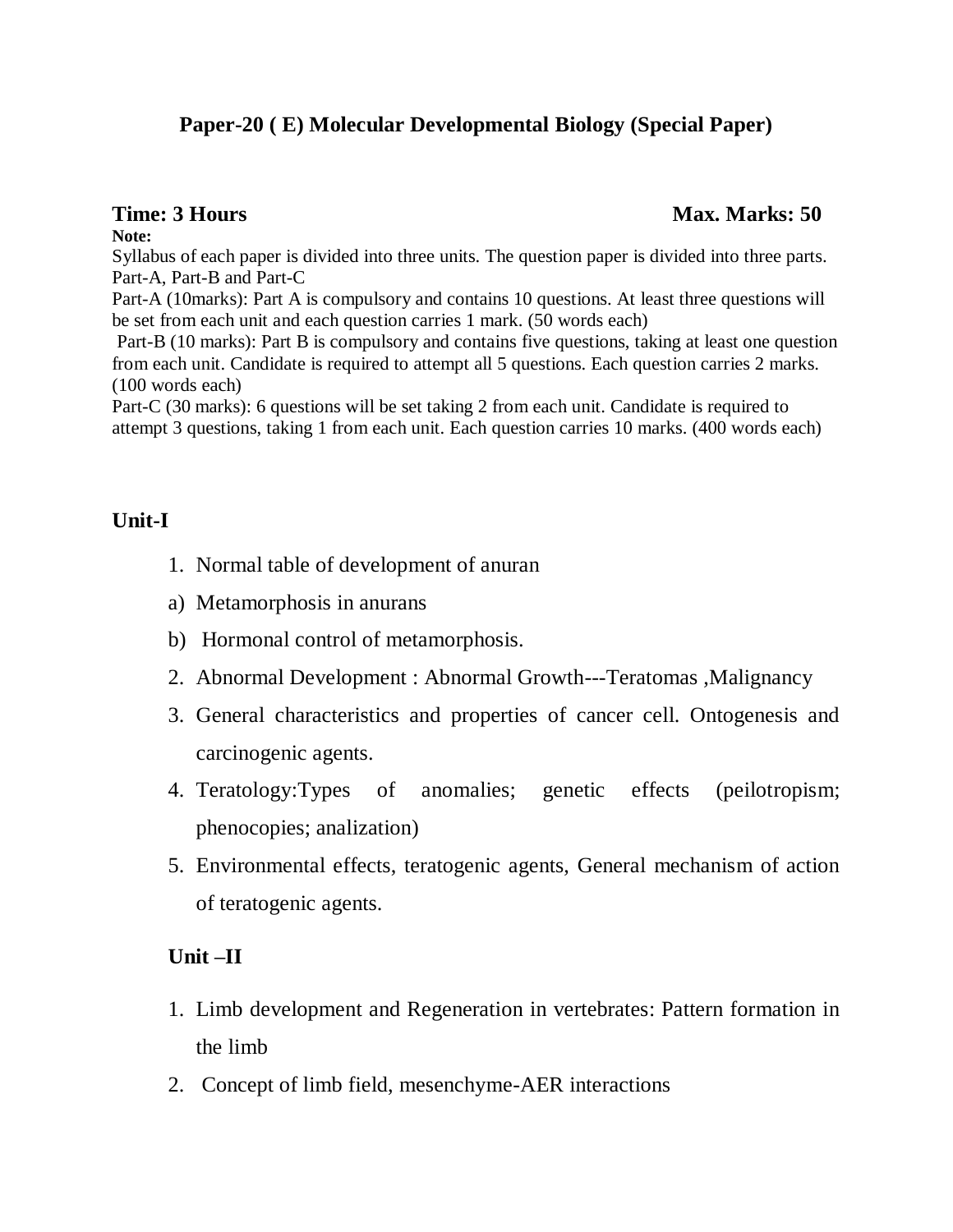## Paper-20 ( E) Molecular Developmental Biology (Special Paper)

**Time: 3 Hours** **Max. Marks: 50**

**Note:**

Syllabus of each paper is divided into three units. The question paper is divided into three parts. Part-A, Part-B and Part-C

Part-A (10marks): Part A is compulsory and contains 10 questions. At least three questions will be set from each unit and each question carries 1 mark. (50 words each)

Part-B (10 marks): Part B is compulsory and contains five questions, taking at least one question from each unit. Candidate is required to attempt all 5 questions. Each question carries 2 marks. (100 words each)

Part-C (30 marks): 6 questions will be set taking 2 from each unit. Candidate is required to attempt 3 questions, taking 1 from each unit. Each question carries 10 marks. (400 words each)

### Unit-I

1. Normal table of development of anuran
   a) Metamorphosis in anurans
   b) Hormonal control of metamorphosis.
2. Abnormal Development : Abnormal Growth---Teratomas ,Malignancy
3. General characteristics and properties of cancer cell. Ontogenesis and carcinogenic agents.
4. Teratology:Types of anomalies; genetic effects (peilotropism; phenocopies; analization)
5. Environmental effects, teratogenic agents, General mechanism of action of teratogenic agents.

### Unit –II

1. Limb development and Regeneration in vertebrates: Pattern formation in the limb
2. Concept of limb field, mesenchyme-AER interactions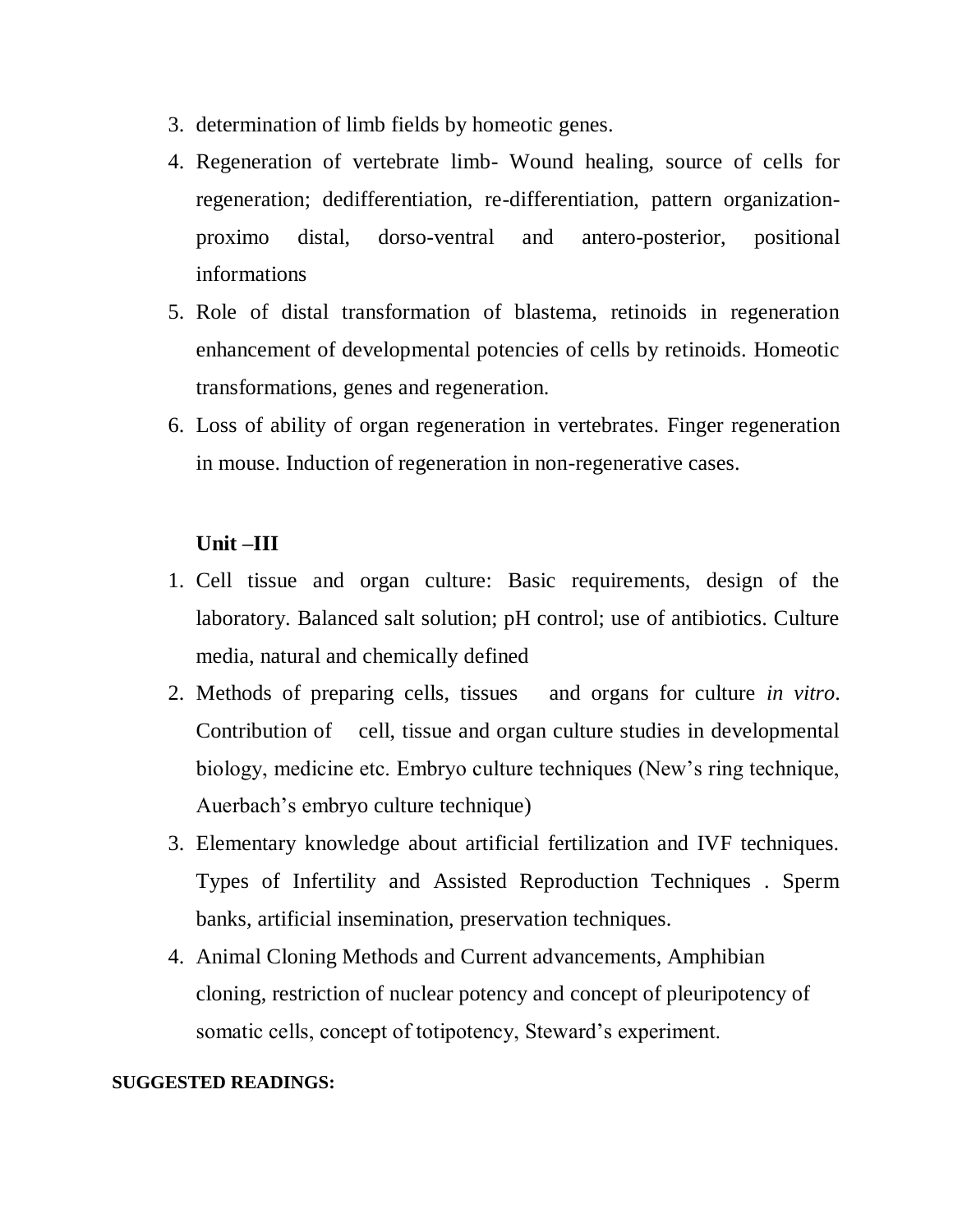3. determination of limb fields by homeotic genes.
4. Regeneration of vertebrate limb- Wound healing, source of cells for regeneration; dedifferentiation, re-differentiation, pattern organization- proximo distal, dorso-ventral and antero-posterior, positional informations
5. Role of distal transformation of blastema, retinoids in regeneration enhancement of developmental potencies of cells by retinoids. Homeotic transformations, genes and regeneration.
6. Loss of ability of organ regeneration in vertebrates. Finger regeneration in mouse. Induction of regeneration in non-regenerative cases.

**Unit –III**

1. Cell tissue and organ culture: Basic requirements, design of the laboratory. Balanced salt solution; pH control; use of antibiotics. Culture media, natural and chemically defined
2. Methods of preparing cells, tissues and organs for culture *in vitro*. Contribution of cell, tissue and organ culture studies in developmental biology, medicine etc. Embryo culture techniques (New's ring technique, Auerbach's embryo culture technique)
3. Elementary knowledge about artificial fertilization and IVF techniques. Types of Infertility and Assisted Reproduction Techniques . Sperm banks, artificial insemination, preservation techniques.
4. Animal Cloning Methods and Current advancements, Amphibian cloning, restriction of nuclear potency and concept of pleuripotency of somatic cells, concept of totipotency, Steward's experiment.

**SUGGESTED READINGS:**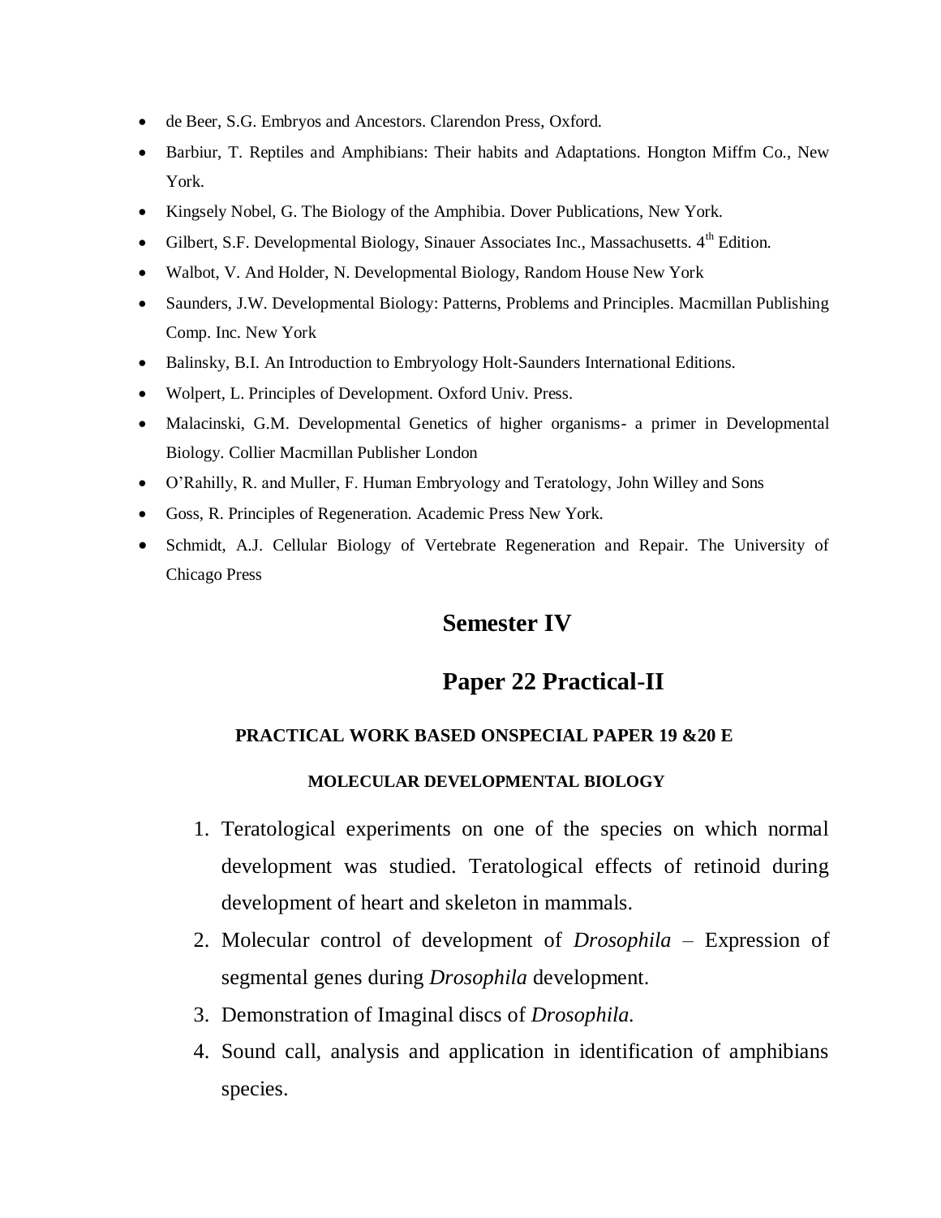- de Beer, S.G. Embryos and Ancestors. Clarendon Press, Oxford.
- Barbiur, T. Reptiles and Amphibians: Their habits and Adaptations. Hongton Miffm Co., New York.
- Kingsely Nobel, G. The Biology of the Amphibia. Dover Publications, New York.
- Gilbert, S.F. Developmental Biology, Sinauer Associates Inc., Massachusetts. 4th Edition.
- Walbot, V. And Holder, N. Developmental Biology, Random House New York
- Saunders, J.W. Developmental Biology: Patterns, Problems and Principles. Macmillan Publishing Comp. Inc. New York
- Balinsky, B.I. An Introduction to Embryology Holt-Saunders International Editions.
- Wolpert, L. Principles of Development. Oxford Univ. Press.
- Malacinski, G.M. Developmental Genetics of higher organisms- a primer in Developmental Biology. Collier Macmillan Publisher London
- O'Rahilly, R. and Muller, F. Human Embryology and Teratology, John Willey and Sons
- Goss, R. Principles of Regeneration. Academic Press New York.
- Schmidt, A.J. Cellular Biology of Vertebrate Regeneration and Repair. The University of Chicago Press

## Semester IV

## Paper 22 Practical-II

**PRACTICAL WORK BASED ONSPECIAL PAPER 19 &20 E**

**MOLECULAR DEVELOPMENTAL BIOLOGY**

1. Teratological experiments on one of the species on which normal development was studied. Teratological effects of retinoid during development of heart and skeleton in mammals.
2. Molecular control of development of *Drosophila* – Expression of segmental genes during *Drosophila* development.
3. Demonstration of Imaginal discs of *Drosophila.*
4. Sound call, analysis and application in identification of amphibians species.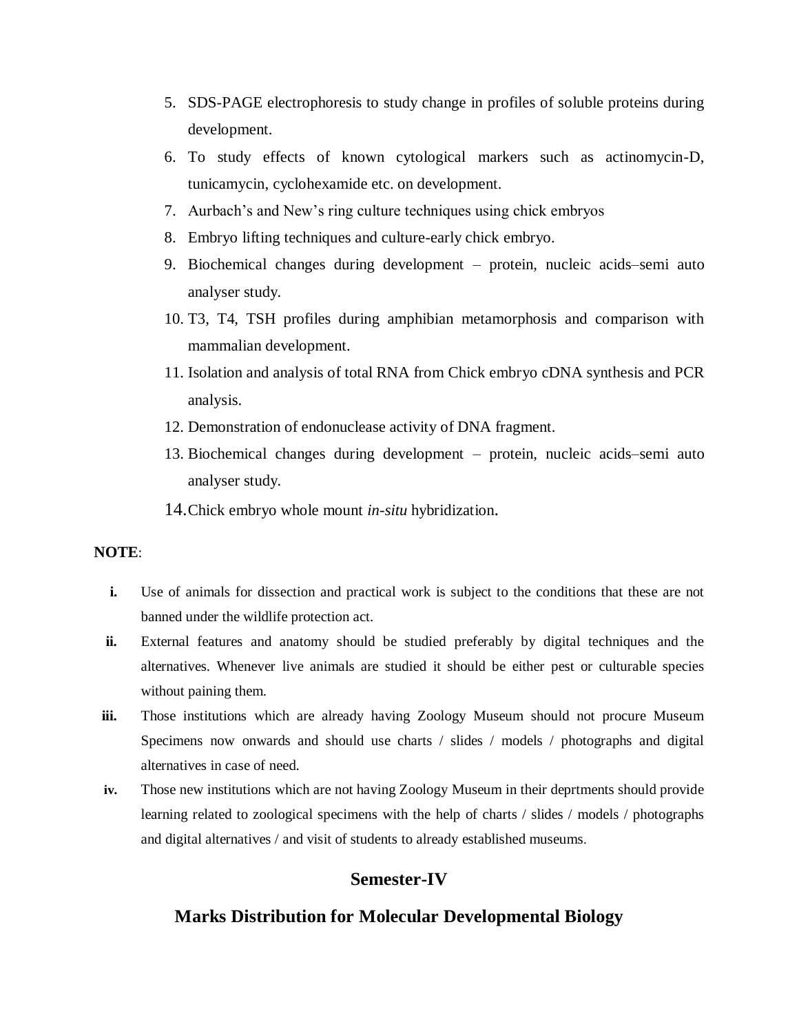5. SDS-PAGE electrophoresis to study change in profiles of soluble proteins during development.
6. To study effects of known cytological markers such as actinomycin-D, tunicamycin, cyclohexamide etc. on development.
7. Aurbach's and New's ring culture techniques using chick embryos
8. Embryo lifting techniques and culture-early chick embryo.
9. Biochemical changes during development – protein, nucleic acids–semi auto analyser study.
10. T3, T4, TSH profiles during amphibian metamorphosis and comparison with mammalian development.
11. Isolation and analysis of total RNA from Chick embryo cDNA synthesis and PCR analysis.
12. Demonstration of endonuclease activity of DNA fragment.
13. Biochemical changes during development – protein, nucleic acids–semi auto analyser study.
14. Chick embryo whole mount *in-situ* hybridization.

**NOTE**:

i. Use of animals for dissection and practical work is subject to the conditions that these are not banned under the wildlife protection act.

ii. External features and anatomy should be studied preferably by digital techniques and the alternatives. Whenever live animals are studied it should be either pest or culturable species without paining them.

iii. Those institutions which are already having Zoology Museum should not procure Museum Specimens now onwards and should use charts / slides / models / photographs and digital alternatives in case of need.

iv. Those new institutions which are not having Zoology Museum in their deprtments should provide learning related to zoological specimens with the help of charts / slides / models / photographs and digital alternatives / and visit of students to already established museums.

## Semester-IV

## Marks Distribution for Molecular Developmental Biology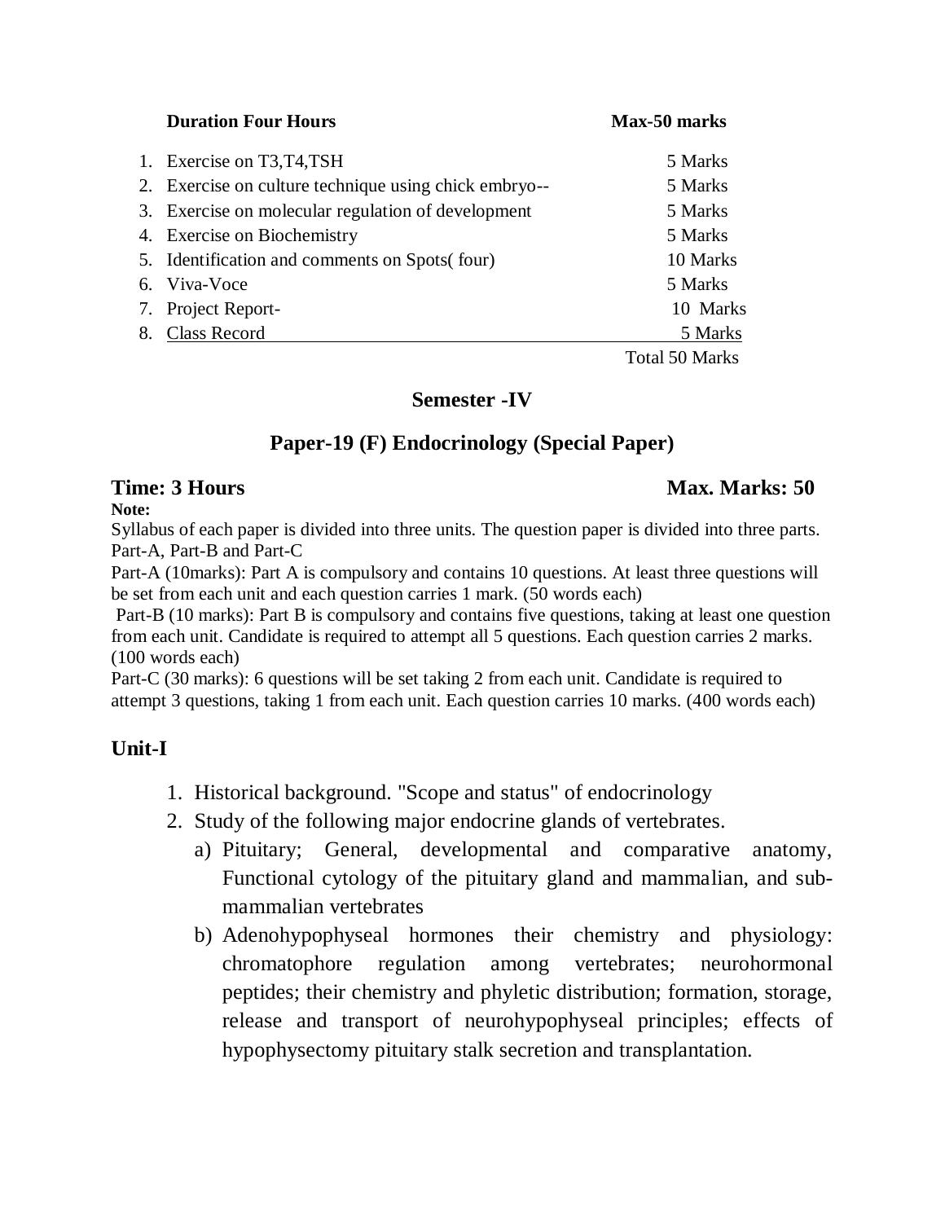**Duration Four Hours** **Max-50 marks**

| | | |
|---|---|---|
| 1. | Exercise on T3,T4,TSH | 5 Marks |
| 2. | Exercise on culture technique using chick embryo-- | 5 Marks |
| 3. | Exercise on molecular regulation of development | 5 Marks |
| 4. | Exercise on Biochemistry | 5 Marks |
| 5. | Identification and comments on Spots( four) | 10 Marks |
| 6. | Viva-Voce | 5 Marks |
| 7. | Project Report- | 10 Marks |
| 8. | Class Record | 5 Marks |
| | | Total 50 Marks |

## Semester -IV

## Paper-19 (F) Endocrinology (Special Paper)

**Time: 3 Hours** **Max. Marks: 50**

**Note:**

Syllabus of each paper is divided into three units. The question paper is divided into three parts. Part-A, Part-B and Part-C

Part-A (10marks): Part A is compulsory and contains 10 questions. At least three questions will be set from each unit and each question carries 1 mark. (50 words each)

Part-B (10 marks): Part B is compulsory and contains five questions, taking at least one question from each unit. Candidate is required to attempt all 5 questions. Each question carries 2 marks. (100 words each)

Part-C (30 marks): 6 questions will be set taking 2 from each unit. Candidate is required to attempt 3 questions, taking 1 from each unit. Each question carries 10 marks. (400 words each)

### Unit-I

1. Historical background. "Scope and status" of endocrinology
2. Study of the following major endocrine glands of vertebrates.
   a) Pituitary; General, developmental and comparative anatomy, Functional cytology of the pituitary gland and mammalian, and sub-mammalian vertebrates
   b) Adenohypophyseal hormones their chemistry and physiology: chromatophore regulation among vertebrates; neurohormonal peptides; their chemistry and phyletic distribution; formation, storage, release and transport of neurohypophyseal principles; effects of hypophysectomy pituitary stalk secretion and transplantation.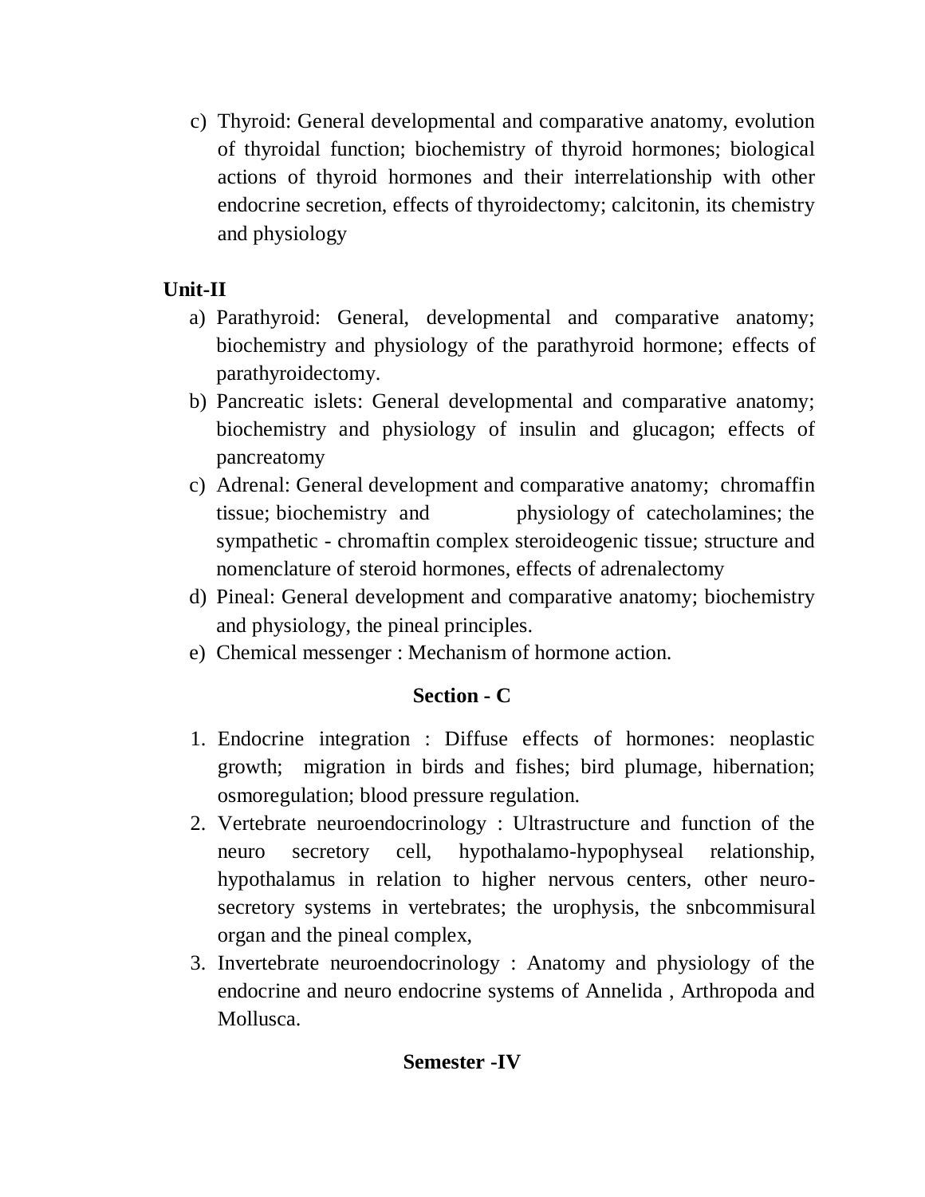c) Thyroid: General developmental and comparative anatomy, evolution of thyroidal function; biochemistry of thyroid hormones; biological actions of thyroid hormones and their interrelationship with other endocrine secretion, effects of thyroidectomy; calcitonin, its chemistry and physiology

**Unit-II**

a) Parathyroid: General, developmental and comparative anatomy; biochemistry and physiology of the parathyroid hormone; effects of parathyroidectomy.
b) Pancreatic islets: General developmental and comparative anatomy; biochemistry and physiology of insulin and glucagon; effects of pancreatomy
c) Adrenal: General development and comparative anatomy; chromaffin tissue; biochemistry and physiology of catecholamines; the sympathetic - chromaftin complex steroideogenic tissue; structure and nomenclature of steroid hormones, effects of adrenalectomy
d) Pineal: General development and comparative anatomy; biochemistry and physiology, the pineal principles.
e) Chemical messenger : Mechanism of hormone action.

## Section - C

1. Endocrine integration : Diffuse effects of hormones: neoplastic growth; migration in birds and fishes; bird plumage, hibernation; osmoregulation; blood pressure regulation.
2. Vertebrate neuroendocrinology : Ultrastructure and function of the neuro secretory cell, hypothalamo-hypophyseal relationship, hypothalamus in relation to higher nervous centers, other neuro-secretory systems in vertebrates; the urophysis, the snbcommisural organ and the pineal complex,
3. Invertebrate neuroendocrinology : Anatomy and physiology of the endocrine and neuro endocrine systems of Annelida , Arthropoda and Mollusca.

## Semester -IV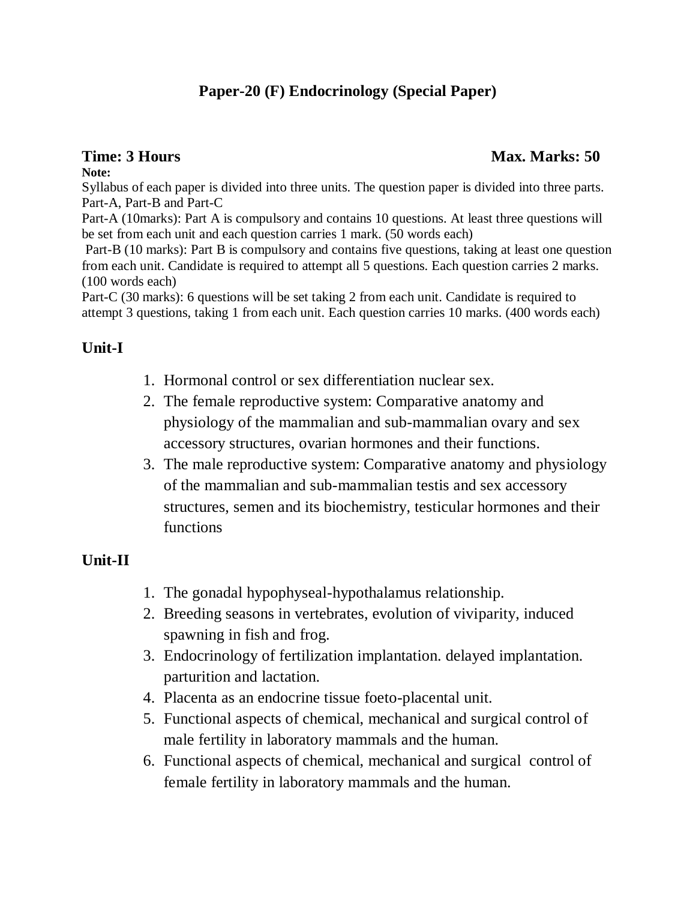# Paper-20 (F) Endocrinology (Special Paper)

**Time: 3 Hours** **Max. Marks: 50**

**Note:**

Syllabus of each paper is divided into three units. The question paper is divided into three parts. Part-A, Part-B and Part-C

Part-A (10marks): Part A is compulsory and contains 10 questions. At least three questions will be set from each unit and each question carries 1 mark. (50 words each)

Part-B (10 marks): Part B is compulsory and contains five questions, taking at least one question from each unit. Candidate is required to attempt all 5 questions. Each question carries 2 marks. (100 words each)

Part-C (30 marks): 6 questions will be set taking 2 from each unit. Candidate is required to attempt 3 questions, taking 1 from each unit. Each question carries 10 marks. (400 words each)

## Unit-I

1. Hormonal control or sex differentiation nuclear sex.
2. The female reproductive system: Comparative anatomy and physiology of the mammalian and sub-mammalian ovary and sex accessory structures, ovarian hormones and their functions.
3. The male reproductive system: Comparative anatomy and physiology of the mammalian and sub-mammalian testis and sex accessory structures, semen and its biochemistry, testicular hormones and their functions

## Unit-II

1. The gonadal hypophyseal-hypothalamus relationship.
2. Breeding seasons in vertebrates, evolution of viviparity, induced spawning in fish and frog.
3. Endocrinology of fertilization implantation. delayed implantation. parturition and lactation.
4. Placenta as an endocrine tissue foeto-placental unit.
5. Functional aspects of chemical, mechanical and surgical control of male fertility in laboratory mammals and the human.
6. Functional aspects of chemical, mechanical and surgical control of female fertility in laboratory mammals and the human.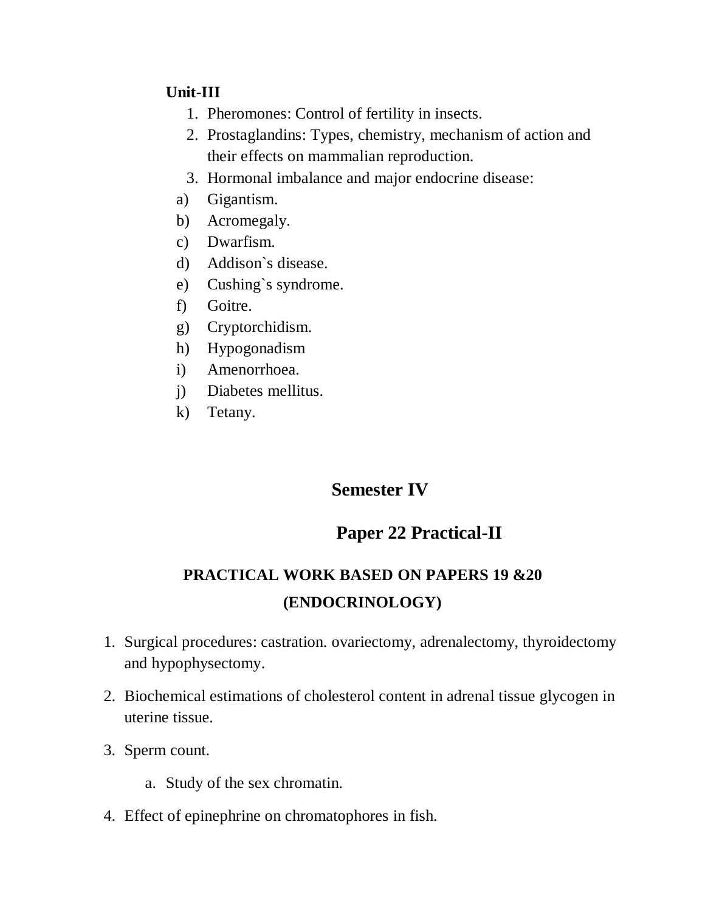**Unit-III**

1. Pheromones: Control of fertility in insects.
2. Prostaglandins: Types, chemistry, mechanism of action and their effects on mammalian reproduction.
3. Hormonal imbalance and major endocrine disease:

a) Gigantism.
b) Acromegaly.
c) Dwarfism.
d) Addison`s disease.
e) Cushing`s syndrome.
f) Goitre.
g) Cryptorchidism.
h) Hypogonadism
i) Amenorrhoea.
j) Diabetes mellitus.
k) Tetany.

## Semester IV

## Paper 22 Practical-II

### PRACTICAL WORK BASED ON PAPERS 19 &20 (ENDOCRINOLOGY)

1. Surgical procedures: castration. ovariectomy, adrenalectomy, thyroidectomy and hypophysectomy.
2. Biochemical estimations of cholesterol content in adrenal tissue glycogen in uterine tissue.
3. Sperm count.
   a. Study of the sex chromatin.
4. Effect of epinephrine on chromatophores in fish.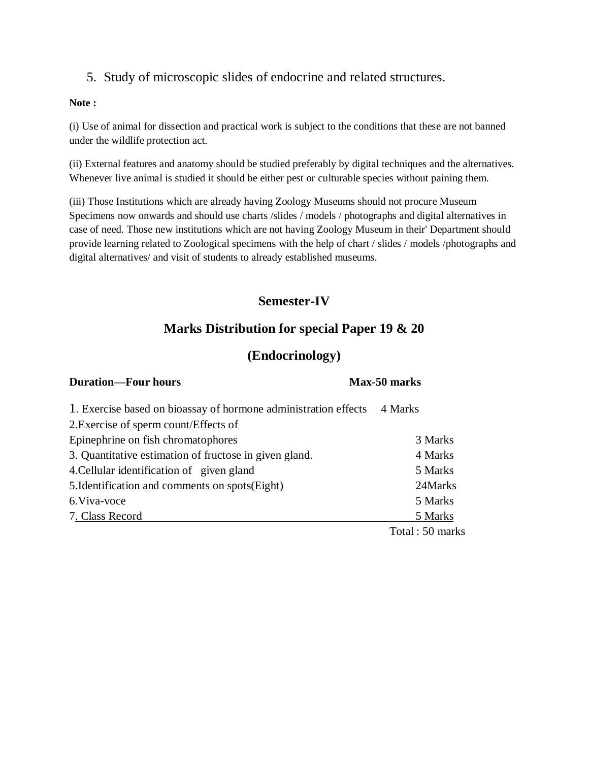5. Study of microscopic slides of endocrine and related structures.

**Note :**

(i) Use of animal for dissection and practical work is subject to the conditions that these are not banned under the wildlife protection act.

(ii) External features and anatomy should be studied preferably by digital techniques and the alternatives. Whenever live animal is studied it should be either pest or culturable species without paining them.

(iii) Those Institutions which are already having Zoology Museums should not procure Museum Specimens now onwards and should use charts /slides / models / photographs and digital alternatives in case of need. Those new institutions which are not having Zoology Museum in their' Department should provide learning related to Zoological specimens with the help of chart / slides / models /photographs and digital alternatives/ and visit of students to already established museums.

## Semester-IV

## Marks Distribution for special Paper 19 & 20

## (Endocrinology)

**Duration—Four hours** **Max-50 marks**

| | |
|---|---|
| 1. Exercise based on bioassay of hormone administration effects | 4 Marks |
| 2.Exercise of sperm count/Effects of Epinephrine on fish chromatophores | 3 Marks |
| 3. Quantitative estimation of fructose in given gland. | 4 Marks |
| 4.Cellular identification of given gland | 5 Marks |
| 5.Identification and comments on spots(Eight) | 24Marks |
| 6.Viva-voce | 5 Marks |
| 7. Class Record | 5 Marks |
| | Total : 50 marks |